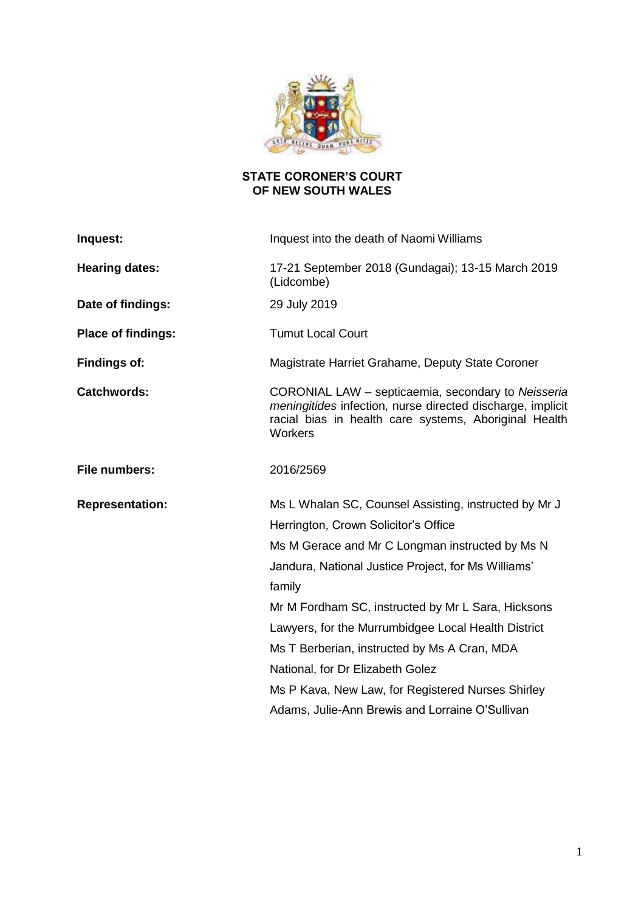**STATE CORONER'S COURT**
**OF NEW SOUTH WALES**

| | |
|---|---|
| **Inquest:** | Inquest into the death of Naomi Williams |
| **Hearing dates:** | 17-21 September 2018 (Gundagai); 13-15 March 2019 (Lidcombe) |
| **Date of findings:** | 29 July 2019 |
| **Place of findings:** | Tumut Local Court |
| **Findings of:** | Magistrate Harriet Grahame, Deputy State Coroner |
| **Catchwords:** | CORONIAL LAW – septicaemia, secondary to *Neisseria meningitides* infection, nurse directed discharge, implicit racial bias in health care systems, Aboriginal Health Workers |
| **File numbers:** | 2016/2569 |
| **Representation:** | Ms L Whalan SC, Counsel Assisting, instructed by Mr J Herrington, Crown Solicitor's Office<br>Ms M Gerace and Mr C Longman instructed by Ms N Jandura, National Justice Project, for Ms Williams' family<br>Mr M Fordham SC, instructed by Mr L Sara, Hicksons Lawyers, for the Murrumbidgee Local Health District<br>Ms T Berberian, instructed by Ms A Cran, MDA National, for Dr Elizabeth Golez<br>Ms P Kava, New Law, for Registered Nurses Shirley Adams, Julie-Ann Brewis and Lorraine O'Sullivan |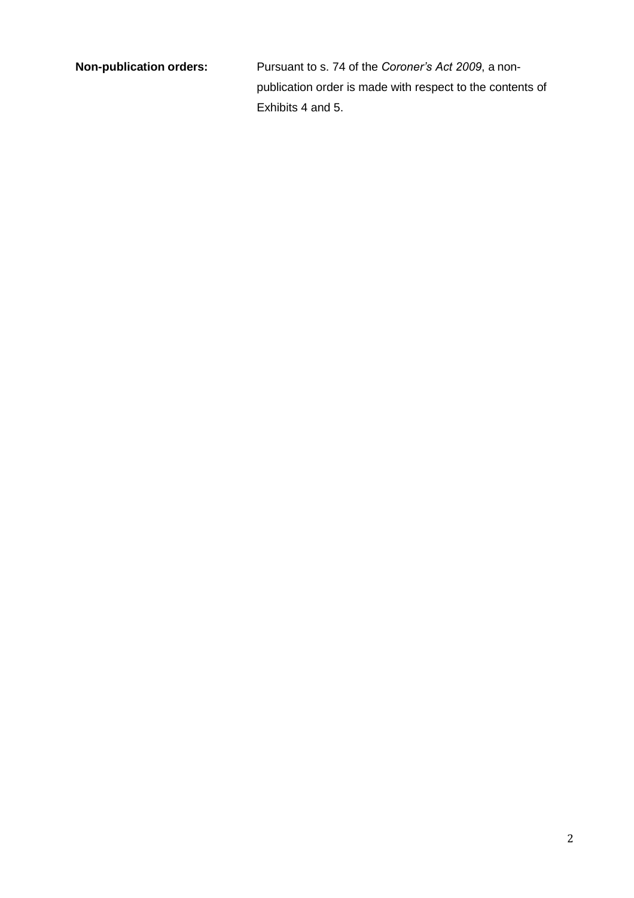**Non-publication orders:** Pursuant to s. 74 of the *Coroner's Act 2009*, a non-publication order is made with respect to the contents of Exhibits 4 and 5.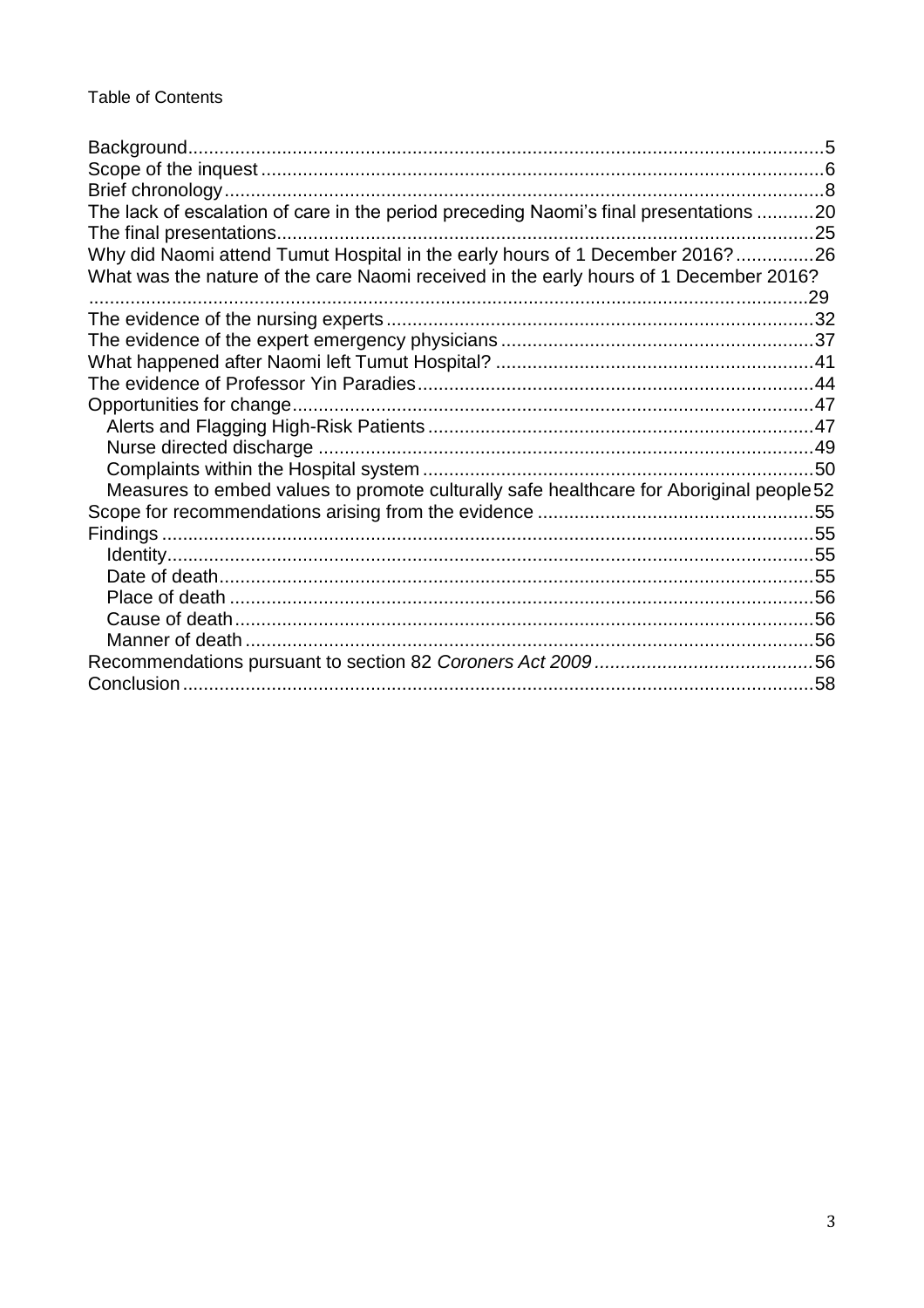Table of Contents

- Background ..... 5
- Scope of the inquest ..... 6
- Brief chronology ..... 8
- The lack of escalation of care in the period preceding Naomi's final presentations ..... 20
- The final presentations ..... 25
- Why did Naomi attend Tumut Hospital in the early hours of 1 December 2016? ..... 26
- What was the nature of the care Naomi received in the early hours of 1 December 2016? ..... 29
- The evidence of the nursing experts ..... 32
- The evidence of the expert emergency physicians ..... 37
- What happened after Naomi left Tumut Hospital? ..... 41
- The evidence of Professor Yin Paradies ..... 44
- Opportunities for change ..... 47
  - Alerts and Flagging High-Risk Patients ..... 47
  - Nurse directed discharge ..... 49
  - Complaints within the Hospital system ..... 50
  - Measures to embed values to promote culturally safe healthcare for Aboriginal people ..... 52
- Scope for recommendations arising from the evidence ..... 55
- Findings ..... 55
  - Identity ..... 55
  - Date of death ..... 55
  - Place of death ..... 56
  - Cause of death ..... 56
  - Manner of death ..... 56
- Recommendations pursuant to section 82 *Coroners Act 2009* ..... 56
- Conclusion ..... 58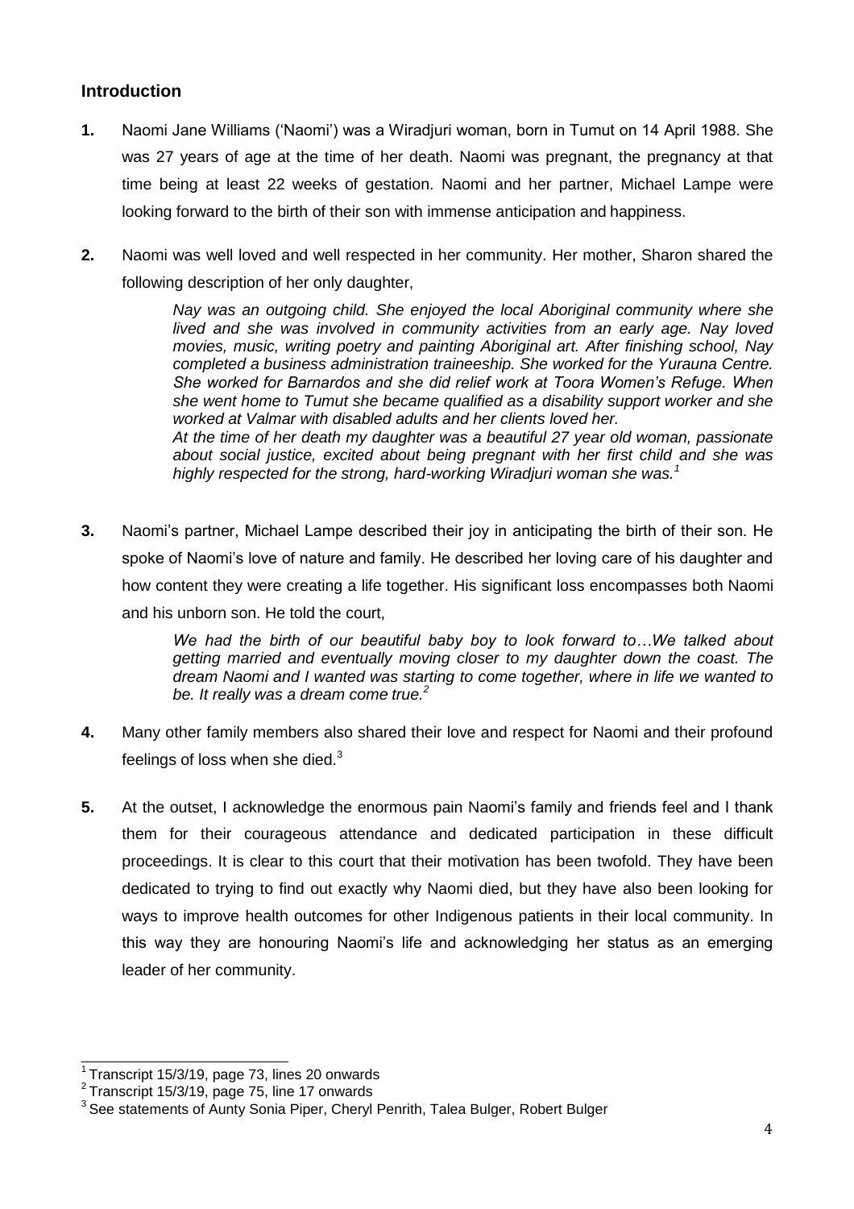## Introduction

**1.** Naomi Jane Williams ('Naomi') was a Wiradjuri woman, born in Tumut on 14 April 1988. She was 27 years of age at the time of her death. Naomi was pregnant, the pregnancy at that time being at least 22 weeks of gestation. Naomi and her partner, Michael Lampe were looking forward to the birth of their son with immense anticipation and happiness.

**2.** Naomi was well loved and well respected in her community. Her mother, Sharon shared the following description of her only daughter,

> *Nay was an outgoing child. She enjoyed the local Aboriginal community where she lived and she was involved in community activities from an early age. Nay loved movies, music, writing poetry and painting Aboriginal art. After finishing school, Nay completed a business administration traineeship. She worked for the Yurauna Centre. She worked for Barnardos and she did relief work at Toora Women's Refuge. When she went home to Tumut she became qualified as a disability support worker and she worked at Valmar with disabled adults and her clients loved her.*
>
> *At the time of her death my daughter was a beautiful 27 year old woman, passionate about social justice, excited about being pregnant with her first child and she was highly respected for the strong, hard-working Wiradjuri woman she was.*[1]

**3.** Naomi's partner, Michael Lampe described their joy in anticipating the birth of their son. He spoke of Naomi's love of nature and family. He described her loving care of his daughter and how content they were creating a life together. His significant loss encompasses both Naomi and his unborn son. He told the court,

> *We had the birth of our beautiful baby boy to look forward to…We talked about getting married and eventually moving closer to my daughter down the coast. The dream Naomi and I wanted was starting to come together, where in life we wanted to be. It really was a dream come true.*[2]

**4.** Many other family members also shared their love and respect for Naomi and their profound feelings of loss when she died.[3]

**5.** At the outset, I acknowledge the enormous pain Naomi's family and friends feel and I thank them for their courageous attendance and dedicated participation in these difficult proceedings. It is clear to this court that their motivation has been twofold. They have been dedicated to trying to find out exactly why Naomi died, but they have also been looking for ways to improve health outcomes for other Indigenous patients in their local community. In this way they are honouring Naomi's life and acknowledging her status as an emerging leader of her community.

---

[1] Transcript 15/3/19, page 73, lines 20 onwards

[2] Transcript 15/3/19, page 75, line 17 onwards

[3] See statements of Aunty Sonia Piper, Cheryl Penrith, Talea Bulger, Robert Bulger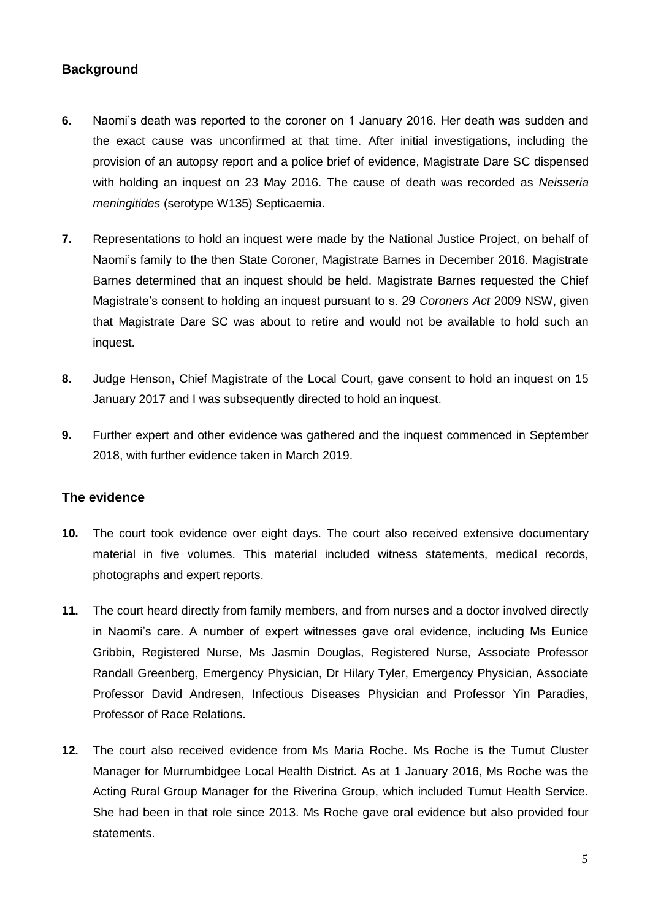## Background

**6.** Naomi's death was reported to the coroner on 1 January 2016. Her death was sudden and the exact cause was unconfirmed at that time. After initial investigations, including the provision of an autopsy report and a police brief of evidence, Magistrate Dare SC dispensed with holding an inquest on 23 May 2016. The cause of death was recorded as *Neisseria meningitides* (serotype W135) Septicaemia.

**7.** Representations to hold an inquest were made by the National Justice Project, on behalf of Naomi's family to the then State Coroner, Magistrate Barnes in December 2016. Magistrate Barnes determined that an inquest should be held. Magistrate Barnes requested the Chief Magistrate's consent to holding an inquest pursuant to s. 29 *Coroners Act* 2009 NSW, given that Magistrate Dare SC was about to retire and would not be available to hold such an inquest.

**8.** Judge Henson, Chief Magistrate of the Local Court, gave consent to hold an inquest on 15 January 2017 and I was subsequently directed to hold an inquest.

**9.** Further expert and other evidence was gathered and the inquest commenced in September 2018, with further evidence taken in March 2019.

## The evidence

**10.** The court took evidence over eight days. The court also received extensive documentary material in five volumes. This material included witness statements, medical records, photographs and expert reports.

**11.** The court heard directly from family members, and from nurses and a doctor involved directly in Naomi's care. A number of expert witnesses gave oral evidence, including Ms Eunice Gribbin, Registered Nurse, Ms Jasmin Douglas, Registered Nurse, Associate Professor Randall Greenberg, Emergency Physician, Dr Hilary Tyler, Emergency Physician, Associate Professor David Andresen, Infectious Diseases Physician and Professor Yin Paradies, Professor of Race Relations.

**12.** The court also received evidence from Ms Maria Roche. Ms Roche is the Tumut Cluster Manager for Murrumbidgee Local Health District. As at 1 January 2016, Ms Roche was the Acting Rural Group Manager for the Riverina Group, which included Tumut Health Service. She had been in that role since 2013. Ms Roche gave oral evidence but also provided four statements.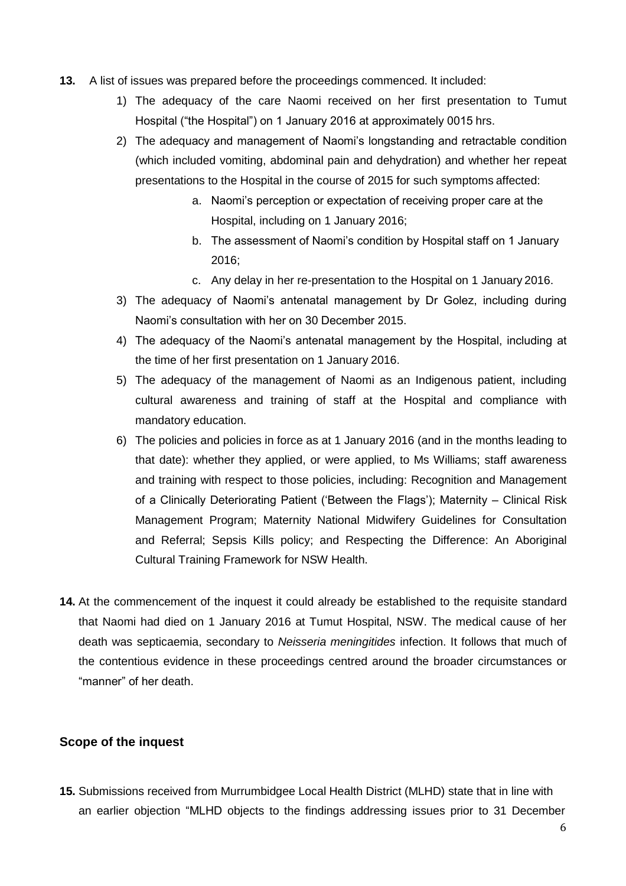**13.** A list of issues was prepared before the proceedings commenced. It included:

1) The adequacy of the care Naomi received on her first presentation to Tumut Hospital ("the Hospital") on 1 January 2016 at approximately 0015 hrs.
2) The adequacy and management of Naomi's longstanding and retractable condition (which included vomiting, abdominal pain and dehydration) and whether her repeat presentations to the Hospital in the course of 2015 for such symptoms affected:
    a. Naomi's perception or expectation of receiving proper care at the Hospital, including on 1 January 2016;
    b. The assessment of Naomi's condition by Hospital staff on 1 January 2016;
    c. Any delay in her re-presentation to the Hospital on 1 January 2016.
3) The adequacy of Naomi's antenatal management by Dr Golez, including during Naomi's consultation with her on 30 December 2015.
4) The adequacy of the Naomi's antenatal management by the Hospital, including at the time of her first presentation on 1 January 2016.
5) The adequacy of the management of Naomi as an Indigenous patient, including cultural awareness and training of staff at the Hospital and compliance with mandatory education.
6) The policies and policies in force as at 1 January 2016 (and in the months leading to that date): whether they applied, or were applied, to Ms Williams; staff awareness and training with respect to those policies, including: Recognition and Management of a Clinically Deteriorating Patient ('Between the Flags'); Maternity – Clinical Risk Management Program; Maternity National Midwifery Guidelines for Consultation and Referral; Sepsis Kills policy; and Respecting the Difference: An Aboriginal Cultural Training Framework for NSW Health.

**14.** At the commencement of the inquest it could already be established to the requisite standard that Naomi had died on 1 January 2016 at Tumut Hospital, NSW. The medical cause of her death was septicaemia, secondary to *Neisseria meningitides* infection. It follows that much of the contentious evidence in these proceedings centred around the broader circumstances or "manner" of her death.

### Scope of the inquest

**15.** Submissions received from Murrumbidgee Local Health District (MLHD) state that in line with an earlier objection "MLHD objects to the findings addressing issues prior to 31 December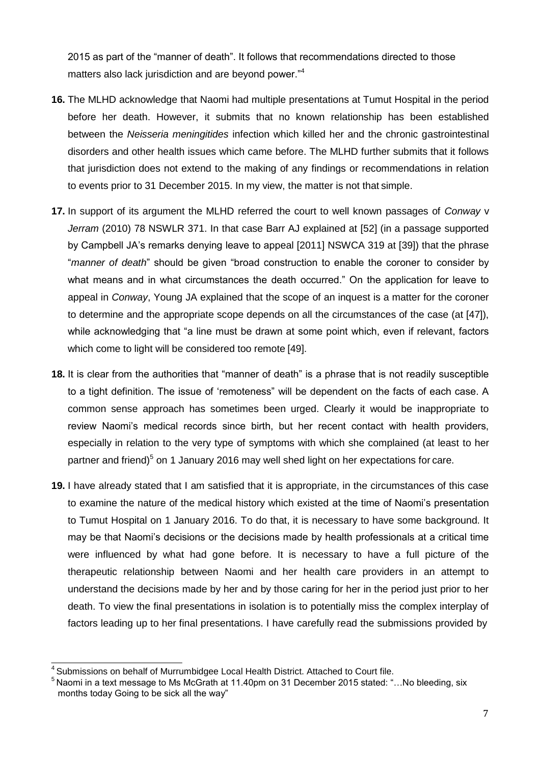2015 as part of the "manner of death". It follows that recommendations directed to those matters also lack jurisdiction and are beyond power."[4]

**16.** The MLHD acknowledge that Naomi had multiple presentations at Tumut Hospital in the period before her death. However, it submits that no known relationship has been established between the *Neisseria meningitides* infection which killed her and the chronic gastrointestinal disorders and other health issues which came before. The MLHD further submits that it follows that jurisdiction does not extend to the making of any findings or recommendations in relation to events prior to 31 December 2015. In my view, the matter is not that simple.

**17.** In support of its argument the MLHD referred the court to well known passages of *Conway* v *Jerram* (2010) 78 NSWLR 371. In that case Barr AJ explained at [52] (in a passage supported by Campbell JA's remarks denying leave to appeal [2011] NSWCA 319 at [39]) that the phrase "*manner of death*" should be given "broad construction to enable the coroner to consider by what means and in what circumstances the death occurred." On the application for leave to appeal in *Conway*, Young JA explained that the scope of an inquest is a matter for the coroner to determine and the appropriate scope depends on all the circumstances of the case (at [47]), while acknowledging that "a line must be drawn at some point which, even if relevant, factors which come to light will be considered too remote [49].

**18.** It is clear from the authorities that "manner of death" is a phrase that is not readily susceptible to a tight definition. The issue of 'remoteness" will be dependent on the facts of each case. A common sense approach has sometimes been urged. Clearly it would be inappropriate to review Naomi's medical records since birth, but her recent contact with health providers, especially in relation to the very type of symptoms with which she complained (at least to her partner and friend)[5] on 1 January 2016 may well shed light on her expectations for care.

**19.** I have already stated that I am satisfied that it is appropriate, in the circumstances of this case to examine the nature of the medical history which existed at the time of Naomi's presentation to Tumut Hospital on 1 January 2016. To do that, it is necessary to have some background. It may be that Naomi's decisions or the decisions made by health professionals at a critical time were influenced by what had gone before. It is necessary to have a full picture of the therapeutic relationship between Naomi and her health care providers in an attempt to understand the decisions made by her and by those caring for her in the period just prior to her death. To view the final presentations in isolation is to potentially miss the complex interplay of factors leading up to her final presentations. I have carefully read the submissions provided by

---

[4] Submissions on behalf of Murrumbidgee Local Health District. Attached to Court file.

[5] Naomi in a text message to Ms McGrath at 11.40pm on 31 December 2015 stated: "…No bleeding, six months today Going to be sick all the way"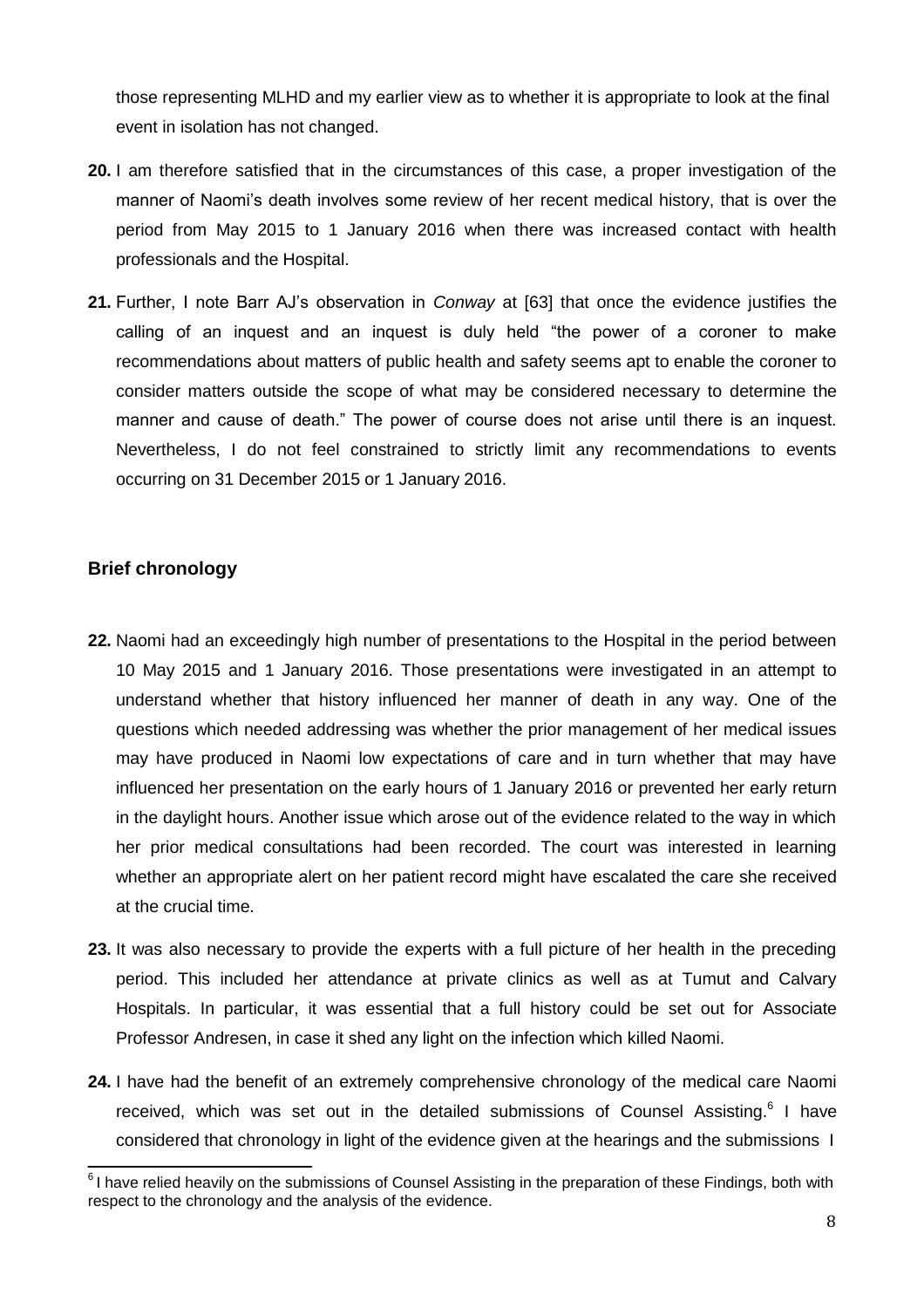those representing MLHD and my earlier view as to whether it is appropriate to look at the final event in isolation has not changed.

**20.** I am therefore satisfied that in the circumstances of this case, a proper investigation of the manner of Naomi's death involves some review of her recent medical history, that is over the period from May 2015 to 1 January 2016 when there was increased contact with health professionals and the Hospital.

**21.** Further, I note Barr AJ's observation in *Conway* at [63] that once the evidence justifies the calling of an inquest and an inquest is duly held "the power of a coroner to make recommendations about matters of public health and safety seems apt to enable the coroner to consider matters outside the scope of what may be considered necessary to determine the manner and cause of death." The power of course does not arise until there is an inquest. Nevertheless, I do not feel constrained to strictly limit any recommendations to events occurring on 31 December 2015 or 1 January 2016.

### Brief chronology

**22.** Naomi had an exceedingly high number of presentations to the Hospital in the period between 10 May 2015 and 1 January 2016. Those presentations were investigated in an attempt to understand whether that history influenced her manner of death in any way. One of the questions which needed addressing was whether the prior management of her medical issues may have produced in Naomi low expectations of care and in turn whether that may have influenced her presentation on the early hours of 1 January 2016 or prevented her early return in the daylight hours. Another issue which arose out of the evidence related to the way in which her prior medical consultations had been recorded. The court was interested in learning whether an appropriate alert on her patient record might have escalated the care she received at the crucial time.

**23.** It was also necessary to provide the experts with a full picture of her health in the preceding period. This included her attendance at private clinics as well as at Tumut and Calvary Hospitals. In particular, it was essential that a full history could be set out for Associate Professor Andresen, in case it shed any light on the infection which killed Naomi.

**24.** I have had the benefit of an extremely comprehensive chronology of the medical care Naomi received, which was set out in the detailed submissions of Counsel Assisting.[6] I have considered that chronology in light of the evidence given at the hearings and the submissions I

[6] I have relied heavily on the submissions of Counsel Assisting in the preparation of these Findings, both with respect to the chronology and the analysis of the evidence.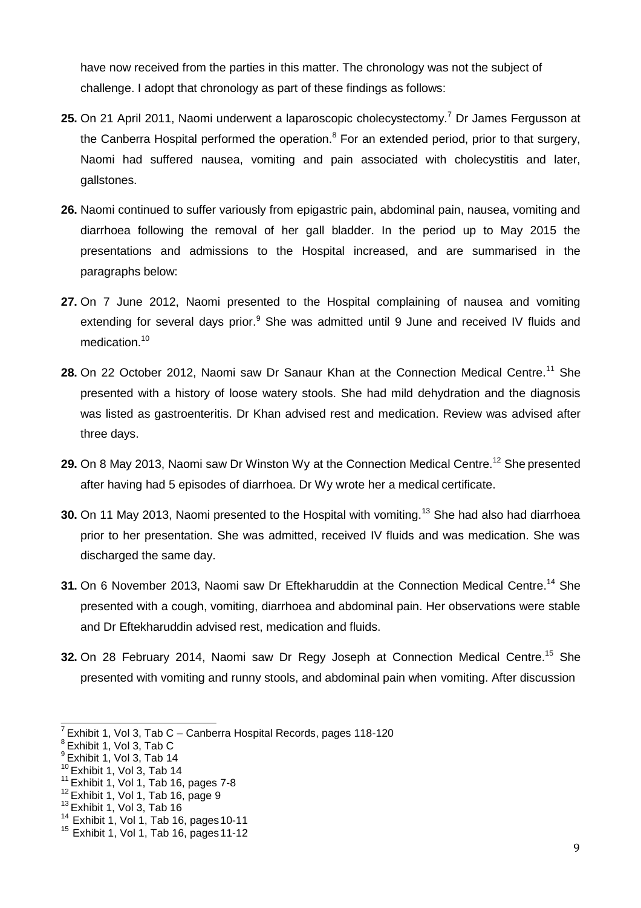have now received from the parties in this matter. The chronology was not the subject of challenge. I adopt that chronology as part of these findings as follows:

**25.** On 21 April 2011, Naomi underwent a laparoscopic cholecystectomy.[7] Dr James Fergusson at the Canberra Hospital performed the operation.[8] For an extended period, prior to that surgery, Naomi had suffered nausea, vomiting and pain associated with cholecystitis and later, gallstones.

**26.** Naomi continued to suffer variously from epigastric pain, abdominal pain, nausea, vomiting and diarrhoea following the removal of her gall bladder. In the period up to May 2015 the presentations and admissions to the Hospital increased, and are summarised in the paragraphs below:

**27.** On 7 June 2012, Naomi presented to the Hospital complaining of nausea and vomiting extending for several days prior.[9] She was admitted until 9 June and received IV fluids and medication.[10]

**28.** On 22 October 2012, Naomi saw Dr Sanaur Khan at the Connection Medical Centre.[11] She presented with a history of loose watery stools. She had mild dehydration and the diagnosis was listed as gastroenteritis. Dr Khan advised rest and medication. Review was advised after three days.

**29.** On 8 May 2013, Naomi saw Dr Winston Wy at the Connection Medical Centre.[12] She presented after having had 5 episodes of diarrhoea. Dr Wy wrote her a medical certificate.

**30.** On 11 May 2013, Naomi presented to the Hospital with vomiting.[13] She had also had diarrhoea prior to her presentation. She was admitted, received IV fluids and was medication. She was discharged the same day.

**31.** On 6 November 2013, Naomi saw Dr Eftekharuddin at the Connection Medical Centre.[14] She presented with a cough, vomiting, diarrhoea and abdominal pain. Her observations were stable and Dr Eftekharuddin advised rest, medication and fluids.

**32.** On 28 February 2014, Naomi saw Dr Regy Joseph at Connection Medical Centre.[15] She presented with vomiting and runny stools, and abdominal pain when vomiting. After discussion

---

[7] Exhibit 1, Vol 3, Tab C – Canberra Hospital Records, pages 118-120
[8] Exhibit 1, Vol 3, Tab C
[9] Exhibit 1, Vol 3, Tab 14
[10] Exhibit 1, Vol 3, Tab 14
[11] Exhibit 1, Vol 1, Tab 16, pages 7-8
[12] Exhibit 1, Vol 1, Tab 16, page 9
[13] Exhibit 1, Vol 3, Tab 16
[14] Exhibit 1, Vol 1, Tab 16, pages 10-11
[15] Exhibit 1, Vol 1, Tab 16, pages 11-12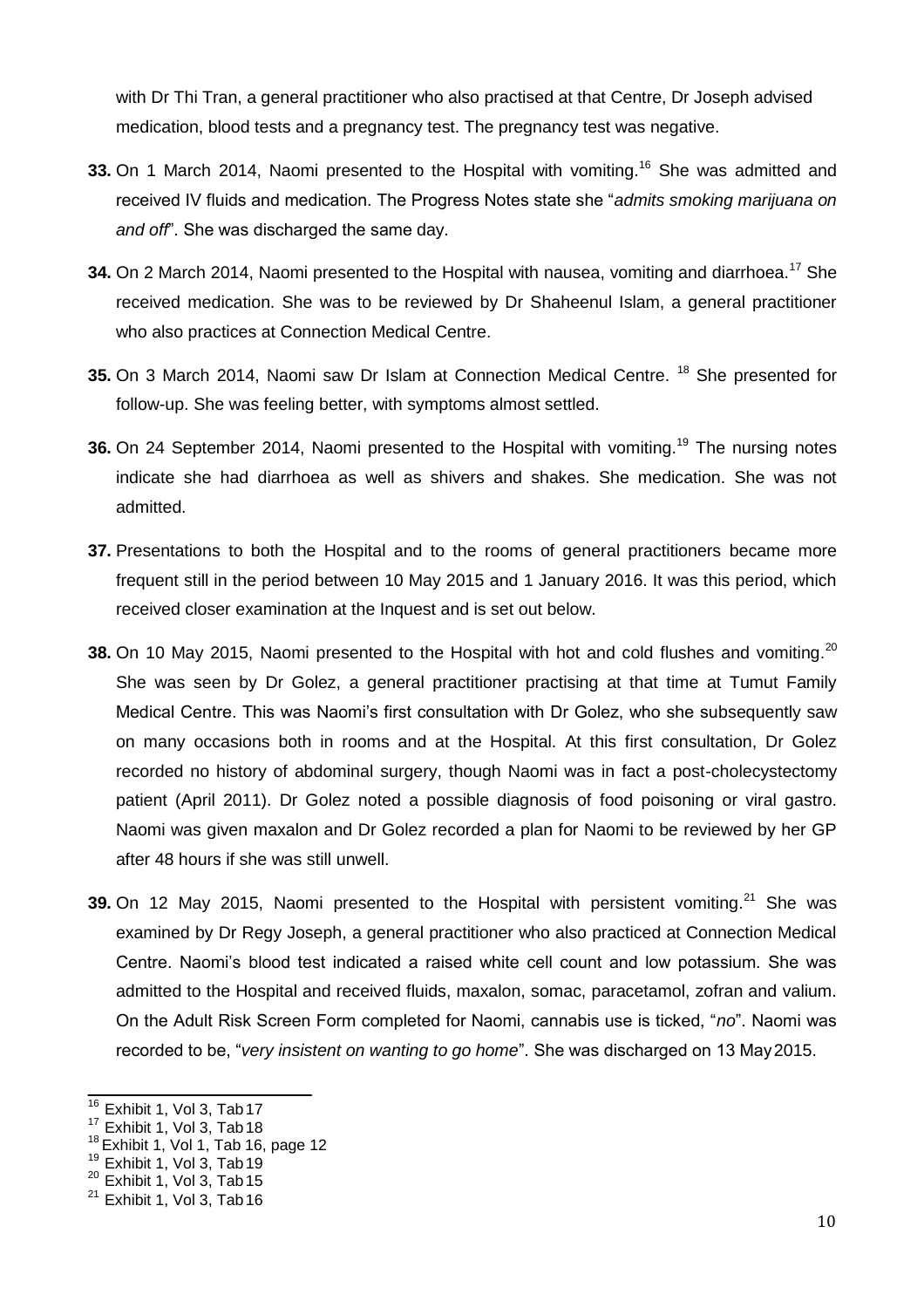with Dr Thi Tran, a general practitioner who also practised at that Centre, Dr Joseph advised medication, blood tests and a pregnancy test. The pregnancy test was negative.

**33.** On 1 March 2014, Naomi presented to the Hospital with vomiting.[16] She was admitted and received IV fluids and medication. The Progress Notes state she "*admits smoking marijuana on and off*". She was discharged the same day.

**34.** On 2 March 2014, Naomi presented to the Hospital with nausea, vomiting and diarrhoea.[17] She received medication. She was to be reviewed by Dr Shaheenul Islam, a general practitioner who also practices at Connection Medical Centre.

**35.** On 3 March 2014, Naomi saw Dr Islam at Connection Medical Centre. [18] She presented for follow-up. She was feeling better, with symptoms almost settled.

**36.** On 24 September 2014, Naomi presented to the Hospital with vomiting.[19] The nursing notes indicate she had diarrhoea as well as shivers and shakes. She medication. She was not admitted.

**37.** Presentations to both the Hospital and to the rooms of general practitioners became more frequent still in the period between 10 May 2015 and 1 January 2016. It was this period, which received closer examination at the Inquest and is set out below.

**38.** On 10 May 2015, Naomi presented to the Hospital with hot and cold flushes and vomiting.[20] She was seen by Dr Golez, a general practitioner practising at that time at Tumut Family Medical Centre. This was Naomi's first consultation with Dr Golez, who she subsequently saw on many occasions both in rooms and at the Hospital. At this first consultation, Dr Golez recorded no history of abdominal surgery, though Naomi was in fact a post-cholecystectomy patient (April 2011). Dr Golez noted a possible diagnosis of food poisoning or viral gastro. Naomi was given maxalon and Dr Golez recorded a plan for Naomi to be reviewed by her GP after 48 hours if she was still unwell.

**39.** On 12 May 2015, Naomi presented to the Hospital with persistent vomiting.[21] She was examined by Dr Regy Joseph, a general practitioner who also practiced at Connection Medical Centre. Naomi's blood test indicated a raised white cell count and low potassium. She was admitted to the Hospital and received fluids, maxalon, somac, paracetamol, zofran and valium. On the Adult Risk Screen Form completed for Naomi, cannabis use is ticked, "*no*". Naomi was recorded to be, "*very insistent on wanting to go home*". She was discharged on 13 May 2015.

---

[16] Exhibit 1, Vol 3, Tab 17

[17] Exhibit 1, Vol 3, Tab 18

[18] Exhibit 1, Vol 1, Tab 16, page 12

[19] Exhibit 1, Vol 3, Tab 19

[20] Exhibit 1, Vol 3, Tab 15

[21] Exhibit 1, Vol 3, Tab 16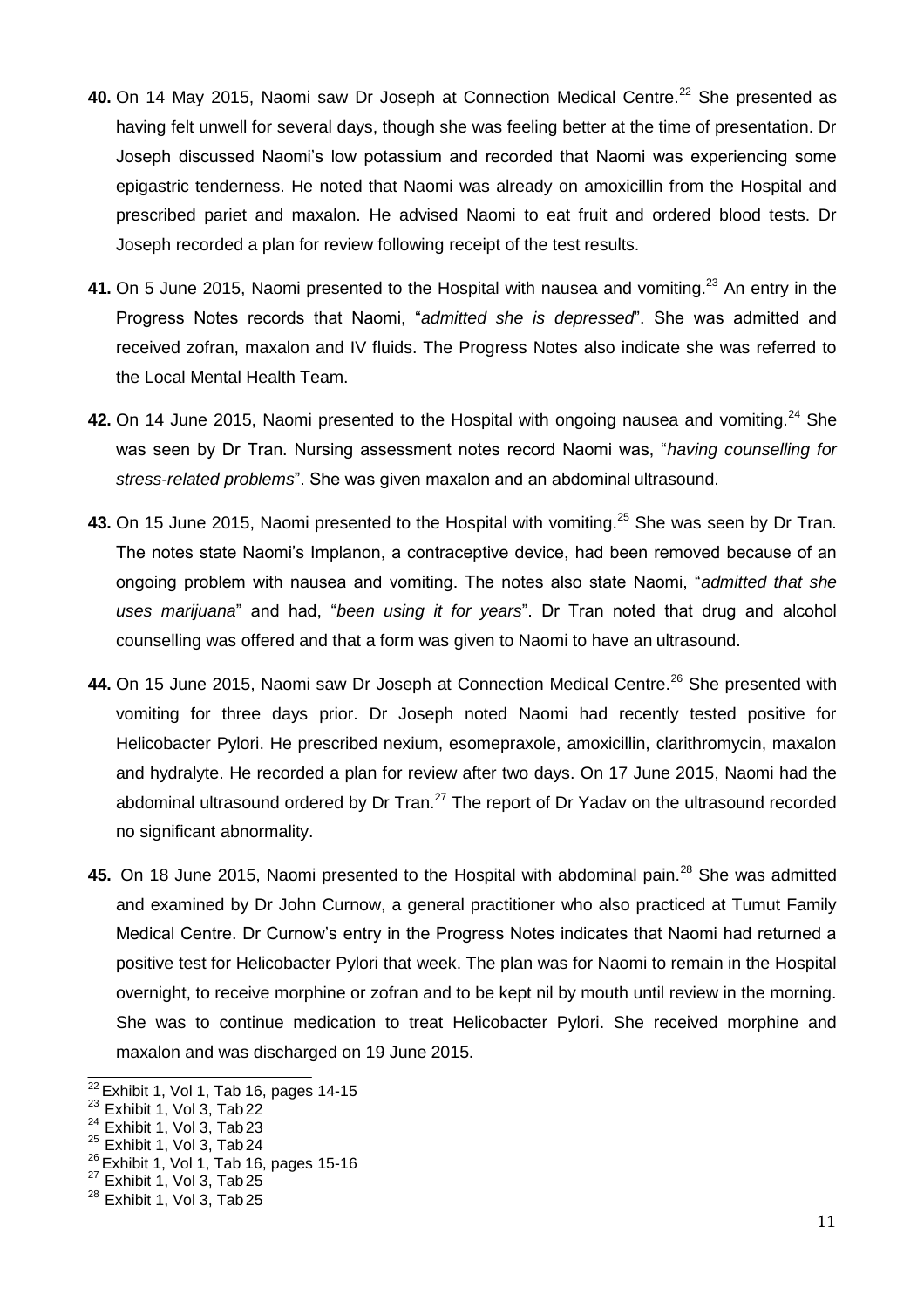**40.** On 14 May 2015, Naomi saw Dr Joseph at Connection Medical Centre.[22] She presented as having felt unwell for several days, though she was feeling better at the time of presentation. Dr Joseph discussed Naomi's low potassium and recorded that Naomi was experiencing some epigastric tenderness. He noted that Naomi was already on amoxicillin from the Hospital and prescribed pariet and maxalon. He advised Naomi to eat fruit and ordered blood tests. Dr Joseph recorded a plan for review following receipt of the test results.

**41.** On 5 June 2015, Naomi presented to the Hospital with nausea and vomiting.[23] An entry in the Progress Notes records that Naomi, "*admitted she is depressed*". She was admitted and received zofran, maxalon and IV fluids. The Progress Notes also indicate she was referred to the Local Mental Health Team.

**42.** On 14 June 2015, Naomi presented to the Hospital with ongoing nausea and vomiting.[24] She was seen by Dr Tran. Nursing assessment notes record Naomi was, "*having counselling for stress-related problems*". She was given maxalon and an abdominal ultrasound.

**43.** On 15 June 2015, Naomi presented to the Hospital with vomiting.[25] She was seen by Dr Tran. The notes state Naomi's Implanon, a contraceptive device, had been removed because of an ongoing problem with nausea and vomiting. The notes also state Naomi, "*admitted that she uses marijuana*" and had, "*been using it for years*". Dr Tran noted that drug and alcohol counselling was offered and that a form was given to Naomi to have an ultrasound.

**44.** On 15 June 2015, Naomi saw Dr Joseph at Connection Medical Centre.[26] She presented with vomiting for three days prior. Dr Joseph noted Naomi had recently tested positive for Helicobacter Pylori. He prescribed nexium, esomepraxole, amoxicillin, clarithromycin, maxalon and hydralyte. He recorded a plan for review after two days. On 17 June 2015, Naomi had the abdominal ultrasound ordered by Dr Tran.[27] The report of Dr Yadav on the ultrasound recorded no significant abnormality.

**45.** On 18 June 2015, Naomi presented to the Hospital with abdominal pain.[28] She was admitted and examined by Dr John Curnow, a general practitioner who also practiced at Tumut Family Medical Centre. Dr Curnow's entry in the Progress Notes indicates that Naomi had returned a positive test for Helicobacter Pylori that week. The plan was for Naomi to remain in the Hospital overnight, to receive morphine or zofran and to be kept nil by mouth until review in the morning. She was to continue medication to treat Helicobacter Pylori. She received morphine and maxalon and was discharged on 19 June 2015.

---

[22] Exhibit 1, Vol 1, Tab 16, pages 14-15

[23] Exhibit 1, Vol 3, Tab 22

[24] Exhibit 1, Vol 3, Tab 23

[25] Exhibit 1, Vol 3, Tab 24

[26] Exhibit 1, Vol 1, Tab 16, pages 15-16

[27] Exhibit 1, Vol 3, Tab 25

[28] Exhibit 1, Vol 3, Tab 25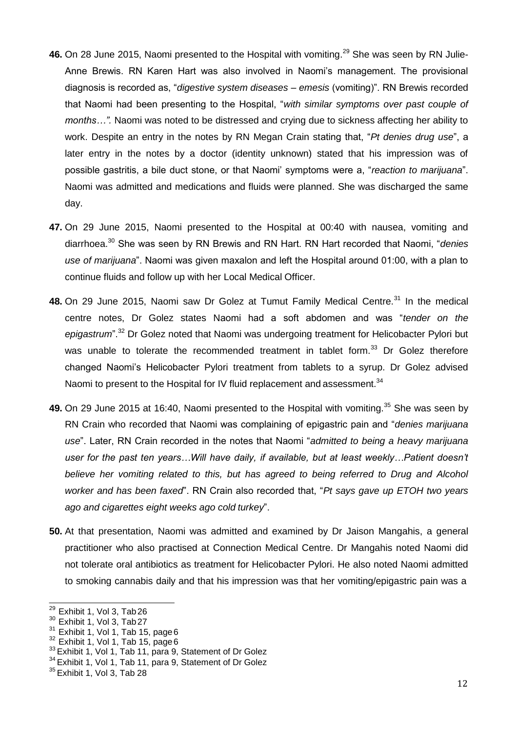**46.** On 28 June 2015, Naomi presented to the Hospital with vomiting.[29] She was seen by RN Julie-Anne Brewis. RN Karen Hart was also involved in Naomi's management. The provisional diagnosis is recorded as, "*digestive system diseases – emesis* (vomiting)". RN Brewis recorded that Naomi had been presenting to the Hospital, "*with similar symptoms over past couple of months…".* Naomi was noted to be distressed and crying due to sickness affecting her ability to work. Despite an entry in the notes by RN Megan Crain stating that, "*Pt denies drug use*", a later entry in the notes by a doctor (identity unknown) stated that his impression was of possible gastritis, a bile duct stone, or that Naomi' symptoms were a, "*reaction to marijuana*". Naomi was admitted and medications and fluids were planned. She was discharged the same day.

**47.** On 29 June 2015, Naomi presented to the Hospital at 00:40 with nausea, vomiting and diarrhoea.[30] She was seen by RN Brewis and RN Hart. RN Hart recorded that Naomi, "*denies use of marijuana*". Naomi was given maxalon and left the Hospital around 01:00, with a plan to continue fluids and follow up with her Local Medical Officer.

**48.** On 29 June 2015, Naomi saw Dr Golez at Tumut Family Medical Centre.[31] In the medical centre notes, Dr Golez states Naomi had a soft abdomen and was "*tender on the epigastrum*".[32] Dr Golez noted that Naomi was undergoing treatment for Helicobacter Pylori but was unable to tolerate the recommended treatment in tablet form.[33] Dr Golez therefore changed Naomi's Helicobacter Pylori treatment from tablets to a syrup. Dr Golez advised Naomi to present to the Hospital for IV fluid replacement and assessment.[34]

**49.** On 29 June 2015 at 16:40, Naomi presented to the Hospital with vomiting.[35] She was seen by RN Crain who recorded that Naomi was complaining of epigastric pain and "*denies marijuana use*". Later, RN Crain recorded in the notes that Naomi "*admitted to being a heavy marijuana user for the past ten years…Will have daily, if available, but at least weekly…Patient doesn't believe her vomiting related to this, but has agreed to being referred to Drug and Alcohol worker and has been faxed*". RN Crain also recorded that, "*Pt says gave up ETOH two years ago and cigarettes eight weeks ago cold turkey*".

**50.** At that presentation, Naomi was admitted and examined by Dr Jaison Mangahis, a general practitioner who also practised at Connection Medical Centre. Dr Mangahis noted Naomi did not tolerate oral antibiotics as treatment for Helicobacter Pylori. He also noted Naomi admitted to smoking cannabis daily and that his impression was that her vomiting/epigastric pain was a

[29] Exhibit 1, Vol 3, Tab 26
[30] Exhibit 1, Vol 3, Tab 27
[31] Exhibit 1, Vol 1, Tab 15, page 6
[32] Exhibit 1, Vol 1, Tab 15, page 6
[33] Exhibit 1, Vol 1, Tab 11, para 9, Statement of Dr Golez
[34] Exhibit 1, Vol 1, Tab 11, para 9, Statement of Dr Golez
[35] Exhibit 1, Vol 3, Tab 28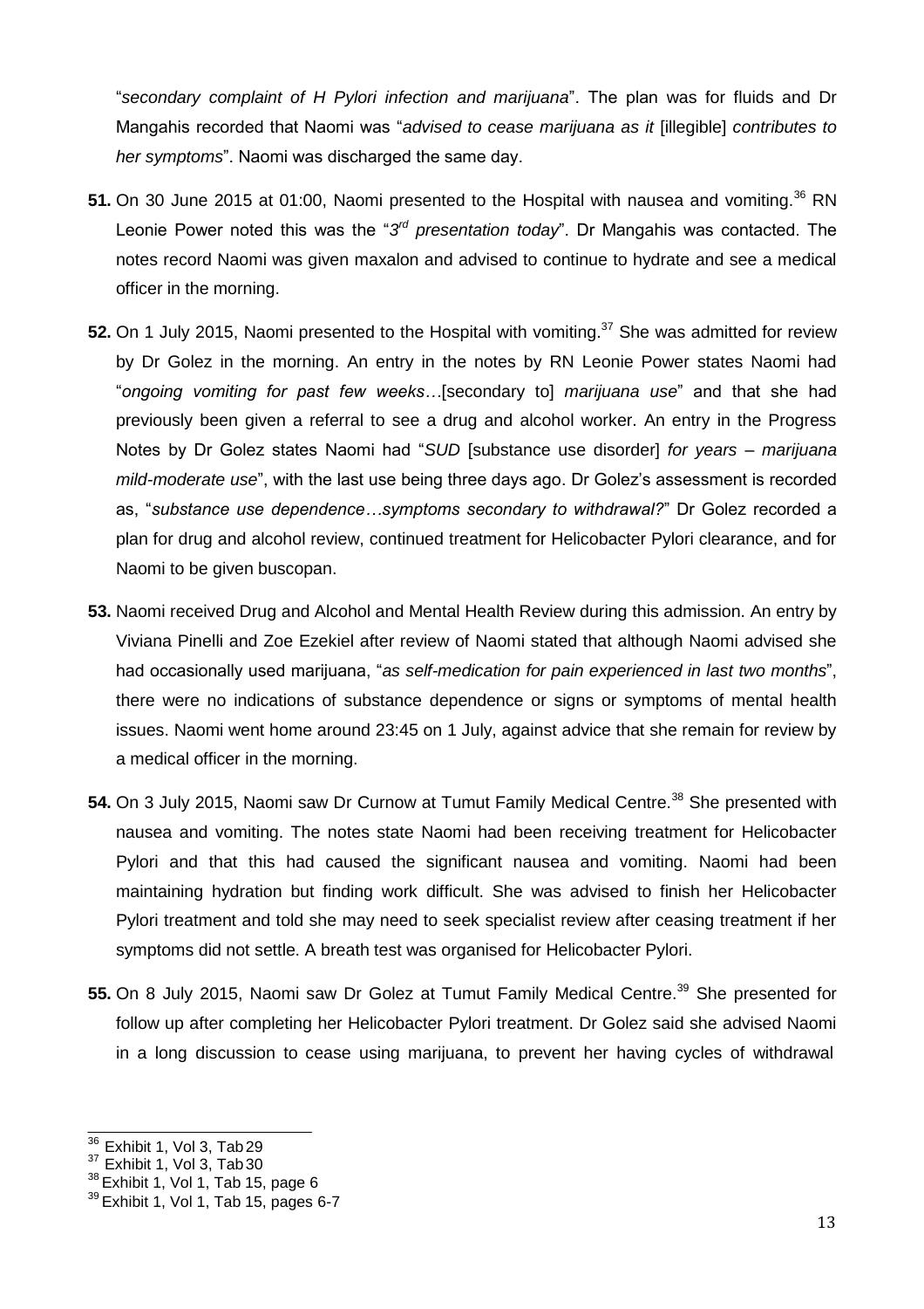"*secondary complaint of H Pylori infection and marijuana*". The plan was for fluids and Dr Mangahis recorded that Naomi was "*advised to cease marijuana as it* [illegible] *contributes to her symptoms*". Naomi was discharged the same day.

**51.** On 30 June 2015 at 01:00, Naomi presented to the Hospital with nausea and vomiting.[36] RN Leonie Power noted this was the "*3rd presentation today*". Dr Mangahis was contacted. The notes record Naomi was given maxalon and advised to continue to hydrate and see a medical officer in the morning.

**52.** On 1 July 2015, Naomi presented to the Hospital with vomiting.[37] She was admitted for review by Dr Golez in the morning. An entry in the notes by RN Leonie Power states Naomi had "*ongoing vomiting for past few weeks*…[secondary to] *marijuana use*" and that she had previously been given a referral to see a drug and alcohol worker. An entry in the Progress Notes by Dr Golez states Naomi had "*SUD* [substance use disorder] *for years – marijuana mild-moderate use*", with the last use being three days ago. Dr Golez's assessment is recorded as, "*substance use dependence…symptoms secondary to withdrawal?*" Dr Golez recorded a plan for drug and alcohol review, continued treatment for Helicobacter Pylori clearance, and for Naomi to be given buscopan.

**53.** Naomi received Drug and Alcohol and Mental Health Review during this admission. An entry by Viviana Pinelli and Zoe Ezekiel after review of Naomi stated that although Naomi advised she had occasionally used marijuana, "*as self-medication for pain experienced in last two months*", there were no indications of substance dependence or signs or symptoms of mental health issues. Naomi went home around 23:45 on 1 July, against advice that she remain for review by a medical officer in the morning.

**54.** On 3 July 2015, Naomi saw Dr Curnow at Tumut Family Medical Centre.[38] She presented with nausea and vomiting. The notes state Naomi had been receiving treatment for Helicobacter Pylori and that this had caused the significant nausea and vomiting. Naomi had been maintaining hydration but finding work difficult. She was advised to finish her Helicobacter Pylori treatment and told she may need to seek specialist review after ceasing treatment if her symptoms did not settle. A breath test was organised for Helicobacter Pylori.

**55.** On 8 July 2015, Naomi saw Dr Golez at Tumut Family Medical Centre.[39] She presented for follow up after completing her Helicobacter Pylori treatment. Dr Golez said she advised Naomi in a long discussion to cease using marijuana, to prevent her having cycles of withdrawal

---

[36] Exhibit 1, Vol 3, Tab 29

[37] Exhibit 1, Vol 3, Tab 30

[38] Exhibit 1, Vol 1, Tab 15, page 6

[39] Exhibit 1, Vol 1, Tab 15, pages 6-7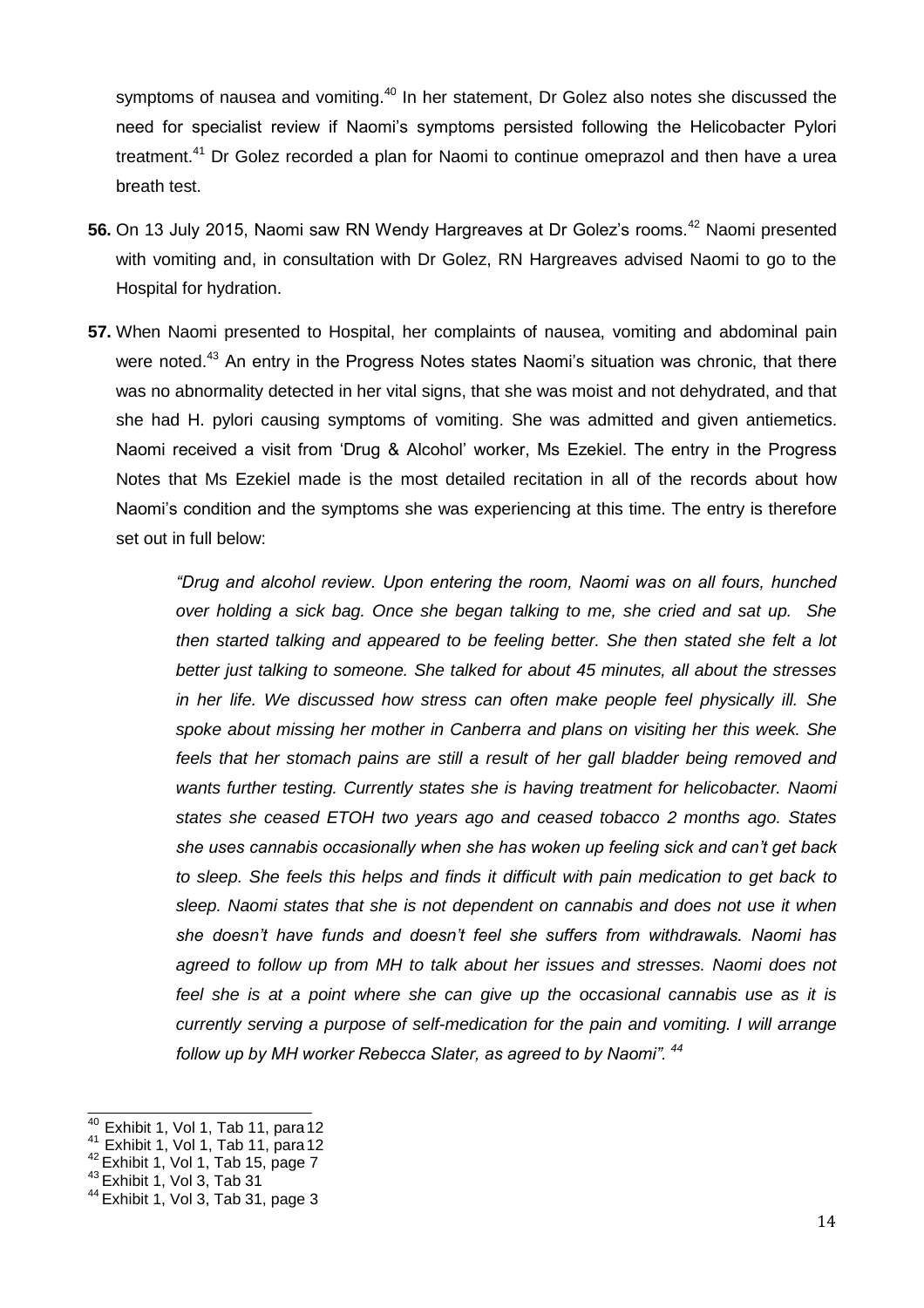symptoms of nausea and vomiting.[40] In her statement, Dr Golez also notes she discussed the need for specialist review if Naomi's symptoms persisted following the Helicobacter Pylori treatment.[41] Dr Golez recorded a plan for Naomi to continue omeprazol and then have a urea breath test.

**56.** On 13 July 2015, Naomi saw RN Wendy Hargreaves at Dr Golez's rooms.[42] Naomi presented with vomiting and, in consultation with Dr Golez, RN Hargreaves advised Naomi to go to the Hospital for hydration.

**57.** When Naomi presented to Hospital, her complaints of nausea, vomiting and abdominal pain were noted.[43] An entry in the Progress Notes states Naomi's situation was chronic, that there was no abnormality detected in her vital signs, that she was moist and not dehydrated, and that she had H. pylori causing symptoms of vomiting. She was admitted and given antiemetics. Naomi received a visit from 'Drug & Alcohol' worker, Ms Ezekiel. The entry in the Progress Notes that Ms Ezekiel made is the most detailed recitation in all of the records about how Naomi's condition and the symptoms she was experiencing at this time. The entry is therefore set out in full below:

> *"Drug and alcohol review. Upon entering the room, Naomi was on all fours, hunched over holding a sick bag. Once she began talking to me, she cried and sat up. She then started talking and appeared to be feeling better. She then stated she felt a lot better just talking to someone. She talked for about 45 minutes, all about the stresses in her life. We discussed how stress can often make people feel physically ill. She spoke about missing her mother in Canberra and plans on visiting her this week. She feels that her stomach pains are still a result of her gall bladder being removed and wants further testing. Currently states she is having treatment for helicobacter. Naomi states she ceased ETOH two years ago and ceased tobacco 2 months ago. States she uses cannabis occasionally when she has woken up feeling sick and can't get back to sleep. She feels this helps and finds it difficult with pain medication to get back to sleep. Naomi states that she is not dependent on cannabis and does not use it when she doesn't have funds and doesn't feel she suffers from withdrawals. Naomi has agreed to follow up from MH to talk about her issues and stresses. Naomi does not feel she is at a point where she can give up the occasional cannabis use as it is currently serving a purpose of self-medication for the pain and vomiting. I will arrange follow up by MH worker Rebecca Slater, as agreed to by Naomi".* [44]

---

[40] Exhibit 1, Vol 1, Tab 11, para 12
[41] Exhibit 1, Vol 1, Tab 11, para 12
[42] Exhibit 1, Vol 1, Tab 15, page 7
[43] Exhibit 1, Vol 3, Tab 31
[44] Exhibit 1, Vol 3, Tab 31, page 3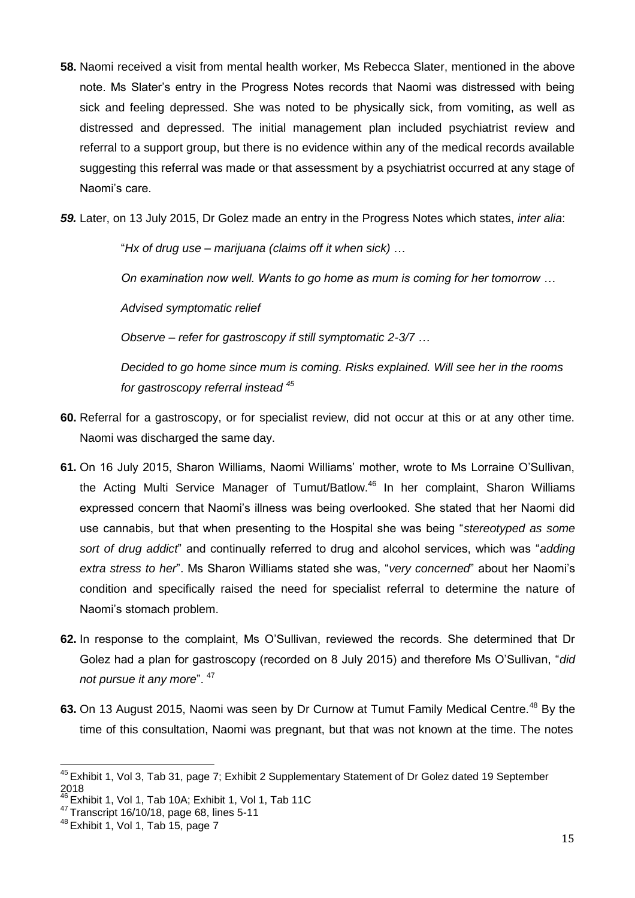**58.** Naomi received a visit from mental health worker, Ms Rebecca Slater, mentioned in the above note. Ms Slater's entry in the Progress Notes records that Naomi was distressed with being sick and feeling depressed. She was noted to be physically sick, from vomiting, as well as distressed and depressed. The initial management plan included psychiatrist review and referral to a support group, but there is no evidence within any of the medical records available suggesting this referral was made or that assessment by a psychiatrist occurred at any stage of Naomi's care.

***59.*** Later, on 13 July 2015, Dr Golez made an entry in the Progress Notes which states, *inter alia*:

> "*Hx of drug use – marijuana (claims off it when sick) …*
>
> *On examination now well. Wants to go home as mum is coming for her tomorrow …*
>
> *Advised symptomatic relief*
>
> *Observe – refer for gastroscopy if still symptomatic 2-3/7 …*
>
> *Decided to go home since mum is coming. Risks explained. Will see her in the rooms for gastroscopy referral instead* [45]

**60.** Referral for a gastroscopy, or for specialist review, did not occur at this or at any other time. Naomi was discharged the same day.

**61.** On 16 July 2015, Sharon Williams, Naomi Williams' mother, wrote to Ms Lorraine O'Sullivan, the Acting Multi Service Manager of Tumut/Batlow.[46] In her complaint, Sharon Williams expressed concern that Naomi's illness was being overlooked. She stated that her Naomi did use cannabis, but that when presenting to the Hospital she was being "*stereotyped as some sort of drug addict*" and continually referred to drug and alcohol services, which was "*adding extra stress to her*". Ms Sharon Williams stated she was, "*very concerned*" about her Naomi's condition and specifically raised the need for specialist referral to determine the nature of Naomi's stomach problem.

**62.** In response to the complaint, Ms O'Sullivan, reviewed the records. She determined that Dr Golez had a plan for gastroscopy (recorded on 8 July 2015) and therefore Ms O'Sullivan, "*did not pursue it any more*". [47]

**63.** On 13 August 2015, Naomi was seen by Dr Curnow at Tumut Family Medical Centre.[48] By the time of this consultation, Naomi was pregnant, but that was not known at the time. The notes

---

[45] Exhibit 1, Vol 3, Tab 31, page 7; Exhibit 2 Supplementary Statement of Dr Golez dated 19 September 2018

[46] Exhibit 1, Vol 1, Tab 10A; Exhibit 1, Vol 1, Tab 11C

[47] Transcript 16/10/18, page 68, lines 5-11

[48] Exhibit 1, Vol 1, Tab 15, page 7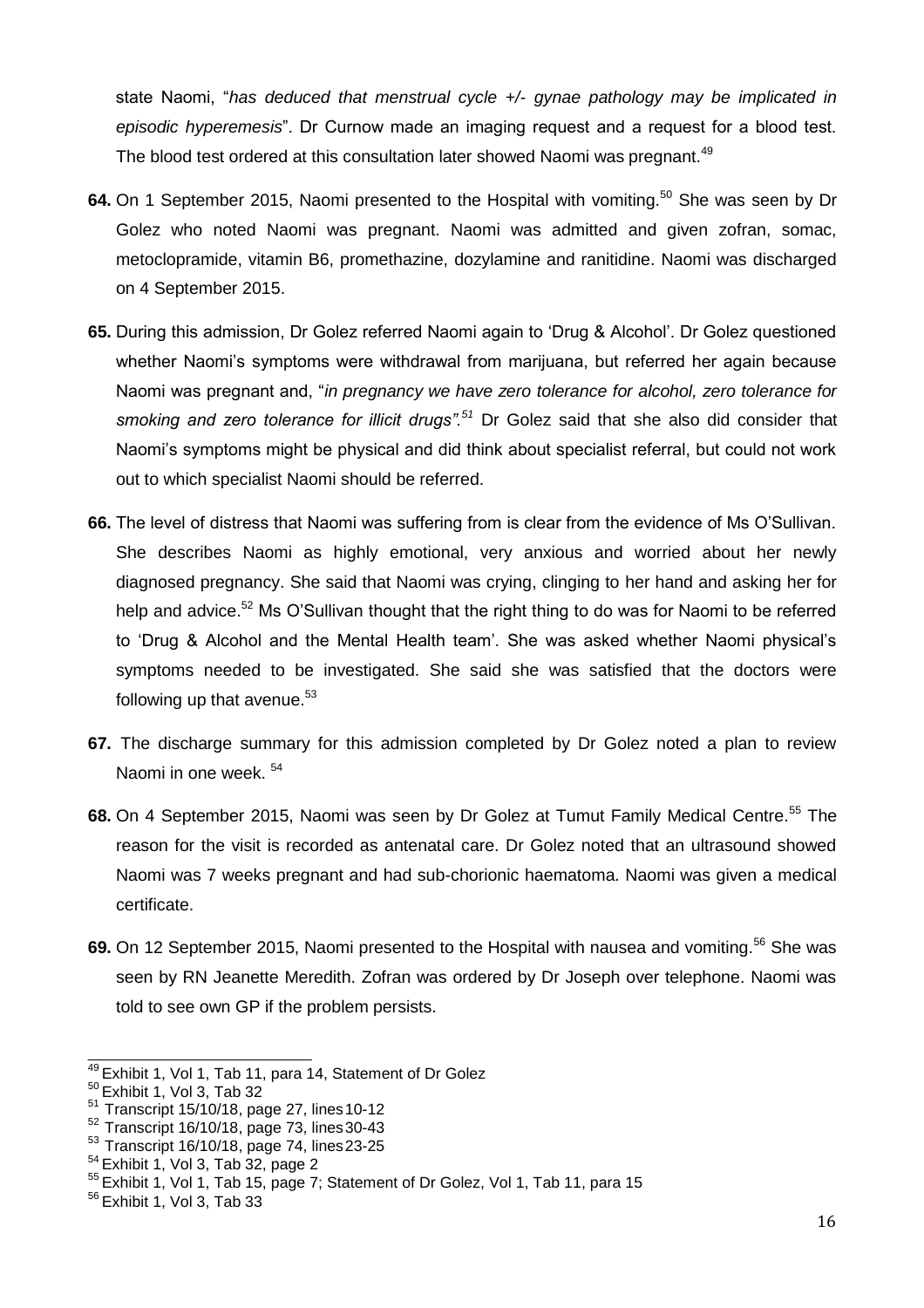state Naomi, "*has deduced that menstrual cycle +/- gynae pathology may be implicated in episodic hyperemesis*". Dr Curnow made an imaging request and a request for a blood test. The blood test ordered at this consultation later showed Naomi was pregnant.[49]

**64.** On 1 September 2015, Naomi presented to the Hospital with vomiting.[50] She was seen by Dr Golez who noted Naomi was pregnant. Naomi was admitted and given zofran, somac, metoclopramide, vitamin B6, promethazine, dozylamine and ranitidine. Naomi was discharged on 4 September 2015.

**65.** During this admission, Dr Golez referred Naomi again to 'Drug & Alcohol'. Dr Golez questioned whether Naomi's symptoms were withdrawal from marijuana, but referred her again because Naomi was pregnant and, "*in pregnancy we have zero tolerance for alcohol, zero tolerance for smoking and zero tolerance for illicit drugs".*[51] Dr Golez said that she also did consider that Naomi's symptoms might be physical and did think about specialist referral, but could not work out to which specialist Naomi should be referred.

**66.** The level of distress that Naomi was suffering from is clear from the evidence of Ms O'Sullivan. She describes Naomi as highly emotional, very anxious and worried about her newly diagnosed pregnancy. She said that Naomi was crying, clinging to her hand and asking her for help and advice.[52] Ms O'Sullivan thought that the right thing to do was for Naomi to be referred to 'Drug & Alcohol and the Mental Health team'. She was asked whether Naomi physical's symptoms needed to be investigated. She said she was satisfied that the doctors were following up that avenue.[53]

**67.** The discharge summary for this admission completed by Dr Golez noted a plan to review Naomi in one week.[54]

**68.** On 4 September 2015, Naomi was seen by Dr Golez at Tumut Family Medical Centre.[55] The reason for the visit is recorded as antenatal care. Dr Golez noted that an ultrasound showed Naomi was 7 weeks pregnant and had sub-chorionic haematoma. Naomi was given a medical certificate.

**69.** On 12 September 2015, Naomi presented to the Hospital with nausea and vomiting.[56] She was seen by RN Jeanette Meredith. Zofran was ordered by Dr Joseph over telephone. Naomi was told to see own GP if the problem persists.

---

[49] Exhibit 1, Vol 1, Tab 11, para 14, Statement of Dr Golez

[50] Exhibit 1, Vol 3, Tab 32

[51] Transcript 15/10/18, page 27, lines 10-12

[52] Transcript 16/10/18, page 73, lines 30-43

[53] Transcript 16/10/18, page 74, lines 23-25

[54] Exhibit 1, Vol 3, Tab 32, page 2

[55] Exhibit 1, Vol 1, Tab 15, page 7; Statement of Dr Golez, Vol 1, Tab 11, para 15

[56] Exhibit 1, Vol 3, Tab 33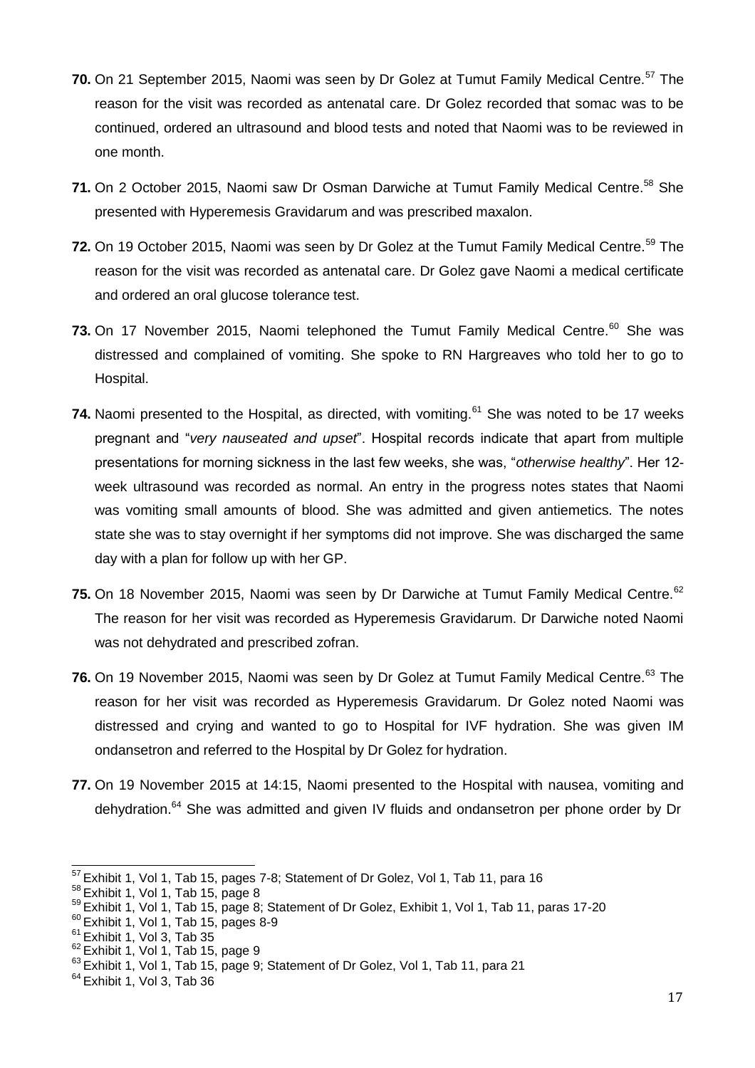**70.** On 21 September 2015, Naomi was seen by Dr Golez at Tumut Family Medical Centre.[57] The reason for the visit was recorded as antenatal care. Dr Golez recorded that somac was to be continued, ordered an ultrasound and blood tests and noted that Naomi was to be reviewed in one month.

**71.** On 2 October 2015, Naomi saw Dr Osman Darwiche at Tumut Family Medical Centre.[58] She presented with Hyperemesis Gravidarum and was prescribed maxalon.

**72.** On 19 October 2015, Naomi was seen by Dr Golez at the Tumut Family Medical Centre.[59] The reason for the visit was recorded as antenatal care. Dr Golez gave Naomi a medical certificate and ordered an oral glucose tolerance test.

**73.** On 17 November 2015, Naomi telephoned the Tumut Family Medical Centre.[60] She was distressed and complained of vomiting. She spoke to RN Hargreaves who told her to go to Hospital.

**74.** Naomi presented to the Hospital, as directed, with vomiting.[61] She was noted to be 17 weeks pregnant and "*very nauseated and upset*". Hospital records indicate that apart from multiple presentations for morning sickness in the last few weeks, she was, "*otherwise healthy*". Her 12-week ultrasound was recorded as normal. An entry in the progress notes states that Naomi was vomiting small amounts of blood. She was admitted and given antiemetics. The notes state she was to stay overnight if her symptoms did not improve. She was discharged the same day with a plan for follow up with her GP.

**75.** On 18 November 2015, Naomi was seen by Dr Darwiche at Tumut Family Medical Centre.[62] The reason for her visit was recorded as Hyperemesis Gravidarum. Dr Darwiche noted Naomi was not dehydrated and prescribed zofran.

**76.** On 19 November 2015, Naomi was seen by Dr Golez at Tumut Family Medical Centre.[63] The reason for her visit was recorded as Hyperemesis Gravidarum. Dr Golez noted Naomi was distressed and crying and wanted to go to Hospital for IVF hydration. She was given IM ondansetron and referred to the Hospital by Dr Golez for hydration.

**77.** On 19 November 2015 at 14:15, Naomi presented to the Hospital with nausea, vomiting and dehydration.[64] She was admitted and given IV fluids and ondansetron per phone order by Dr

---

[57] Exhibit 1, Vol 1, Tab 15, pages 7-8; Statement of Dr Golez, Vol 1, Tab 11, para 16

[58] Exhibit 1, Vol 1, Tab 15, page 8

[59] Exhibit 1, Vol 1, Tab 15, page 8; Statement of Dr Golez, Exhibit 1, Vol 1, Tab 11, paras 17-20

[60] Exhibit 1, Vol 1, Tab 15, pages 8-9

[61] Exhibit 1, Vol 3, Tab 35

[62] Exhibit 1, Vol 1, Tab 15, page 9

[63] Exhibit 1, Vol 1, Tab 15, page 9; Statement of Dr Golez, Vol 1, Tab 11, para 21

[64] Exhibit 1, Vol 3, Tab 36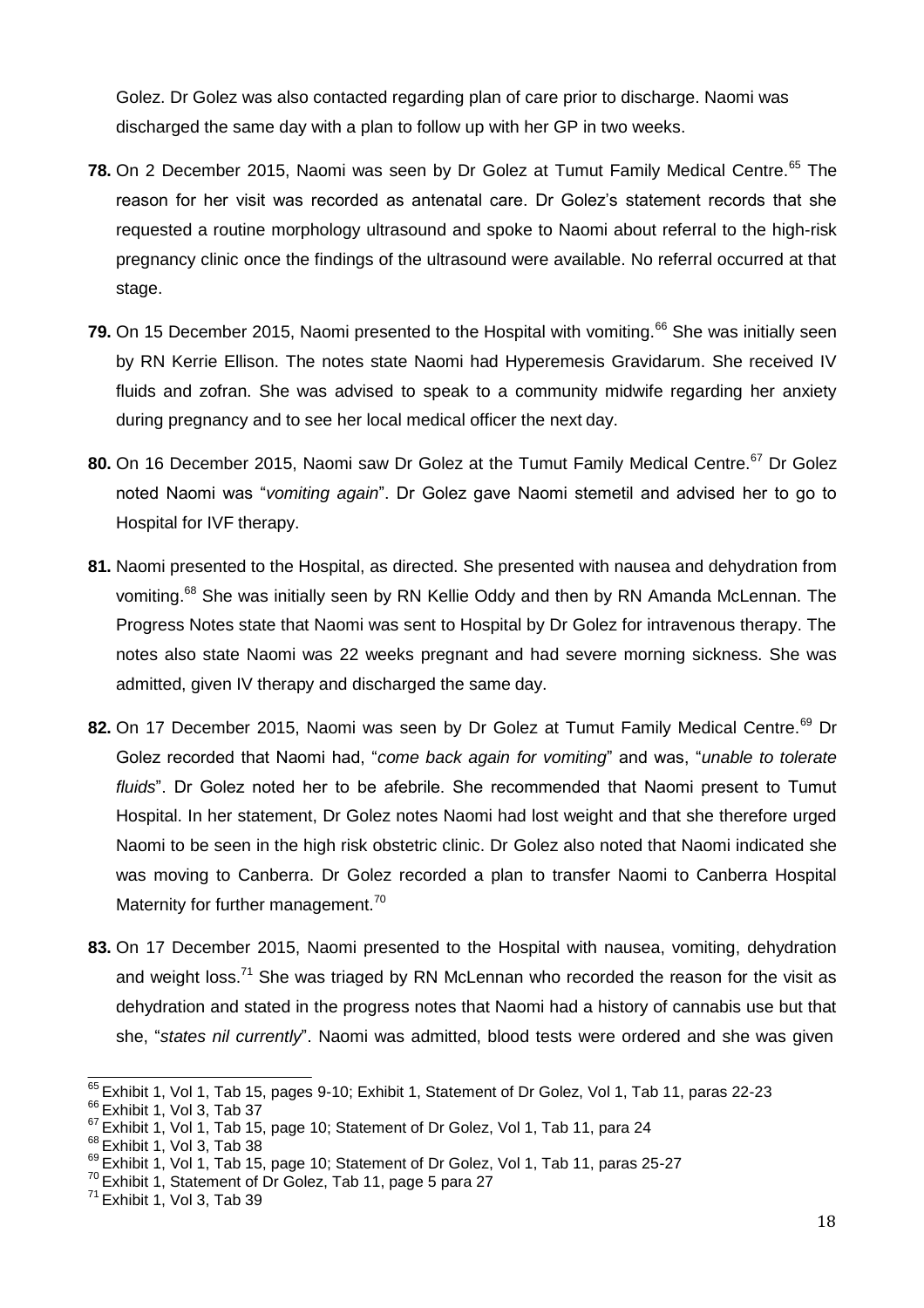Golez. Dr Golez was also contacted regarding plan of care prior to discharge. Naomi was discharged the same day with a plan to follow up with her GP in two weeks.

**78.** On 2 December 2015, Naomi was seen by Dr Golez at Tumut Family Medical Centre.[65] The reason for her visit was recorded as antenatal care. Dr Golez's statement records that she requested a routine morphology ultrasound and spoke to Naomi about referral to the high-risk pregnancy clinic once the findings of the ultrasound were available. No referral occurred at that stage.

**79.** On 15 December 2015, Naomi presented to the Hospital with vomiting.[66] She was initially seen by RN Kerrie Ellison. The notes state Naomi had Hyperemesis Gravidarum. She received IV fluids and zofran. She was advised to speak to a community midwife regarding her anxiety during pregnancy and to see her local medical officer the next day.

**80.** On 16 December 2015, Naomi saw Dr Golez at the Tumut Family Medical Centre.[67] Dr Golez noted Naomi was "*vomiting again*". Dr Golez gave Naomi stemetil and advised her to go to Hospital for IVF therapy.

**81.** Naomi presented to the Hospital, as directed. She presented with nausea and dehydration from vomiting.[68] She was initially seen by RN Kellie Oddy and then by RN Amanda McLennan. The Progress Notes state that Naomi was sent to Hospital by Dr Golez for intravenous therapy. The notes also state Naomi was 22 weeks pregnant and had severe morning sickness. She was admitted, given IV therapy and discharged the same day.

**82.** On 17 December 2015, Naomi was seen by Dr Golez at Tumut Family Medical Centre.[69] Dr Golez recorded that Naomi had, "*come back again for vomiting*" and was, "*unable to tolerate fluids*". Dr Golez noted her to be afebrile. She recommended that Naomi present to Tumut Hospital. In her statement, Dr Golez notes Naomi had lost weight and that she therefore urged Naomi to be seen in the high risk obstetric clinic. Dr Golez also noted that Naomi indicated she was moving to Canberra. Dr Golez recorded a plan to transfer Naomi to Canberra Hospital Maternity for further management.[70]

**83.** On 17 December 2015, Naomi presented to the Hospital with nausea, vomiting, dehydration and weight loss.[71] She was triaged by RN McLennan who recorded the reason for the visit as dehydration and stated in the progress notes that Naomi had a history of cannabis use but that she, "*states nil currently*". Naomi was admitted, blood tests were ordered and she was given

---

[65] Exhibit 1, Vol 1, Tab 15, pages 9-10; Exhibit 1, Statement of Dr Golez, Vol 1, Tab 11, paras 22-23

[66] Exhibit 1, Vol 3, Tab 37

[67] Exhibit 1, Vol 1, Tab 15, page 10; Statement of Dr Golez, Vol 1, Tab 11, para 24

[68] Exhibit 1, Vol 3, Tab 38

[69] Exhibit 1, Vol 1, Tab 15, page 10; Statement of Dr Golez, Vol 1, Tab 11, paras 25-27

[70] Exhibit 1, Statement of Dr Golez, Tab 11, page 5 para 27

[71] Exhibit 1, Vol 3, Tab 39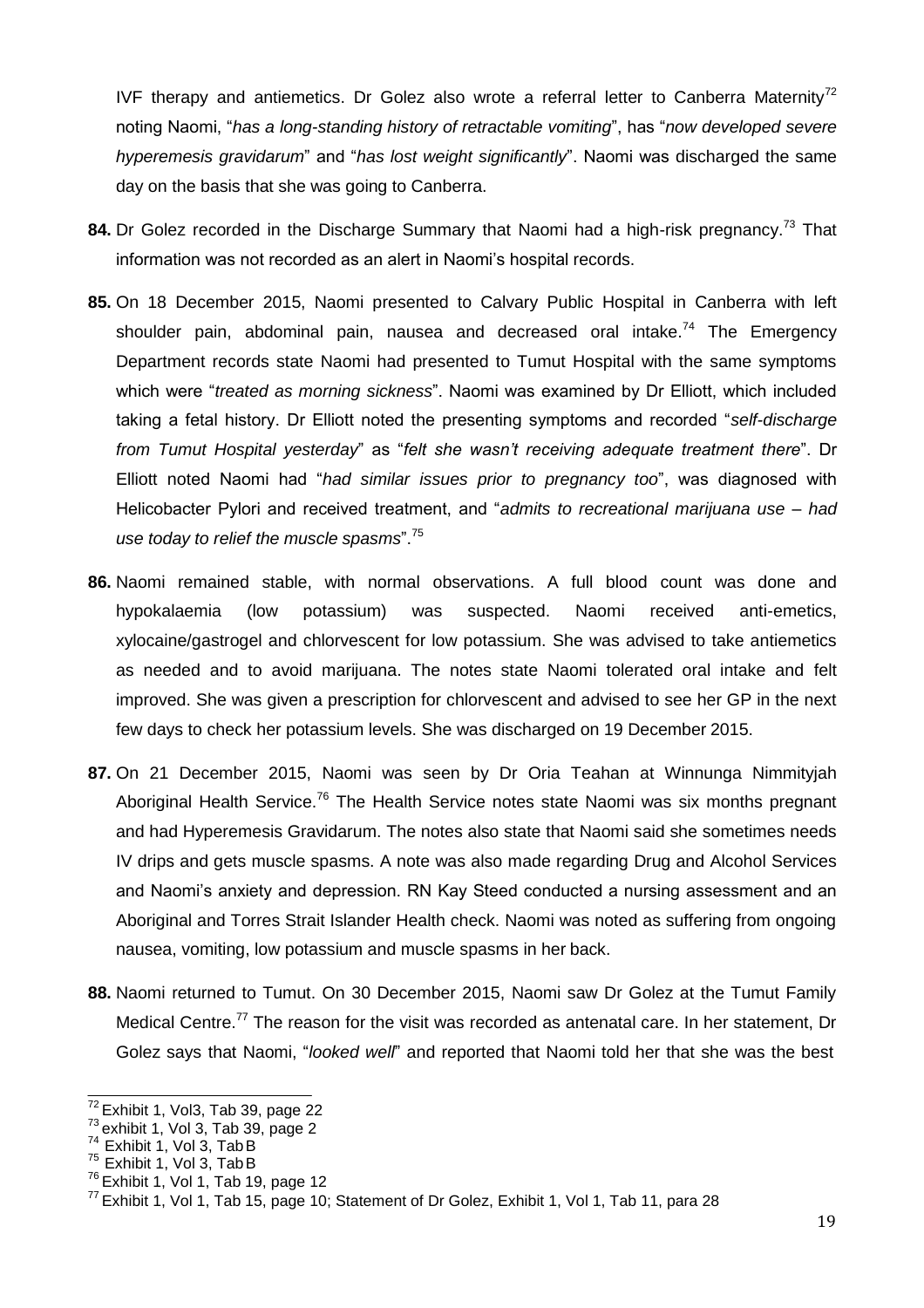IVF therapy and antiemetics. Dr Golez also wrote a referral letter to Canberra Maternity[72] noting Naomi, "*has a long-standing history of retractable vomiting*", has "*now developed severe hyperemesis gravidarum*" and "*has lost weight significantly*". Naomi was discharged the same day on the basis that she was going to Canberra.

**84.** Dr Golez recorded in the Discharge Summary that Naomi had a high-risk pregnancy.[73] That information was not recorded as an alert in Naomi's hospital records.

**85.** On 18 December 2015, Naomi presented to Calvary Public Hospital in Canberra with left shoulder pain, abdominal pain, nausea and decreased oral intake.[74] The Emergency Department records state Naomi had presented to Tumut Hospital with the same symptoms which were "*treated as morning sickness*". Naomi was examined by Dr Elliott, which included taking a fetal history. Dr Elliott noted the presenting symptoms and recorded "*self-discharge from Tumut Hospital yesterday*" as "*felt she wasn't receiving adequate treatment there*". Dr Elliott noted Naomi had "*had similar issues prior to pregnancy too*", was diagnosed with Helicobacter Pylori and received treatment, and "*admits to recreational marijuana use – had use today to relief the muscle spasms*".[75]

**86.** Naomi remained stable, with normal observations. A full blood count was done and hypokalaemia (low potassium) was suspected. Naomi received anti-emetics, xylocaine/gastrogel and chlorvescent for low potassium. She was advised to take antiemetics as needed and to avoid marijuana. The notes state Naomi tolerated oral intake and felt improved. She was given a prescription for chlorvescent and advised to see her GP in the next few days to check her potassium levels. She was discharged on 19 December 2015.

**87.** On 21 December 2015, Naomi was seen by Dr Oria Teahan at Winnunga Nimmityjah Aboriginal Health Service.[76] The Health Service notes state Naomi was six months pregnant and had Hyperemesis Gravidarum. The notes also state that Naomi said she sometimes needs IV drips and gets muscle spasms. A note was also made regarding Drug and Alcohol Services and Naomi's anxiety and depression. RN Kay Steed conducted a nursing assessment and an Aboriginal and Torres Strait Islander Health check. Naomi was noted as suffering from ongoing nausea, vomiting, low potassium and muscle spasms in her back.

**88.** Naomi returned to Tumut. On 30 December 2015, Naomi saw Dr Golez at the Tumut Family Medical Centre.[77] The reason for the visit was recorded as antenatal care. In her statement, Dr Golez says that Naomi, "*looked well*" and reported that Naomi told her that she was the best

---

[72] Exhibit 1, Vol3, Tab 39, page 22

[73] exhibit 1, Vol 3, Tab 39, page 2

[74] Exhibit 1, Vol 3, Tab B

[75] Exhibit 1, Vol 3, Tab B

[76] Exhibit 1, Vol 1, Tab 19, page 12

[77] Exhibit 1, Vol 1, Tab 15, page 10; Statement of Dr Golez, Exhibit 1, Vol 1, Tab 11, para 28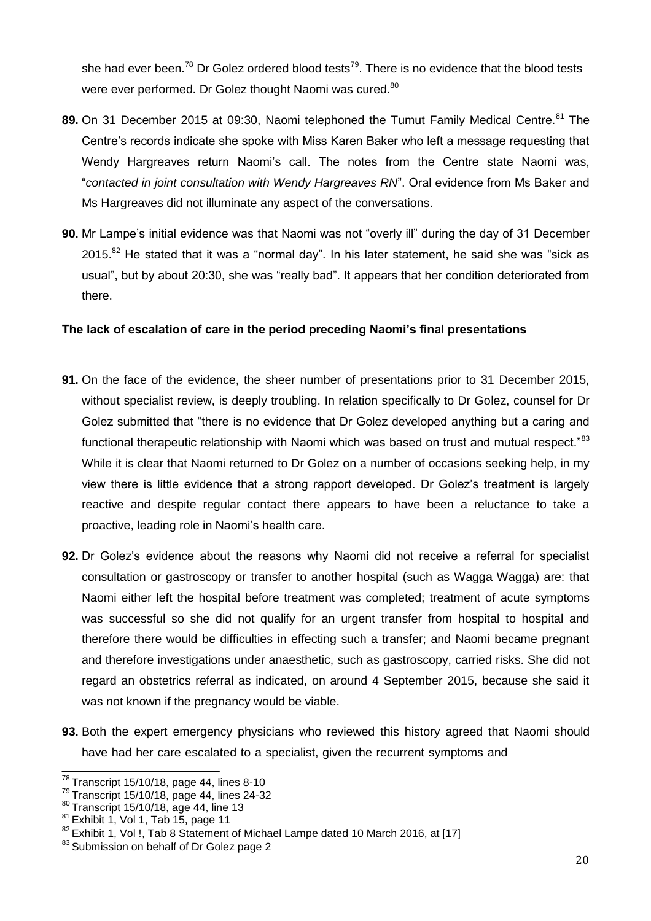she had ever been.[78] Dr Golez ordered blood tests[79]. There is no evidence that the blood tests were ever performed. Dr Golez thought Naomi was cured.[80]

**89.** On 31 December 2015 at 09:30, Naomi telephoned the Tumut Family Medical Centre.[81] The Centre's records indicate she spoke with Miss Karen Baker who left a message requesting that Wendy Hargreaves return Naomi's call. The notes from the Centre state Naomi was, "*contacted in joint consultation with Wendy Hargreaves RN*". Oral evidence from Ms Baker and Ms Hargreaves did not illuminate any aspect of the conversations.

**90.** Mr Lampe's initial evidence was that Naomi was not "overly ill" during the day of 31 December 2015.[82] He stated that it was a "normal day". In his later statement, he said she was "sick as usual", but by about 20:30, she was "really bad". It appears that her condition deteriorated from there.

**The lack of escalation of care in the period preceding Naomi's final presentations**

**91.** On the face of the evidence, the sheer number of presentations prior to 31 December 2015, without specialist review, is deeply troubling. In relation specifically to Dr Golez, counsel for Dr Golez submitted that "there is no evidence that Dr Golez developed anything but a caring and functional therapeutic relationship with Naomi which was based on trust and mutual respect."[83] While it is clear that Naomi returned to Dr Golez on a number of occasions seeking help, in my view there is little evidence that a strong rapport developed. Dr Golez's treatment is largely reactive and despite regular contact there appears to have been a reluctance to take a proactive, leading role in Naomi's health care.

**92.** Dr Golez's evidence about the reasons why Naomi did not receive a referral for specialist consultation or gastroscopy or transfer to another hospital (such as Wagga Wagga) are: that Naomi either left the hospital before treatment was completed; treatment of acute symptoms was successful so she did not qualify for an urgent transfer from hospital to hospital and therefore there would be difficulties in effecting such a transfer; and Naomi became pregnant and therefore investigations under anaesthetic, such as gastroscopy, carried risks. She did not regard an obstetrics referral as indicated, on around 4 September 2015, because she said it was not known if the pregnancy would be viable.

**93.** Both the expert emergency physicians who reviewed this history agreed that Naomi should have had her care escalated to a specialist, given the recurrent symptoms and

---

[78] Transcript 15/10/18, page 44, lines 8-10

[79] Transcript 15/10/18, page 44, lines 24-32

[80] Transcript 15/10/18, age 44, line 13

[81] Exhibit 1, Vol 1, Tab 15, page 11

[82] Exhibit 1, Vol !, Tab 8 Statement of Michael Lampe dated 10 March 2016, at [17]

[83] Submission on behalf of Dr Golez page 2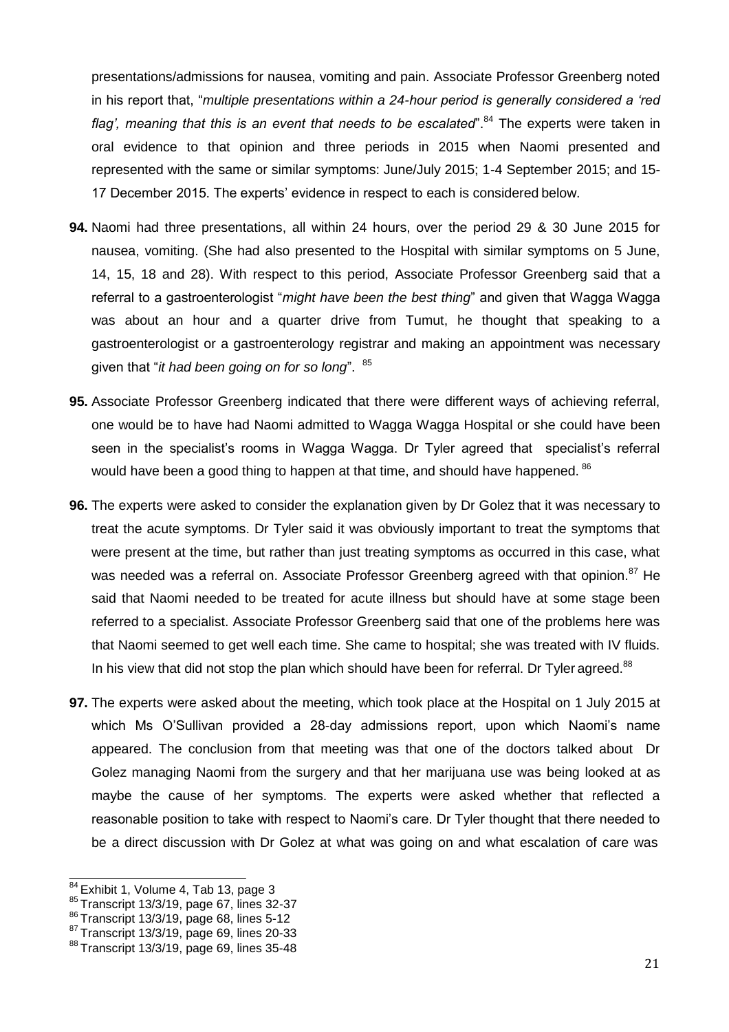presentations/admissions for nausea, vomiting and pain. Associate Professor Greenberg noted in his report that, "*multiple presentations within a 24-hour period is generally considered a 'red flag', meaning that this is an event that needs to be escalated*".[84] The experts were taken in oral evidence to that opinion and three periods in 2015 when Naomi presented and represented with the same or similar symptoms: June/July 2015; 1-4 September 2015; and 15-17 December 2015. The experts' evidence in respect to each is considered below.

**94.** Naomi had three presentations, all within 24 hours, over the period 29 & 30 June 2015 for nausea, vomiting. (She had also presented to the Hospital with similar symptoms on 5 June, 14, 15, 18 and 28). With respect to this period, Associate Professor Greenberg said that a referral to a gastroenterologist "*might have been the best thing*" and given that Wagga Wagga was about an hour and a quarter drive from Tumut, he thought that speaking to a gastroenterologist or a gastroenterology registrar and making an appointment was necessary given that "*it had been going on for so long*". [85]

**95.** Associate Professor Greenberg indicated that there were different ways of achieving referral, one would be to have had Naomi admitted to Wagga Wagga Hospital or she could have been seen in the specialist's rooms in Wagga Wagga. Dr Tyler agreed that specialist's referral would have been a good thing to happen at that time, and should have happened. [86]

**96.** The experts were asked to consider the explanation given by Dr Golez that it was necessary to treat the acute symptoms. Dr Tyler said it was obviously important to treat the symptoms that were present at the time, but rather than just treating symptoms as occurred in this case, what was needed was a referral on. Associate Professor Greenberg agreed with that opinion.[87] He said that Naomi needed to be treated for acute illness but should have at some stage been referred to a specialist. Associate Professor Greenberg said that one of the problems here was that Naomi seemed to get well each time. She came to hospital; she was treated with IV fluids. In his view that did not stop the plan which should have been for referral. Dr Tyler agreed.[88]

**97.** The experts were asked about the meeting, which took place at the Hospital on 1 July 2015 at which Ms O'Sullivan provided a 28-day admissions report, upon which Naomi's name appeared. The conclusion from that meeting was that one of the doctors talked about Dr Golez managing Naomi from the surgery and that her marijuana use was being looked at as maybe the cause of her symptoms. The experts were asked whether that reflected a reasonable position to take with respect to Naomi's care. Dr Tyler thought that there needed to be a direct discussion with Dr Golez at what was going on and what escalation of care was

---

[84] Exhibit 1, Volume 4, Tab 13, page 3

[85] Transcript 13/3/19, page 67, lines 32-37

[86] Transcript 13/3/19, page 68, lines 5-12

[87] Transcript 13/3/19, page 69, lines 20-33

[88] Transcript 13/3/19, page 69, lines 35-48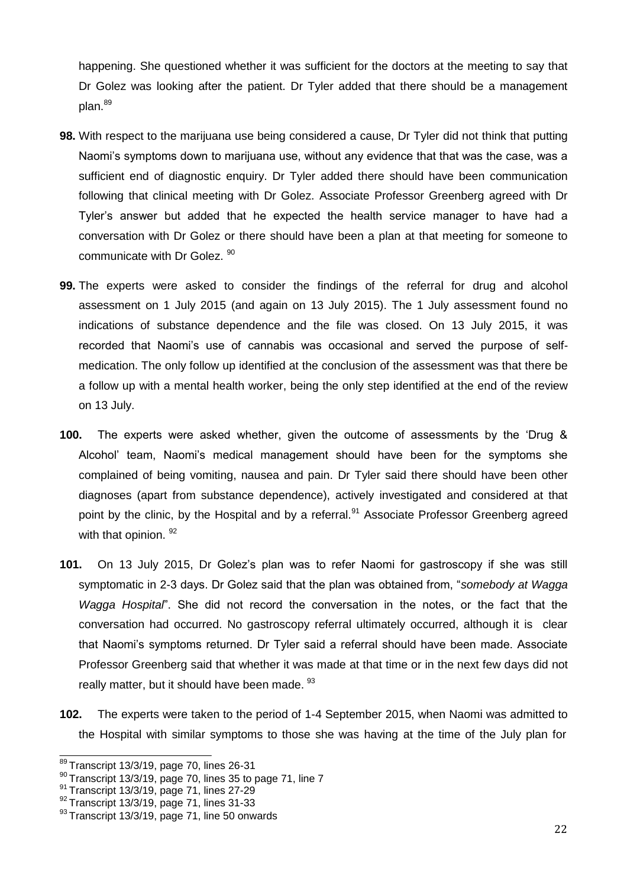happening. She questioned whether it was sufficient for the doctors at the meeting to say that Dr Golez was looking after the patient. Dr Tyler added that there should be a management plan.[89]

**98.** With respect to the marijuana use being considered a cause, Dr Tyler did not think that putting Naomi's symptoms down to marijuana use, without any evidence that that was the case, was a sufficient end of diagnostic enquiry. Dr Tyler added there should have been communication following that clinical meeting with Dr Golez. Associate Professor Greenberg agreed with Dr Tyler's answer but added that he expected the health service manager to have had a conversation with Dr Golez or there should have been a plan at that meeting for someone to communicate with Dr Golez. [90]

**99.** The experts were asked to consider the findings of the referral for drug and alcohol assessment on 1 July 2015 (and again on 13 July 2015). The 1 July assessment found no indications of substance dependence and the file was closed. On 13 July 2015, it was recorded that Naomi's use of cannabis was occasional and served the purpose of self-medication. The only follow up identified at the conclusion of the assessment was that there be a follow up with a mental health worker, being the only step identified at the end of the review on 13 July.

**100.** The experts were asked whether, given the outcome of assessments by the 'Drug & Alcohol' team, Naomi's medical management should have been for the symptoms she complained of being vomiting, nausea and pain. Dr Tyler said there should have been other diagnoses (apart from substance dependence), actively investigated and considered at that point by the clinic, by the Hospital and by a referral.[91] Associate Professor Greenberg agreed with that opinion. [92]

**101.** On 13 July 2015, Dr Golez's plan was to refer Naomi for gastroscopy if she was still symptomatic in 2-3 days. Dr Golez said that the plan was obtained from, "*somebody at Wagga Wagga Hospital*". She did not record the conversation in the notes, or the fact that the conversation had occurred. No gastroscopy referral ultimately occurred, although it is clear that Naomi's symptoms returned. Dr Tyler said a referral should have been made. Associate Professor Greenberg said that whether it was made at that time or in the next few days did not really matter, but it should have been made. [93]

**102.** The experts were taken to the period of 1-4 September 2015, when Naomi was admitted to the Hospital with similar symptoms to those she was having at the time of the July plan for

---

[89] Transcript 13/3/19, page 70, lines 26-31

[90] Transcript 13/3/19, page 70, lines 35 to page 71, line 7

[91] Transcript 13/3/19, page 71, lines 27-29

[92] Transcript 13/3/19, page 71, lines 31-33

[93] Transcript 13/3/19, page 71, line 50 onwards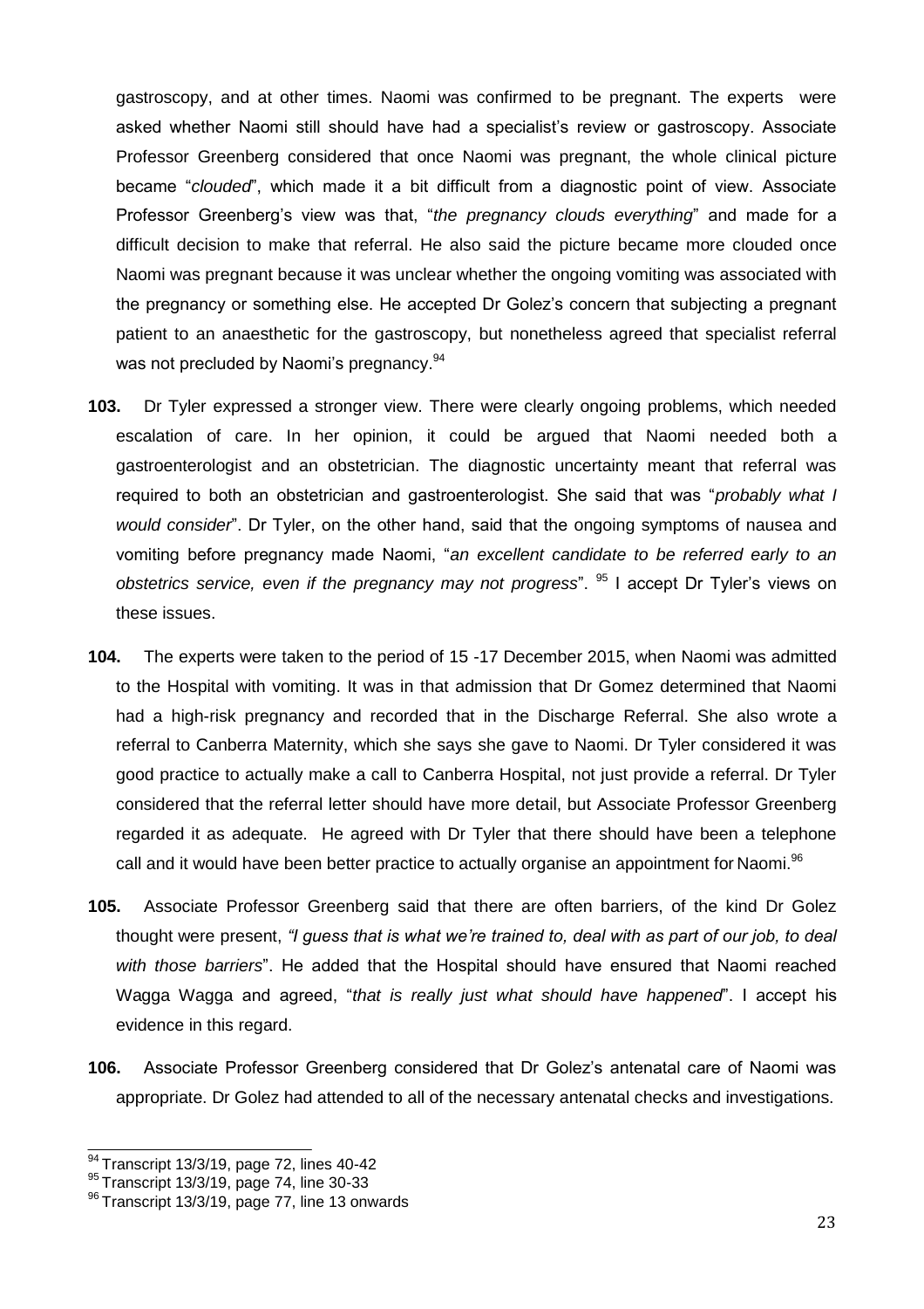gastroscopy, and at other times. Naomi was confirmed to be pregnant. The experts were asked whether Naomi still should have had a specialist's review or gastroscopy. Associate Professor Greenberg considered that once Naomi was pregnant, the whole clinical picture became "*clouded*", which made it a bit difficult from a diagnostic point of view. Associate Professor Greenberg's view was that, "*the pregnancy clouds everything*" and made for a difficult decision to make that referral. He also said the picture became more clouded once Naomi was pregnant because it was unclear whether the ongoing vomiting was associated with the pregnancy or something else. He accepted Dr Golez's concern that subjecting a pregnant patient to an anaesthetic for the gastroscopy, but nonetheless agreed that specialist referral was not precluded by Naomi's pregnancy.[94]

**103.** Dr Tyler expressed a stronger view. There were clearly ongoing problems, which needed escalation of care. In her opinion, it could be argued that Naomi needed both a gastroenterologist and an obstetrician. The diagnostic uncertainty meant that referral was required to both an obstetrician and gastroenterologist. She said that was "*probably what I would consider*". Dr Tyler, on the other hand, said that the ongoing symptoms of nausea and vomiting before pregnancy made Naomi, "*an excellent candidate to be referred early to an obstetrics service, even if the pregnancy may not progress*".[95] I accept Dr Tyler's views on these issues.

**104.** The experts were taken to the period of 15 -17 December 2015, when Naomi was admitted to the Hospital with vomiting. It was in that admission that Dr Gomez determined that Naomi had a high-risk pregnancy and recorded that in the Discharge Referral. She also wrote a referral to Canberra Maternity, which she says she gave to Naomi. Dr Tyler considered it was good practice to actually make a call to Canberra Hospital, not just provide a referral. Dr Tyler considered that the referral letter should have more detail, but Associate Professor Greenberg regarded it as adequate. He agreed with Dr Tyler that there should have been a telephone call and it would have been better practice to actually organise an appointment for Naomi.[96]

**105.** Associate Professor Greenberg said that there are often barriers, of the kind Dr Golez thought were present, *"I guess that is what we're trained to, deal with as part of our job, to deal with those barriers*". He added that the Hospital should have ensured that Naomi reached Wagga Wagga and agreed, "*that is really just what should have happened*". I accept his evidence in this regard.

**106.** Associate Professor Greenberg considered that Dr Golez's antenatal care of Naomi was appropriate. Dr Golez had attended to all of the necessary antenatal checks and investigations.

---

[94] Transcript 13/3/19, page 72, lines 40-42

[95] Transcript 13/3/19, page 74, line 30-33

[96] Transcript 13/3/19, page 77, line 13 onwards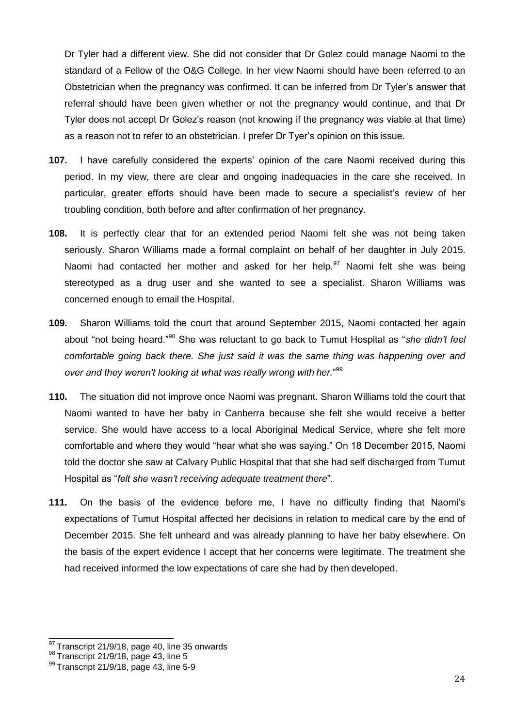Dr Tyler had a different view. She did not consider that Dr Golez could manage Naomi to the standard of a Fellow of the O&G College. In her view Naomi should have been referred to an Obstetrician when the pregnancy was confirmed. It can be inferred from Dr Tyler's answer that referral should have been given whether or not the pregnancy would continue, and that Dr Tyler does not accept Dr Golez's reason (not knowing if the pregnancy was viable at that time) as a reason not to refer to an obstetrician. I prefer Dr Tyer's opinion on this issue.

**107.** I have carefully considered the experts' opinion of the care Naomi received during this period. In my view, there are clear and ongoing inadequacies in the care she received. In particular, greater efforts should have been made to secure a specialist's review of her troubling condition, both before and after confirmation of her pregnancy.

**108.** It is perfectly clear that for an extended period Naomi felt she was not being taken seriously. Sharon Williams made a formal complaint on behalf of her daughter in July 2015. Naomi had contacted her mother and asked for her help.[97] Naomi felt she was being stereotyped as a drug user and she wanted to see a specialist. Sharon Williams was concerned enough to email the Hospital.

**109.** Sharon Williams told the court that around September 2015, Naomi contacted her again about "not being heard."[98] She was reluctant to go back to Tumut Hospital as "*she didn't feel comfortable going back there. She just said it was the same thing was happening over and over and they weren't looking at what was really wrong with her.*"[99]

**110.** The situation did not improve once Naomi was pregnant. Sharon Williams told the court that Naomi wanted to have her baby in Canberra because she felt she would receive a better service. She would have access to a local Aboriginal Medical Service, where she felt more comfortable and where they would "hear what she was saying." On 18 December 2015, Naomi told the doctor she saw at Calvary Public Hospital that that she had self discharged from Tumut Hospital as "*felt she wasn't receiving adequate treatment there*".

**111.** On the basis of the evidence before me, I have no difficulty finding that Naomi's expectations of Tumut Hospital affected her decisions in relation to medical care by the end of December 2015. She felt unheard and was already planning to have her baby elsewhere. On the basis of the expert evidence I accept that her concerns were legitimate. The treatment she had received informed the low expectations of care she had by then developed.

---

[97] Transcript 21/9/18, page 40, line 35 onwards

[98] Transcript 21/9/18, page 43, line 5

[99] Transcript 21/9/18, page 43, line 5-9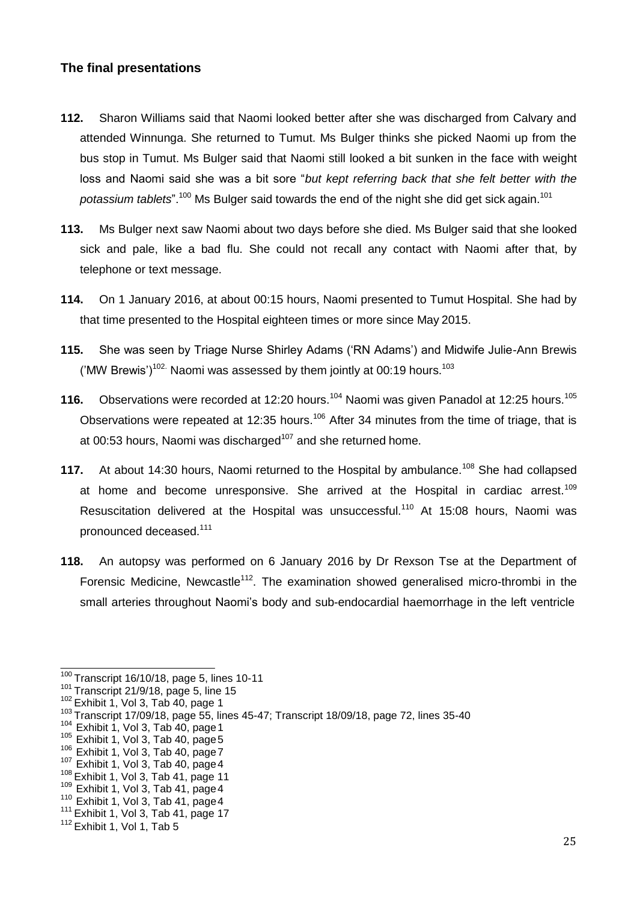## The final presentations

**112.** Sharon Williams said that Naomi looked better after she was discharged from Calvary and attended Winnunga. She returned to Tumut. Ms Bulger thinks she picked Naomi up from the bus stop in Tumut. Ms Bulger said that Naomi still looked a bit sunken in the face with weight loss and Naomi said she was a bit sore "*but kept referring back that she felt better with the potassium tablets*".[100] Ms Bulger said towards the end of the night she did get sick again.[101]

**113.** Ms Bulger next saw Naomi about two days before she died. Ms Bulger said that she looked sick and pale, like a bad flu. She could not recall any contact with Naomi after that, by telephone or text message.

**114.** On 1 January 2016, at about 00:15 hours, Naomi presented to Tumut Hospital. She had by that time presented to the Hospital eighteen times or more since May 2015.

**115.** She was seen by Triage Nurse Shirley Adams ('RN Adams') and Midwife Julie-Ann Brewis ('MW Brewis')[102]. Naomi was assessed by them jointly at 00:19 hours.[103]

**116.** Observations were recorded at 12:20 hours.[104] Naomi was given Panadol at 12:25 hours.[105] Observations were repeated at 12:35 hours.[106] After 34 minutes from the time of triage, that is at 00:53 hours, Naomi was discharged[107] and she returned home.

**117.** At about 14:30 hours, Naomi returned to the Hospital by ambulance.[108] She had collapsed at home and become unresponsive. She arrived at the Hospital in cardiac arrest.[109] Resuscitation delivered at the Hospital was unsuccessful.[110] At 15:08 hours, Naomi was pronounced deceased.[111]

**118.** An autopsy was performed on 6 January 2016 by Dr Rexson Tse at the Department of Forensic Medicine, Newcastle[112]. The examination showed generalised micro-thrombi in the small arteries throughout Naomi's body and sub-endocardial haemorrhage in the left ventricle

---

[100] Transcript 16/10/18, page 5, lines 10-11
[101] Transcript 21/9/18, page 5, line 15
[102] Exhibit 1, Vol 3, Tab 40, page 1
[103] Transcript 17/09/18, page 55, lines 45-47; Transcript 18/09/18, page 72, lines 35-40
[104] Exhibit 1, Vol 3, Tab 40, page 1
[105] Exhibit 1, Vol 3, Tab 40, page 5
[106] Exhibit 1, Vol 3, Tab 40, page 7
[107] Exhibit 1, Vol 3, Tab 40, page 4
[108] Exhibit 1, Vol 3, Tab 41, page 11
[109] Exhibit 1, Vol 3, Tab 41, page 4
[110] Exhibit 1, Vol 3, Tab 41, page 4
[111] Exhibit 1, Vol 3, Tab 41, page 17
[112] Exhibit 1, Vol 1, Tab 5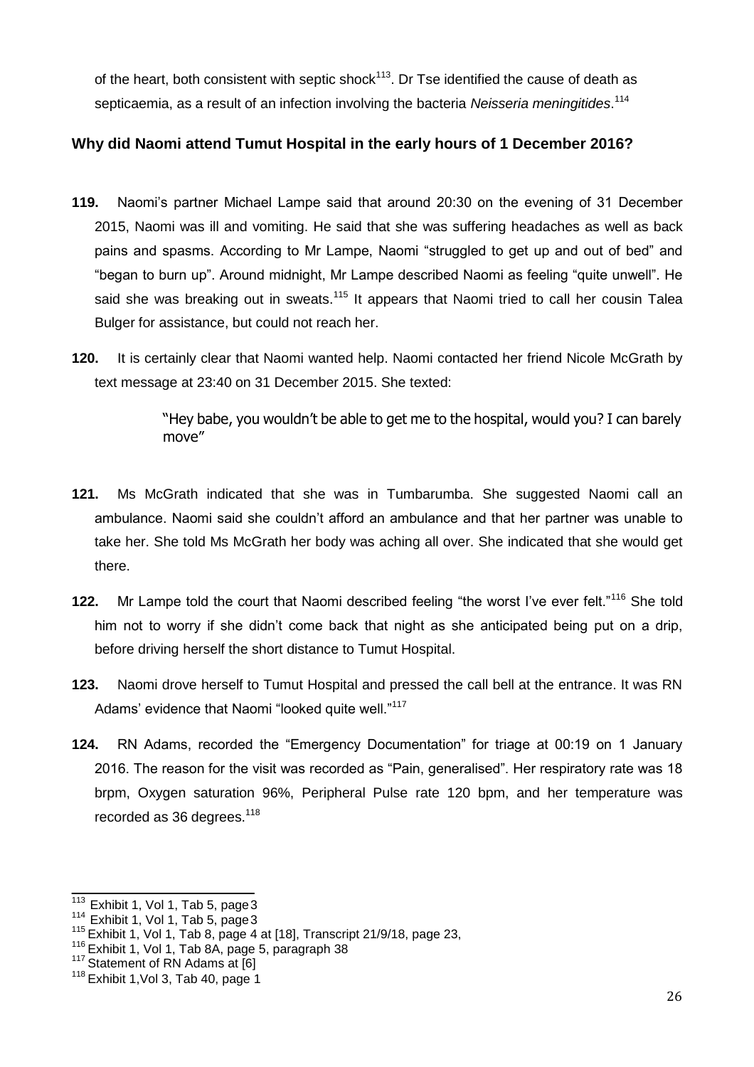of the heart, both consistent with septic shock[113]. Dr Tse identified the cause of death as septicaemia, as a result of an infection involving the bacteria *Neisseria meningitides*.[114]

### Why did Naomi attend Tumut Hospital in the early hours of 1 December 2016?

**119.** Naomi's partner Michael Lampe said that around 20:30 on the evening of 31 December 2015, Naomi was ill and vomiting. He said that she was suffering headaches as well as back pains and spasms. According to Mr Lampe, Naomi "struggled to get up and out of bed" and "began to burn up". Around midnight, Mr Lampe described Naomi as feeling "quite unwell". He said she was breaking out in sweats.[115] It appears that Naomi tried to call her cousin Talea Bulger for assistance, but could not reach her.

**120.** It is certainly clear that Naomi wanted help. Naomi contacted her friend Nicole McGrath by text message at 23:40 on 31 December 2015. She texted:

> "Hey babe, you wouldn't be able to get me to the hospital, would you? I can barely move"

**121.** Ms McGrath indicated that she was in Tumbarumba. She suggested Naomi call an ambulance. Naomi said she couldn't afford an ambulance and that her partner was unable to take her. She told Ms McGrath her body was aching all over. She indicated that she would get there.

**122.** Mr Lampe told the court that Naomi described feeling "the worst I've ever felt."[116] She told him not to worry if she didn't come back that night as she anticipated being put on a drip, before driving herself the short distance to Tumut Hospital.

**123.** Naomi drove herself to Tumut Hospital and pressed the call bell at the entrance. It was RN Adams' evidence that Naomi "looked quite well."[117]

**124.** RN Adams, recorded the "Emergency Documentation" for triage at 00:19 on 1 January 2016. The reason for the visit was recorded as "Pain, generalised". Her respiratory rate was 18 brpm, Oxygen saturation 96%, Peripheral Pulse rate 120 bpm, and her temperature was recorded as 36 degrees.[118]

---

[113] Exhibit 1, Vol 1, Tab 5, page 3

[114] Exhibit 1, Vol 1, Tab 5, page 3

[115] Exhibit 1, Vol 1, Tab 8, page 4 at [18], Transcript 21/9/18, page 23,

[116] Exhibit 1, Vol 1, Tab 8A, page 5, paragraph 38

[117] Statement of RN Adams at [6]

[118] Exhibit 1,Vol 3, Tab 40, page 1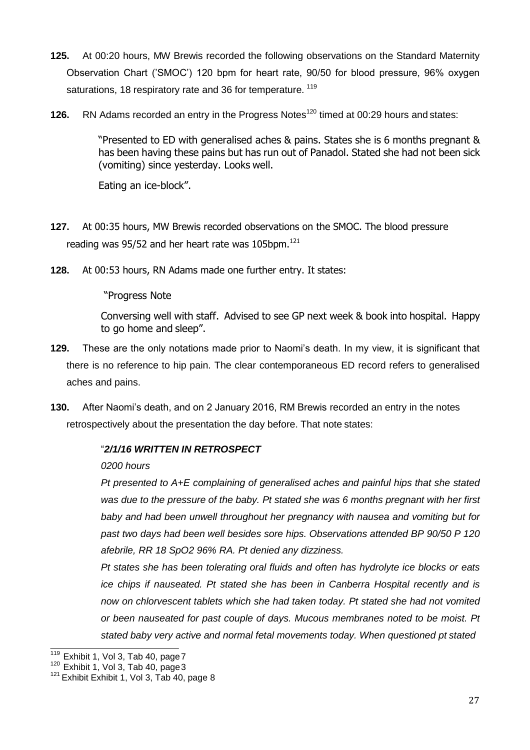**125.** At 00:20 hours, MW Brewis recorded the following observations on the Standard Maternity Observation Chart ('SMOC') 120 bpm for heart rate, 90/50 for blood pressure, 96% oxygen saturations, 18 respiratory rate and 36 for temperature. [119]

**126.** RN Adams recorded an entry in the Progress Notes[120] timed at 00:29 hours and states:

> "Presented to ED with generalised aches & pains. States she is 6 months pregnant & has been having these pains but has run out of Panadol. Stated she had not been sick (vomiting) since yesterday. Looks well.
>
> Eating an ice-block".

**127.** At 00:35 hours, MW Brewis recorded observations on the SMOC. The blood pressure reading was 95/52 and her heart rate was 105bpm.[121]

**128.** At 00:53 hours, RN Adams made one further entry. It states:

> "Progress Note
>
> Conversing well with staff. Advised to see GP next week & book into hospital. Happy to go home and sleep".

**129.** These are the only notations made prior to Naomi's death. In my view, it is significant that there is no reference to hip pain. The clear contemporaneous ED record refers to generalised aches and pains.

**130.** After Naomi's death, and on 2 January 2016, RM Brewis recorded an entry in the notes retrospectively about the presentation the day before. That note states:

> "***2/1/16 WRITTEN IN RETROSPECT***
>
> *0200 hours*
>
> *Pt presented to A+E complaining of generalised aches and painful hips that she stated was due to the pressure of the baby. Pt stated she was 6 months pregnant with her first baby and had been unwell throughout her pregnancy with nausea and vomiting but for past two days had been well besides sore hips. Observations attended BP 90/50 P 120 afebrile, RR 18 SpO2 96% RA. Pt denied any dizziness.*
>
> *Pt states she has been tolerating oral fluids and often has hydrolyte ice blocks or eats ice chips if nauseated. Pt stated she has been in Canberra Hospital recently and is now on chlorvescent tablets which she had taken today. Pt stated she had not vomited or been nauseated for past couple of days. Mucous membranes noted to be moist. Pt stated baby very active and normal fetal movements today. When questioned pt stated*

---

[119] Exhibit 1, Vol 3, Tab 40, page 7

[120] Exhibit 1, Vol 3, Tab 40, page 3

[121] Exhibit Exhibit 1, Vol 3, Tab 40, page 8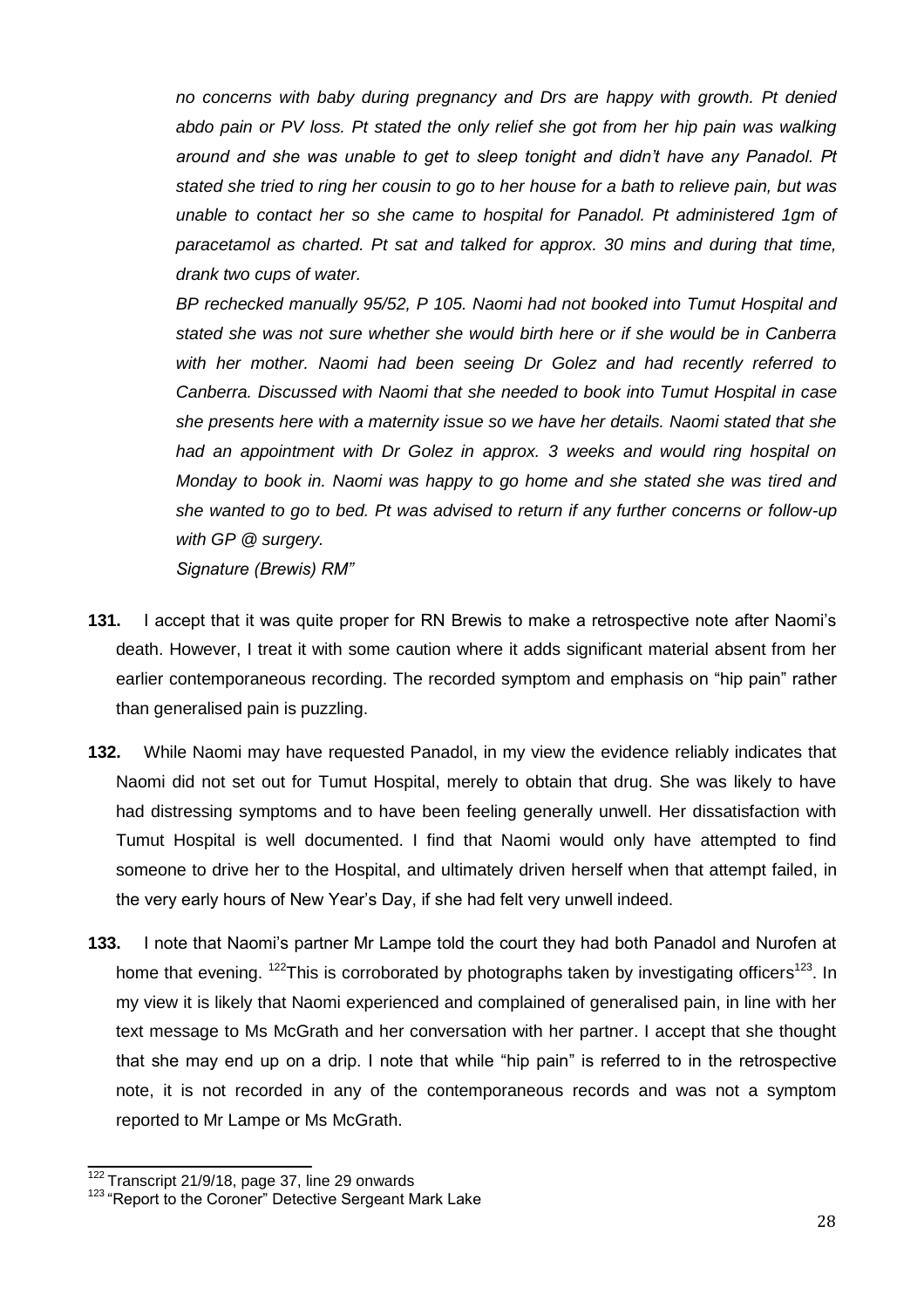*no concerns with baby during pregnancy and Drs are happy with growth. Pt denied abdo pain or PV loss. Pt stated the only relief she got from her hip pain was walking around and she was unable to get to sleep tonight and didn't have any Panadol. Pt stated she tried to ring her cousin to go to her house for a bath to relieve pain, but was unable to contact her so she came to hospital for Panadol. Pt administered 1gm of paracetamol as charted. Pt sat and talked for approx. 30 mins and during that time, drank two cups of water.*

*BP rechecked manually 95/52, P 105. Naomi had not booked into Tumut Hospital and stated she was not sure whether she would birth here or if she would be in Canberra with her mother. Naomi had been seeing Dr Golez and had recently referred to Canberra. Discussed with Naomi that she needed to book into Tumut Hospital in case she presents here with a maternity issue so we have her details. Naomi stated that she had an appointment with Dr Golez in approx. 3 weeks and would ring hospital on Monday to book in. Naomi was happy to go home and she stated she was tired and she wanted to go to bed. Pt was advised to return if any further concerns or follow-up with GP @ surgery.*

*Signature (Brewis) RM"*

**131.** I accept that it was quite proper for RN Brewis to make a retrospective note after Naomi's death. However, I treat it with some caution where it adds significant material absent from her earlier contemporaneous recording. The recorded symptom and emphasis on "hip pain" rather than generalised pain is puzzling.

**132.** While Naomi may have requested Panadol, in my view the evidence reliably indicates that Naomi did not set out for Tumut Hospital, merely to obtain that drug. She was likely to have had distressing symptoms and to have been feeling generally unwell. Her dissatisfaction with Tumut Hospital is well documented. I find that Naomi would only have attempted to find someone to drive her to the Hospital, and ultimately driven herself when that attempt failed, in the very early hours of New Year's Day, if she had felt very unwell indeed.

**133.** I note that Naomi's partner Mr Lampe told the court they had both Panadol and Nurofen at home that evening. [122]This is corroborated by photographs taken by investigating officers[123]. In my view it is likely that Naomi experienced and complained of generalised pain, in line with her text message to Ms McGrath and her conversation with her partner. I accept that she thought that she may end up on a drip. I note that while "hip pain" is referred to in the retrospective note, it is not recorded in any of the contemporaneous records and was not a symptom reported to Mr Lampe or Ms McGrath.

---

[122] Transcript 21/9/18, page 37, line 29 onwards

[123] "Report to the Coroner" Detective Sergeant Mark Lake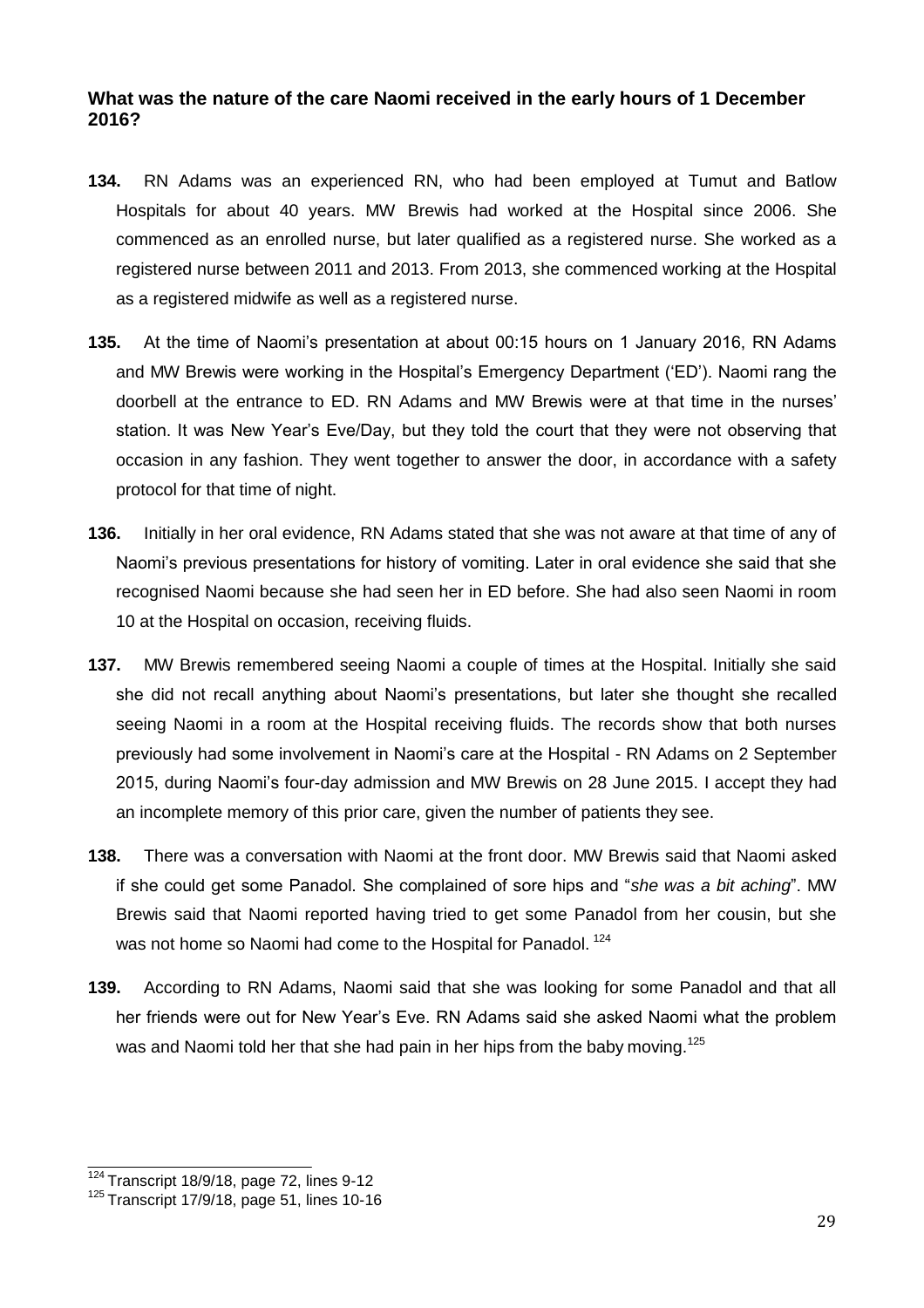**What was the nature of the care Naomi received in the early hours of 1 December 2016?**

**134.** RN Adams was an experienced RN, who had been employed at Tumut and Batlow Hospitals for about 40 years. MW Brewis had worked at the Hospital since 2006. She commenced as an enrolled nurse, but later qualified as a registered nurse. She worked as a registered nurse between 2011 and 2013. From 2013, she commenced working at the Hospital as a registered midwife as well as a registered nurse.

**135.** At the time of Naomi's presentation at about 00:15 hours on 1 January 2016, RN Adams and MW Brewis were working in the Hospital's Emergency Department ('ED'). Naomi rang the doorbell at the entrance to ED. RN Adams and MW Brewis were at that time in the nurses' station. It was New Year's Eve/Day, but they told the court that they were not observing that occasion in any fashion. They went together to answer the door, in accordance with a safety protocol for that time of night.

**136.** Initially in her oral evidence, RN Adams stated that she was not aware at that time of any of Naomi's previous presentations for history of vomiting. Later in oral evidence she said that she recognised Naomi because she had seen her in ED before. She had also seen Naomi in room 10 at the Hospital on occasion, receiving fluids.

**137.** MW Brewis remembered seeing Naomi a couple of times at the Hospital. Initially she said she did not recall anything about Naomi's presentations, but later she thought she recalled seeing Naomi in a room at the Hospital receiving fluids. The records show that both nurses previously had some involvement in Naomi's care at the Hospital - RN Adams on 2 September 2015, during Naomi's four-day admission and MW Brewis on 28 June 2015. I accept they had an incomplete memory of this prior care, given the number of patients they see.

**138.** There was a conversation with Naomi at the front door. MW Brewis said that Naomi asked if she could get some Panadol. She complained of sore hips and "*she was a bit aching*". MW Brewis said that Naomi reported having tried to get some Panadol from her cousin, but she was not home so Naomi had come to the Hospital for Panadol. [124]

**139.** According to RN Adams, Naomi said that she was looking for some Panadol and that all her friends were out for New Year's Eve. RN Adams said she asked Naomi what the problem was and Naomi told her that she had pain in her hips from the baby moving.[125]

---

[124] Transcript 18/9/18, page 72, lines 9-12

[125] Transcript 17/9/18, page 51, lines 10-16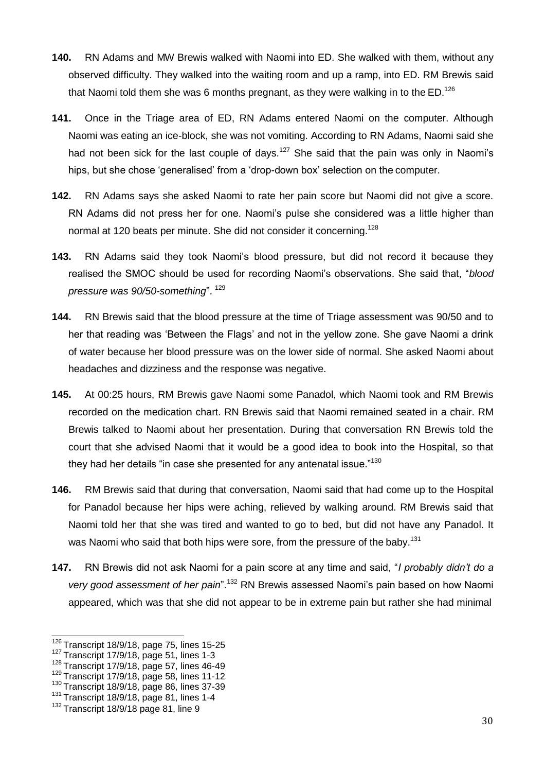**140.** RN Adams and MW Brewis walked with Naomi into ED. She walked with them, without any observed difficulty. They walked into the waiting room and up a ramp, into ED. RM Brewis said that Naomi told them she was 6 months pregnant, as they were walking in to the ED.[126]

**141.** Once in the Triage area of ED, RN Adams entered Naomi on the computer. Although Naomi was eating an ice-block, she was not vomiting. According to RN Adams, Naomi said she had not been sick for the last couple of days.[127] She said that the pain was only in Naomi's hips, but she chose 'generalised' from a 'drop-down box' selection on the computer.

**142.** RN Adams says she asked Naomi to rate her pain score but Naomi did not give a score. RN Adams did not press her for one. Naomi's pulse she considered was a little higher than normal at 120 beats per minute. She did not consider it concerning.[128]

**143.** RN Adams said they took Naomi's blood pressure, but did not record it because they realised the SMOC should be used for recording Naomi's observations. She said that, "*blood pressure was 90/50-something*". [129]

**144.** RN Brewis said that the blood pressure at the time of Triage assessment was 90/50 and to her that reading was 'Between the Flags' and not in the yellow zone. She gave Naomi a drink of water because her blood pressure was on the lower side of normal. She asked Naomi about headaches and dizziness and the response was negative.

**145.** At 00:25 hours, RM Brewis gave Naomi some Panadol, which Naomi took and RM Brewis recorded on the medication chart. RN Brewis said that Naomi remained seated in a chair. RM Brewis talked to Naomi about her presentation. During that conversation RN Brewis told the court that she advised Naomi that it would be a good idea to book into the Hospital, so that they had her details "in case she presented for any antenatal issue."[130]

**146.** RM Brewis said that during that conversation, Naomi said that had come up to the Hospital for Panadol because her hips were aching, relieved by walking around. RM Brewis said that Naomi told her that she was tired and wanted to go to bed, but did not have any Panadol. It was Naomi who said that both hips were sore, from the pressure of the baby.[131]

**147.** RN Brewis did not ask Naomi for a pain score at any time and said, "*I probably didn't do a very good assessment of her pain*".[132] RN Brewis assessed Naomi's pain based on how Naomi appeared, which was that she did not appear to be in extreme pain but rather she had minimal

---

[126] Transcript 18/9/18, page 75, lines 15-25
[127] Transcript 17/9/18, page 51, lines 1-3
[128] Transcript 17/9/18, page 57, lines 46-49
[129] Transcript 17/9/18, page 58, lines 11-12
[130] Transcript 18/9/18, page 86, lines 37-39
[131] Transcript 18/9/18, page 81, lines 1-4
[132] Transcript 18/9/18 page 81, line 9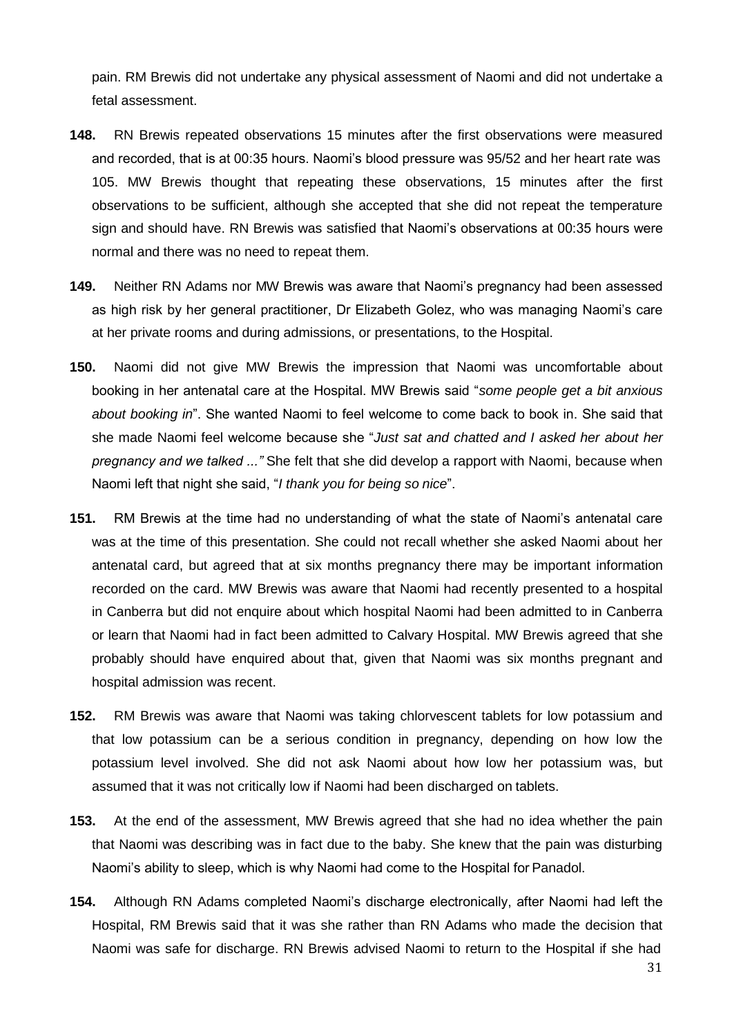pain. RM Brewis did not undertake any physical assessment of Naomi and did not undertake a fetal assessment.

**148.** RN Brewis repeated observations 15 minutes after the first observations were measured and recorded, that is at 00:35 hours. Naomi's blood pressure was 95/52 and her heart rate was 105. MW Brewis thought that repeating these observations, 15 minutes after the first observations to be sufficient, although she accepted that she did not repeat the temperature sign and should have. RN Brewis was satisfied that Naomi's observations at 00:35 hours were normal and there was no need to repeat them.

**149.** Neither RN Adams nor MW Brewis was aware that Naomi's pregnancy had been assessed as high risk by her general practitioner, Dr Elizabeth Golez, who was managing Naomi's care at her private rooms and during admissions, or presentations, to the Hospital.

**150.** Naomi did not give MW Brewis the impression that Naomi was uncomfortable about booking in her antenatal care at the Hospital. MW Brewis said "*some people get a bit anxious about booking in*". She wanted Naomi to feel welcome to come back to book in. She said that she made Naomi feel welcome because she "*Just sat and chatted and I asked her about her pregnancy and we talked ...*" She felt that she did develop a rapport with Naomi, because when Naomi left that night she said, "*I thank you for being so nice*".

**151.** RM Brewis at the time had no understanding of what the state of Naomi's antenatal care was at the time of this presentation. She could not recall whether she asked Naomi about her antenatal card, but agreed that at six months pregnancy there may be important information recorded on the card. MW Brewis was aware that Naomi had recently presented to a hospital in Canberra but did not enquire about which hospital Naomi had been admitted to in Canberra or learn that Naomi had in fact been admitted to Calvary Hospital. MW Brewis agreed that she probably should have enquired about that, given that Naomi was six months pregnant and hospital admission was recent.

**152.** RM Brewis was aware that Naomi was taking chlorvescent tablets for low potassium and that low potassium can be a serious condition in pregnancy, depending on how low the potassium level involved. She did not ask Naomi about how low her potassium was, but assumed that it was not critically low if Naomi had been discharged on tablets.

**153.** At the end of the assessment, MW Brewis agreed that she had no idea whether the pain that Naomi was describing was in fact due to the baby. She knew that the pain was disturbing Naomi's ability to sleep, which is why Naomi had come to the Hospital for Panadol.

**154.** Although RN Adams completed Naomi's discharge electronically, after Naomi had left the Hospital, RM Brewis said that it was she rather than RN Adams who made the decision that Naomi was safe for discharge. RN Brewis advised Naomi to return to the Hospital if she had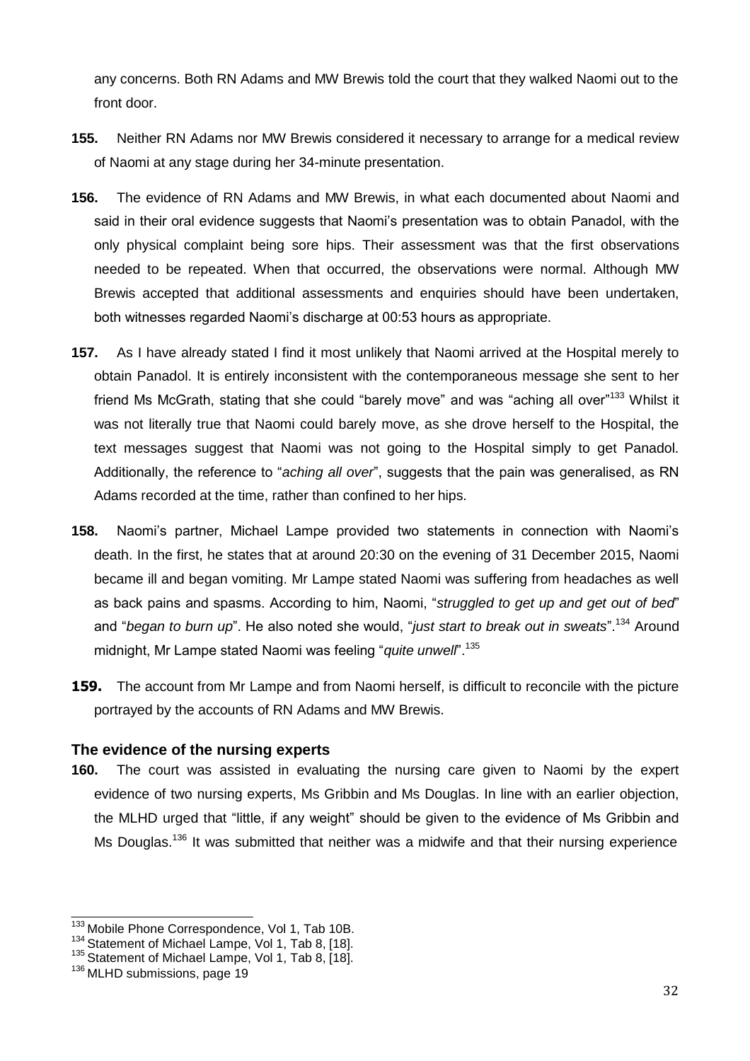any concerns. Both RN Adams and MW Brewis told the court that they walked Naomi out to the front door.

**155.** Neither RN Adams nor MW Brewis considered it necessary to arrange for a medical review of Naomi at any stage during her 34-minute presentation.

**156.** The evidence of RN Adams and MW Brewis, in what each documented about Naomi and said in their oral evidence suggests that Naomi's presentation was to obtain Panadol, with the only physical complaint being sore hips. Their assessment was that the first observations needed to be repeated. When that occurred, the observations were normal. Although MW Brewis accepted that additional assessments and enquiries should have been undertaken, both witnesses regarded Naomi's discharge at 00:53 hours as appropriate.

**157.** As I have already stated I find it most unlikely that Naomi arrived at the Hospital merely to obtain Panadol. It is entirely inconsistent with the contemporaneous message she sent to her friend Ms McGrath, stating that she could "barely move" and was "aching all over"[133] Whilst it was not literally true that Naomi could barely move, as she drove herself to the Hospital, the text messages suggest that Naomi was not going to the Hospital simply to get Panadol. Additionally, the reference to "*aching all over*", suggests that the pain was generalised, as RN Adams recorded at the time, rather than confined to her hips.

**158.** Naomi's partner, Michael Lampe provided two statements in connection with Naomi's death. In the first, he states that at around 20:30 on the evening of 31 December 2015, Naomi became ill and began vomiting. Mr Lampe stated Naomi was suffering from headaches as well as back pains and spasms. According to him, Naomi, "*struggled to get up and get out of bed*" and "*began to burn up*". He also noted she would, "*just start to break out in sweats*".[134] Around midnight, Mr Lampe stated Naomi was feeling "*quite unwell*".[135]

**159.** The account from Mr Lampe and from Naomi herself, is difficult to reconcile with the picture portrayed by the accounts of RN Adams and MW Brewis.

### The evidence of the nursing experts

**160.** The court was assisted in evaluating the nursing care given to Naomi by the expert evidence of two nursing experts, Ms Gribbin and Ms Douglas. In line with an earlier objection, the MLHD urged that "little, if any weight" should be given to the evidence of Ms Gribbin and Ms Douglas.[136] It was submitted that neither was a midwife and that their nursing experience

---

[133] Mobile Phone Correspondence, Vol 1, Tab 10B.

[134] Statement of Michael Lampe, Vol 1, Tab 8, [18].

[135] Statement of Michael Lampe, Vol 1, Tab 8, [18].

[136] MLHD submissions, page 19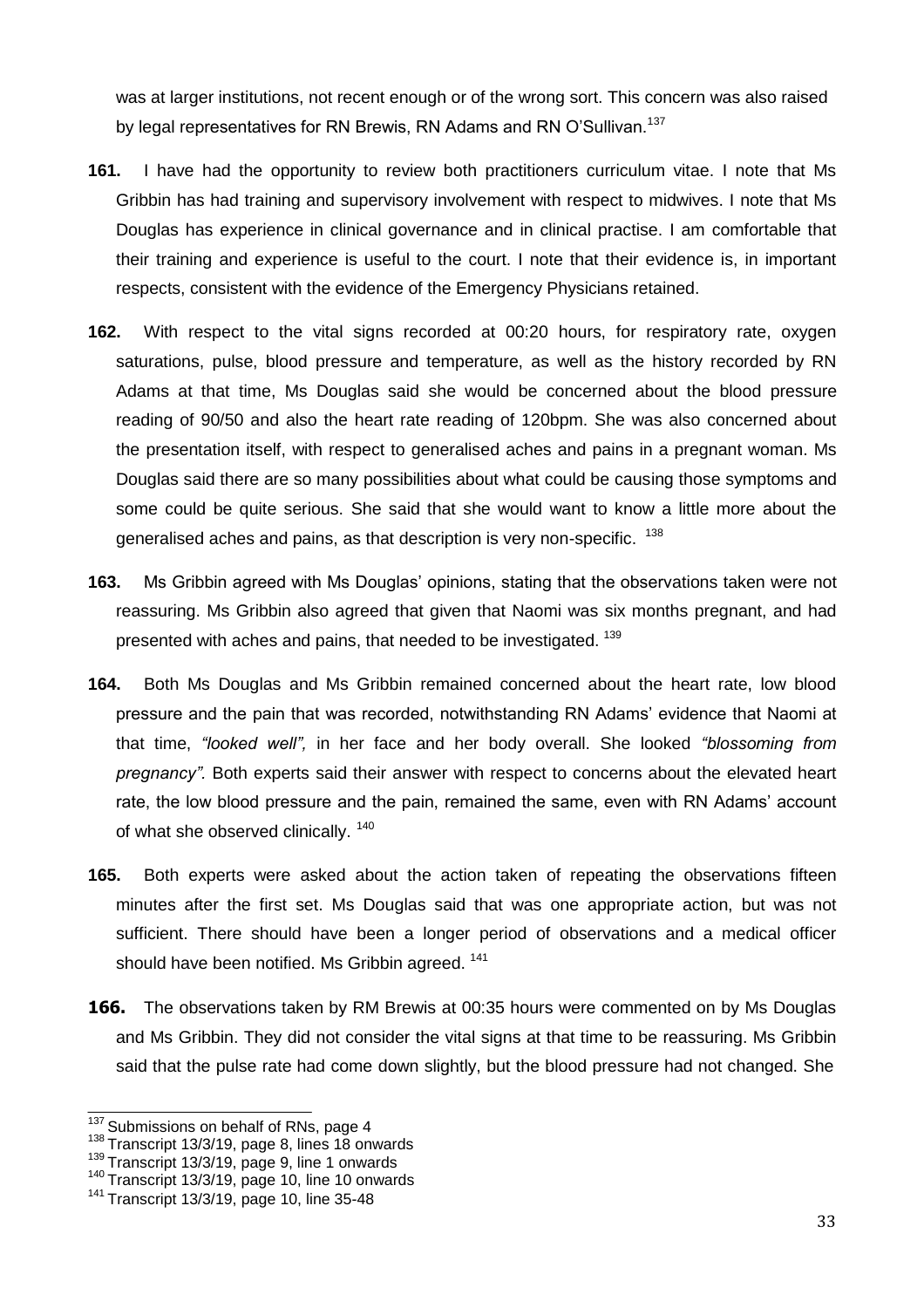was at larger institutions, not recent enough or of the wrong sort. This concern was also raised by legal representatives for RN Brewis, RN Adams and RN O'Sullivan.[137]

**161.** I have had the opportunity to review both practitioners curriculum vitae. I note that Ms Gribbin has had training and supervisory involvement with respect to midwives. I note that Ms Douglas has experience in clinical governance and in clinical practise. I am comfortable that their training and experience is useful to the court. I note that their evidence is, in important respects, consistent with the evidence of the Emergency Physicians retained.

**162.** With respect to the vital signs recorded at 00:20 hours, for respiratory rate, oxygen saturations, pulse, blood pressure and temperature, as well as the history recorded by RN Adams at that time, Ms Douglas said she would be concerned about the blood pressure reading of 90/50 and also the heart rate reading of 120bpm. She was also concerned about the presentation itself, with respect to generalised aches and pains in a pregnant woman. Ms Douglas said there are so many possibilities about what could be causing those symptoms and some could be quite serious. She said that she would want to know a little more about the generalised aches and pains, as that description is very non-specific. [138]

**163.** Ms Gribbin agreed with Ms Douglas' opinions, stating that the observations taken were not reassuring. Ms Gribbin also agreed that given that Naomi was six months pregnant, and had presented with aches and pains, that needed to be investigated. [139]

**164.** Both Ms Douglas and Ms Gribbin remained concerned about the heart rate, low blood pressure and the pain that was recorded, notwithstanding RN Adams' evidence that Naomi at that time, *"looked well",* in her face and her body overall. She looked *"blossoming from pregnancy".* Both experts said their answer with respect to concerns about the elevated heart rate, the low blood pressure and the pain, remained the same, even with RN Adams' account of what she observed clinically. [140]

**165.** Both experts were asked about the action taken of repeating the observations fifteen minutes after the first set. Ms Douglas said that was one appropriate action, but was not sufficient. There should have been a longer period of observations and a medical officer should have been notified. Ms Gribbin agreed. [141]

**166.** The observations taken by RM Brewis at 00:35 hours were commented on by Ms Douglas and Ms Gribbin. They did not consider the vital signs at that time to be reassuring. Ms Gribbin said that the pulse rate had come down slightly, but the blood pressure had not changed. She

---

[137] Submissions on behalf of RNs, page 4
[138] Transcript 13/3/19, page 8, lines 18 onwards
[139] Transcript 13/3/19, page 9, line 1 onwards
[140] Transcript 13/3/19, page 10, line 10 onwards
[141] Transcript 13/3/19, page 10, line 35-48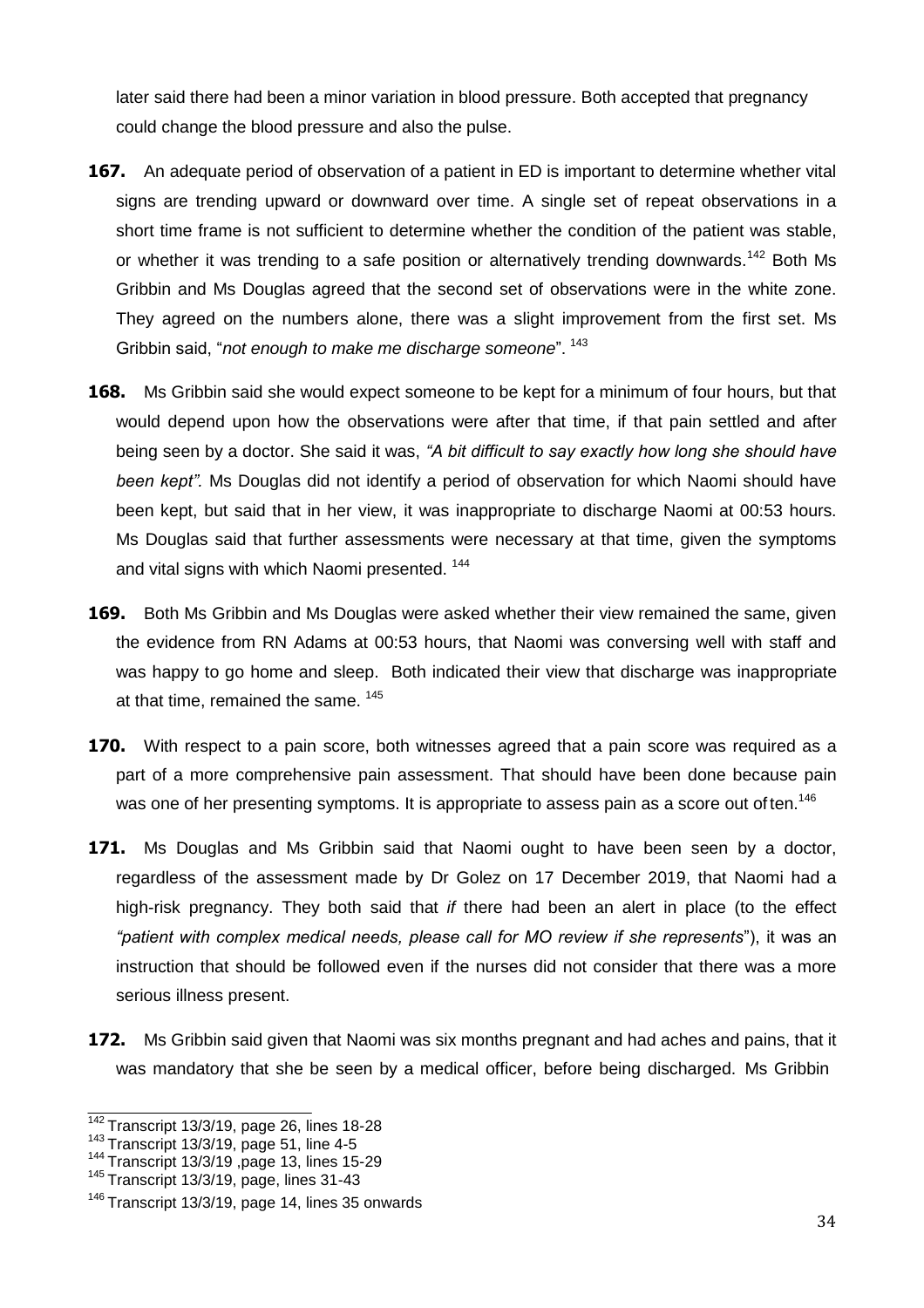later said there had been a minor variation in blood pressure. Both accepted that pregnancy could change the blood pressure and also the pulse.

**167.** An adequate period of observation of a patient in ED is important to determine whether vital signs are trending upward or downward over time. A single set of repeat observations in a short time frame is not sufficient to determine whether the condition of the patient was stable, or whether it was trending to a safe position or alternatively trending downwards.[142] Both Ms Gribbin and Ms Douglas agreed that the second set of observations were in the white zone. They agreed on the numbers alone, there was a slight improvement from the first set. Ms Gribbin said, "*not enough to make me discharge someone*". [143]

**168.** Ms Gribbin said she would expect someone to be kept for a minimum of four hours, but that would depend upon how the observations were after that time, if that pain settled and after being seen by a doctor. She said it was, *"A bit difficult to say exactly how long she should have been kept".* Ms Douglas did not identify a period of observation for which Naomi should have been kept, but said that in her view, it was inappropriate to discharge Naomi at 00:53 hours. Ms Douglas said that further assessments were necessary at that time, given the symptoms and vital signs with which Naomi presented. [144]

**169.** Both Ms Gribbin and Ms Douglas were asked whether their view remained the same, given the evidence from RN Adams at 00:53 hours, that Naomi was conversing well with staff and was happy to go home and sleep. Both indicated their view that discharge was inappropriate at that time, remained the same. [145]

**170.** With respect to a pain score, both witnesses agreed that a pain score was required as a part of a more comprehensive pain assessment. That should have been done because pain was one of her presenting symptoms. It is appropriate to assess pain as a score out of ten.[146]

**171.** Ms Douglas and Ms Gribbin said that Naomi ought to have been seen by a doctor, regardless of the assessment made by Dr Golez on 17 December 2019, that Naomi had a high-risk pregnancy. They both said that *if* there had been an alert in place (to the effect *"patient with complex medical needs, please call for MO review if she represents*"), it was an instruction that should be followed even if the nurses did not consider that there was a more serious illness present.

**172.** Ms Gribbin said given that Naomi was six months pregnant and had aches and pains, that it was mandatory that she be seen by a medical officer, before being discharged. Ms Gribbin

---

[142] Transcript 13/3/19, page 26, lines 18-28
[143] Transcript 13/3/19, page 51, line 4-5
[144] Transcript 13/3/19 ,page 13, lines 15-29
[145] Transcript 13/3/19, page, lines 31-43
[146] Transcript 13/3/19, page 14, lines 35 onwards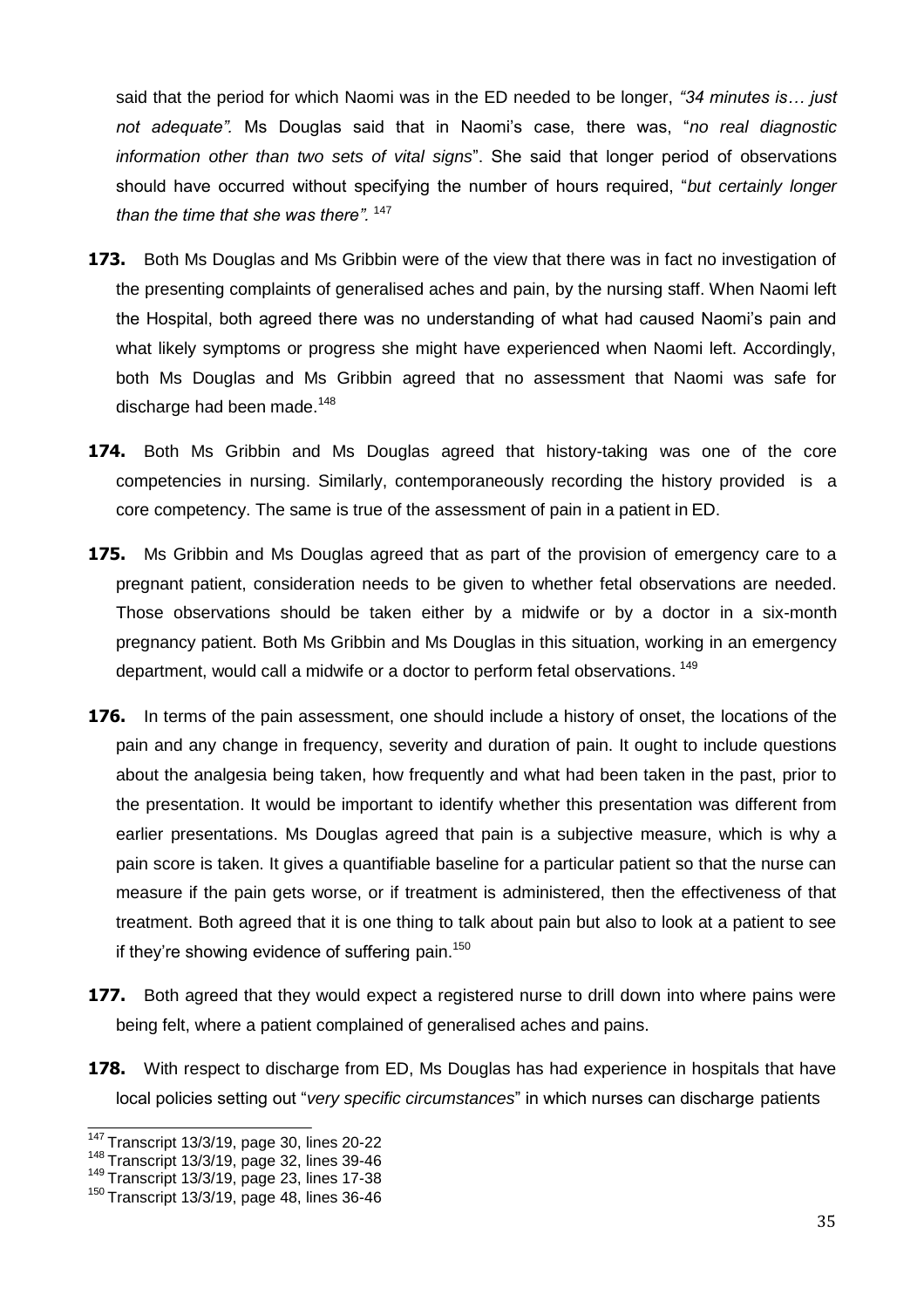said that the period for which Naomi was in the ED needed to be longer, *"34 minutes is… just not adequate".* Ms Douglas said that in Naomi's case, there was, "*no real diagnostic information other than two sets of vital signs*". She said that longer period of observations should have occurred without specifying the number of hours required, "*but certainly longer than the time that she was there".* [147]

**173.** Both Ms Douglas and Ms Gribbin were of the view that there was in fact no investigation of the presenting complaints of generalised aches and pain, by the nursing staff. When Naomi left the Hospital, both agreed there was no understanding of what had caused Naomi's pain and what likely symptoms or progress she might have experienced when Naomi left. Accordingly, both Ms Douglas and Ms Gribbin agreed that no assessment that Naomi was safe for discharge had been made.[148]

**174.** Both Ms Gribbin and Ms Douglas agreed that history-taking was one of the core competencies in nursing. Similarly, contemporaneously recording the history provided is a core competency. The same is true of the assessment of pain in a patient in ED.

**175.** Ms Gribbin and Ms Douglas agreed that as part of the provision of emergency care to a pregnant patient, consideration needs to be given to whether fetal observations are needed. Those observations should be taken either by a midwife or by a doctor in a six-month pregnancy patient. Both Ms Gribbin and Ms Douglas in this situation, working in an emergency department, would call a midwife or a doctor to perform fetal observations. [149]

**176.** In terms of the pain assessment, one should include a history of onset, the locations of the pain and any change in frequency, severity and duration of pain. It ought to include questions about the analgesia being taken, how frequently and what had been taken in the past, prior to the presentation. It would be important to identify whether this presentation was different from earlier presentations. Ms Douglas agreed that pain is a subjective measure, which is why a pain score is taken. It gives a quantifiable baseline for a particular patient so that the nurse can measure if the pain gets worse, or if treatment is administered, then the effectiveness of that treatment. Both agreed that it is one thing to talk about pain but also to look at a patient to see if they're showing evidence of suffering pain.[150]

**177.** Both agreed that they would expect a registered nurse to drill down into where pains were being felt, where a patient complained of generalised aches and pains.

**178.** With respect to discharge from ED, Ms Douglas has had experience in hospitals that have local policies setting out "*very specific circumstances*" in which nurses can discharge patients

---

[147] Transcript 13/3/19, page 30, lines 20-22

[148] Transcript 13/3/19, page 32, lines 39-46

[149] Transcript 13/3/19, page 23, lines 17-38

[150] Transcript 13/3/19, page 48, lines 36-46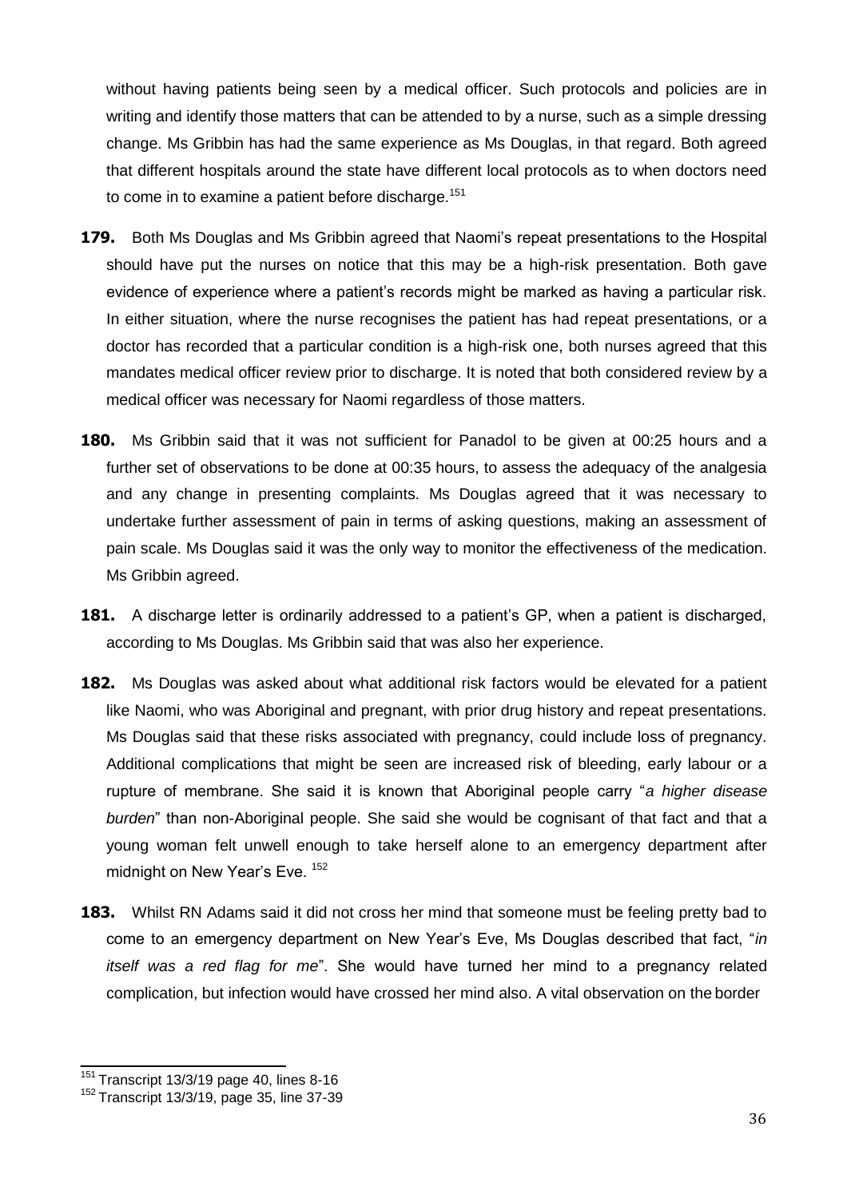without having patients being seen by a medical officer. Such protocols and policies are in writing and identify those matters that can be attended to by a nurse, such as a simple dressing change. Ms Gribbin has had the same experience as Ms Douglas, in that regard. Both agreed that different hospitals around the state have different local protocols as to when doctors need to come in to examine a patient before discharge.[151]

**179.** Both Ms Douglas and Ms Gribbin agreed that Naomi's repeat presentations to the Hospital should have put the nurses on notice that this may be a high-risk presentation. Both gave evidence of experience where a patient's records might be marked as having a particular risk. In either situation, where the nurse recognises the patient has had repeat presentations, or a doctor has recorded that a particular condition is a high-risk one, both nurses agreed that this mandates medical officer review prior to discharge. It is noted that both considered review by a medical officer was necessary for Naomi regardless of those matters.

**180.** Ms Gribbin said that it was not sufficient for Panadol to be given at 00:25 hours and a further set of observations to be done at 00:35 hours, to assess the adequacy of the analgesia and any change in presenting complaints. Ms Douglas agreed that it was necessary to undertake further assessment of pain in terms of asking questions, making an assessment of pain scale. Ms Douglas said it was the only way to monitor the effectiveness of the medication. Ms Gribbin agreed.

**181.** A discharge letter is ordinarily addressed to a patient's GP, when a patient is discharged, according to Ms Douglas. Ms Gribbin said that was also her experience.

**182.** Ms Douglas was asked about what additional risk factors would be elevated for a patient like Naomi, who was Aboriginal and pregnant, with prior drug history and repeat presentations. Ms Douglas said that these risks associated with pregnancy, could include loss of pregnancy. Additional complications that might be seen are increased risk of bleeding, early labour or a rupture of membrane. She said it is known that Aboriginal people carry "*a higher disease burden*" than non-Aboriginal people. She said she would be cognisant of that fact and that a young woman felt unwell enough to take herself alone to an emergency department after midnight on New Year's Eve.[152]

**183.** Whilst RN Adams said it did not cross her mind that someone must be feeling pretty bad to come to an emergency department on New Year's Eve, Ms Douglas described that fact, "*in itself was a red flag for me*". She would have turned her mind to a pregnancy related complication, but infection would have crossed her mind also. A vital observation on the border

---

[151] Transcript 13/3/19 page 40, lines 8-16

[152] Transcript 13/3/19, page 35, line 37-39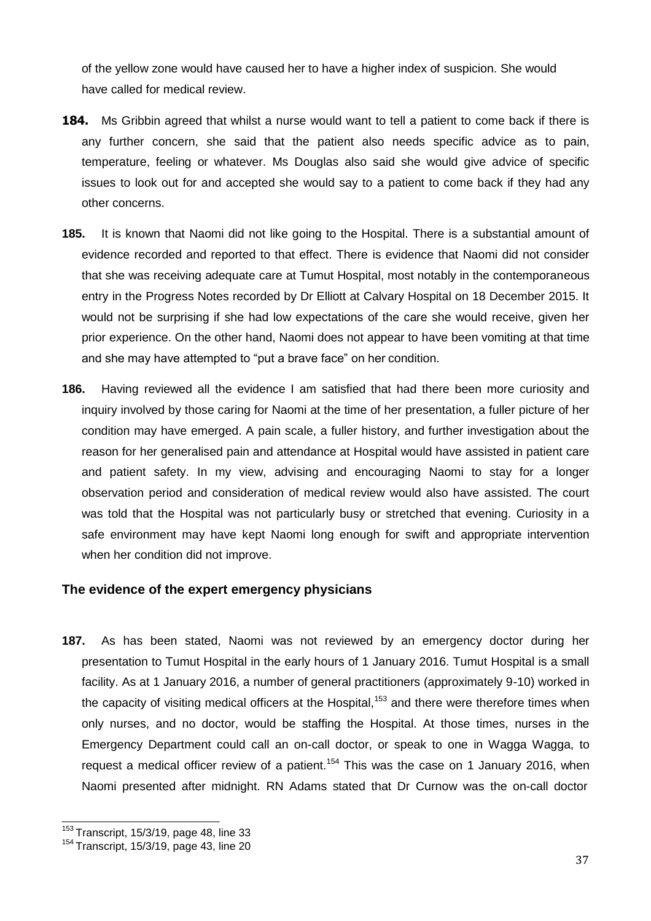of the yellow zone would have caused her to have a higher index of suspicion. She would have called for medical review.

**184.** Ms Gribbin agreed that whilst a nurse would want to tell a patient to come back if there is any further concern, she said that the patient also needs specific advice as to pain, temperature, feeling or whatever. Ms Douglas also said she would give advice of specific issues to look out for and accepted she would say to a patient to come back if they had any other concerns.

**185.** It is known that Naomi did not like going to the Hospital. There is a substantial amount of evidence recorded and reported to that effect. There is evidence that Naomi did not consider that she was receiving adequate care at Tumut Hospital, most notably in the contemporaneous entry in the Progress Notes recorded by Dr Elliott at Calvary Hospital on 18 December 2015. It would not be surprising if she had low expectations of the care she would receive, given her prior experience. On the other hand, Naomi does not appear to have been vomiting at that time and she may have attempted to "put a brave face" on her condition.

**186.** Having reviewed all the evidence I am satisfied that had there been more curiosity and inquiry involved by those caring for Naomi at the time of her presentation, a fuller picture of her condition may have emerged. A pain scale, a fuller history, and further investigation about the reason for her generalised pain and attendance at Hospital would have assisted in patient care and patient safety. In my view, advising and encouraging Naomi to stay for a longer observation period and consideration of medical review would also have assisted. The court was told that the Hospital was not particularly busy or stretched that evening. Curiosity in a safe environment may have kept Naomi long enough for swift and appropriate intervention when her condition did not improve.

### The evidence of the expert emergency physicians

**187.** As has been stated, Naomi was not reviewed by an emergency doctor during her presentation to Tumut Hospital in the early hours of 1 January 2016. Tumut Hospital is a small facility. As at 1 January 2016, a number of general practitioners (approximately 9-10) worked in the capacity of visiting medical officers at the Hospital,[153] and there were therefore times when only nurses, and no doctor, would be staffing the Hospital. At those times, nurses in the Emergency Department could call an on-call doctor, or speak to one in Wagga Wagga, to request a medical officer review of a patient.[154] This was the case on 1 January 2016, when Naomi presented after midnight. RN Adams stated that Dr Curnow was the on-call doctor

---

[153] Transcript, 15/3/19, page 48, line 33

[154] Transcript, 15/3/19, page 43, line 20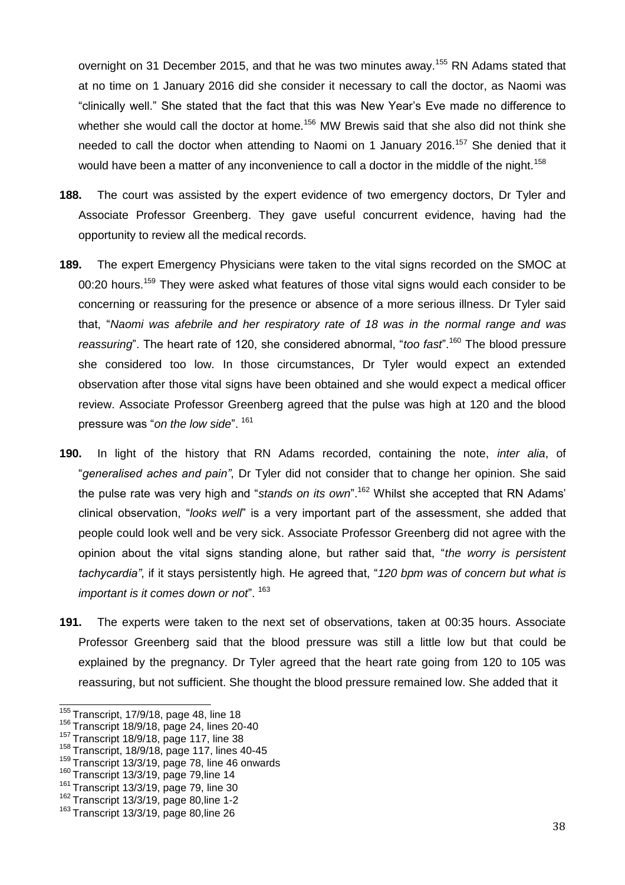overnight on 31 December 2015, and that he was two minutes away.[155] RN Adams stated that at no time on 1 January 2016 did she consider it necessary to call the doctor, as Naomi was "clinically well." She stated that the fact that this was New Year's Eve made no difference to whether she would call the doctor at home.[156] MW Brewis said that she also did not think she needed to call the doctor when attending to Naomi on 1 January 2016.[157] She denied that it would have been a matter of any inconvenience to call a doctor in the middle of the night.[158]

**188.** The court was assisted by the expert evidence of two emergency doctors, Dr Tyler and Associate Professor Greenberg. They gave useful concurrent evidence, having had the opportunity to review all the medical records.

**189.** The expert Emergency Physicians were taken to the vital signs recorded on the SMOC at 00:20 hours.[159] They were asked what features of those vital signs would each consider to be concerning or reassuring for the presence or absence of a more serious illness. Dr Tyler said that, "*Naomi was afebrile and her respiratory rate of 18 was in the normal range and was reassuring*". The heart rate of 120, she considered abnormal, "*too fast*".[160] The blood pressure she considered too low. In those circumstances, Dr Tyler would expect an extended observation after those vital signs have been obtained and she would expect a medical officer review. Associate Professor Greenberg agreed that the pulse was high at 120 and the blood pressure was "*on the low side*".[161]

**190.** In light of the history that RN Adams recorded, containing the note, *inter alia*, of "*generalised aches and pain"*, Dr Tyler did not consider that to change her opinion. She said the pulse rate was very high and "*stands on its own*".[162] Whilst she accepted that RN Adams' clinical observation, "*looks well*" is a very important part of the assessment, she added that people could look well and be very sick. Associate Professor Greenberg did not agree with the opinion about the vital signs standing alone, but rather said that, "*the worry is persistent tachycardia"*, if it stays persistently high. He agreed that, "*120 bpm was of concern but what is important is it comes down or not*".[163]

**191.** The experts were taken to the next set of observations, taken at 00:35 hours. Associate Professor Greenberg said that the blood pressure was still a little low but that could be explained by the pregnancy. Dr Tyler agreed that the heart rate going from 120 to 105 was reassuring, but not sufficient. She thought the blood pressure remained low. She added that it

---

[155] Transcript, 17/9/18, page 48, line 18

[156] Transcript 18/9/18, page 24, lines 20-40

[157] Transcript 18/9/18, page 117, line 38

[158] Transcript, 18/9/18, page 117, lines 40-45

[159] Transcript 13/3/19, page 78, line 46 onwards

[160] Transcript 13/3/19, page 79,line 14

[161] Transcript 13/3/19, page 79, line 30

[162] Transcript 13/3/19, page 80,line 1-2

[163] Transcript 13/3/19, page 80,line 26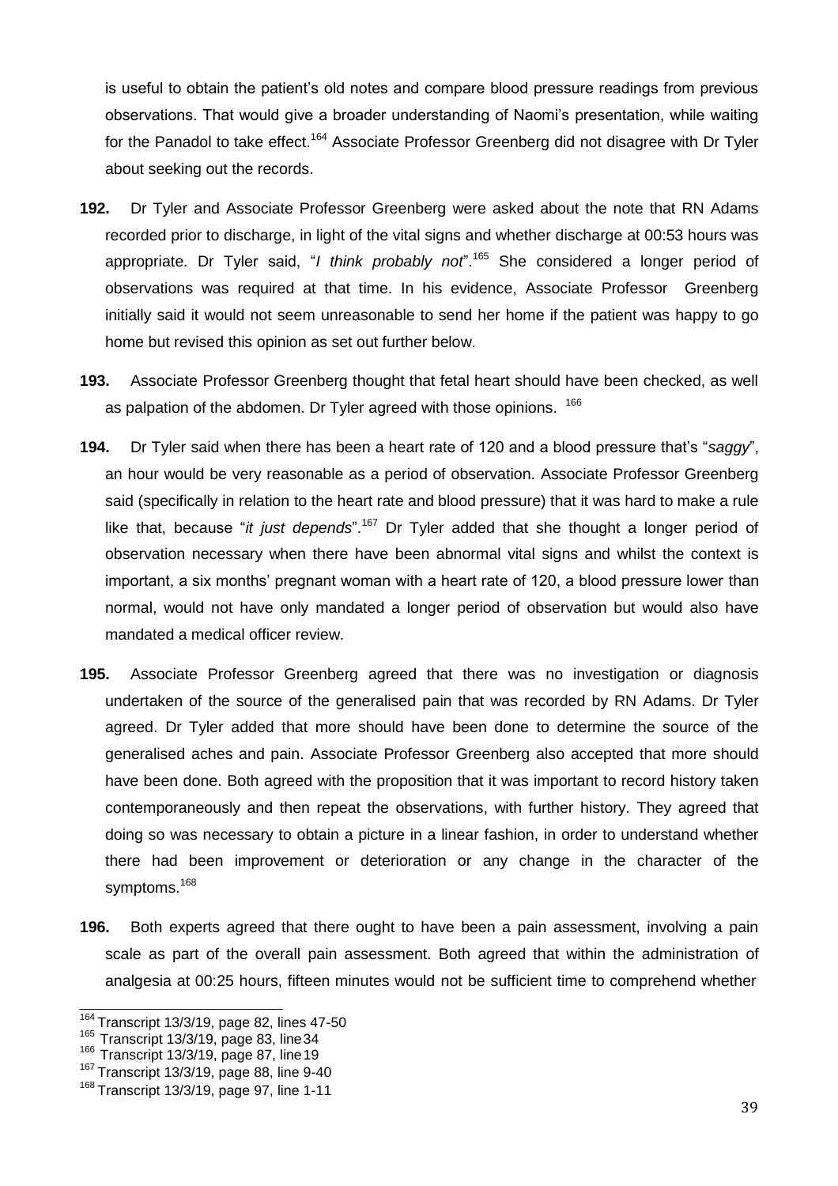is useful to obtain the patient's old notes and compare blood pressure readings from previous observations. That would give a broader understanding of Naomi's presentation, while waiting for the Panadol to take effect.[164] Associate Professor Greenberg did not disagree with Dr Tyler about seeking out the records.

**192.** Dr Tyler and Associate Professor Greenberg were asked about the note that RN Adams recorded prior to discharge, in light of the vital signs and whether discharge at 00:53 hours was appropriate. Dr Tyler said, "*I think probably not*".[165] She considered a longer period of observations was required at that time. In his evidence, Associate Professor Greenberg initially said it would not seem unreasonable to send her home if the patient was happy to go home but revised this opinion as set out further below.

**193.** Associate Professor Greenberg thought that fetal heart should have been checked, as well as palpation of the abdomen. Dr Tyler agreed with those opinions. [166]

**194.** Dr Tyler said when there has been a heart rate of 120 and a blood pressure that's "*saggy*", an hour would be very reasonable as a period of observation. Associate Professor Greenberg said (specifically in relation to the heart rate and blood pressure) that it was hard to make a rule like that, because "*it just depends*".[167] Dr Tyler added that she thought a longer period of observation necessary when there have been abnormal vital signs and whilst the context is important, a six months' pregnant woman with a heart rate of 120, a blood pressure lower than normal, would not have only mandated a longer period of observation but would also have mandated a medical officer review.

**195.** Associate Professor Greenberg agreed that there was no investigation or diagnosis undertaken of the source of the generalised pain that was recorded by RN Adams. Dr Tyler agreed. Dr Tyler added that more should have been done to determine the source of the generalised aches and pain. Associate Professor Greenberg also accepted that more should have been done. Both agreed with the proposition that it was important to record history taken contemporaneously and then repeat the observations, with further history. They agreed that doing so was necessary to obtain a picture in a linear fashion, in order to understand whether there had been improvement or deterioration or any change in the character of the symptoms.[168]

**196.** Both experts agreed that there ought to have been a pain assessment, involving a pain scale as part of the overall pain assessment. Both agreed that within the administration of analgesia at 00:25 hours, fifteen minutes would not be sufficient time to comprehend whether

---

[164] Transcript 13/3/19, page 82, lines 47-50

[165] Transcript 13/3/19, page 83, line 34

[166] Transcript 13/3/19, page 87, line 19

[167] Transcript 13/3/19, page 88, line 9-40

[168] Transcript 13/3/19, page 97, line 1-11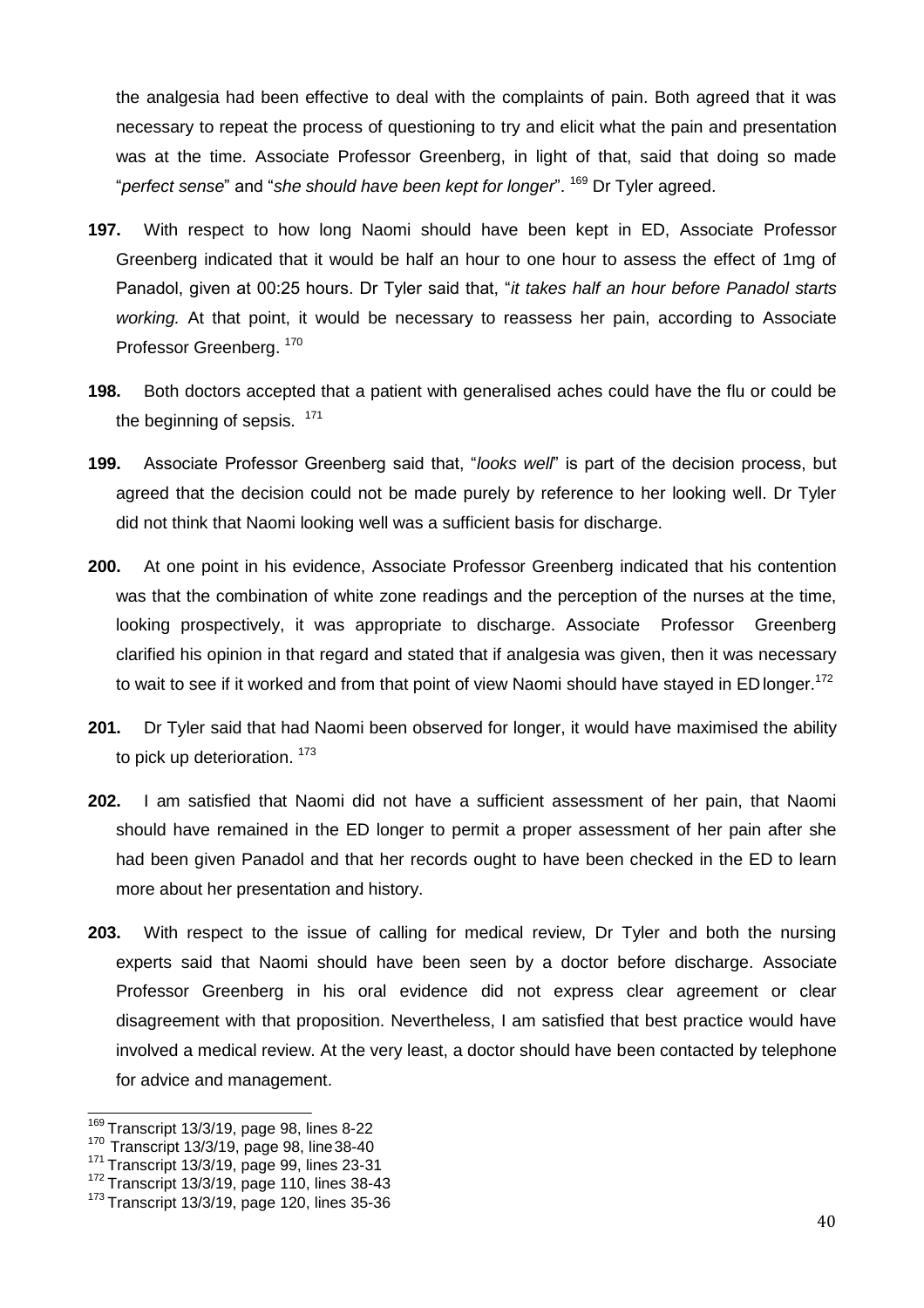the analgesia had been effective to deal with the complaints of pain. Both agreed that it was necessary to repeat the process of questioning to try and elicit what the pain and presentation was at the time. Associate Professor Greenberg, in light of that, said that doing so made "*perfect sense*" and "*she should have been kept for longer*". [169] Dr Tyler agreed.

**197.** With respect to how long Naomi should have been kept in ED, Associate Professor Greenberg indicated that it would be half an hour to one hour to assess the effect of 1mg of Panadol, given at 00:25 hours. Dr Tyler said that, "*it takes half an hour before Panadol starts working.* At that point, it would be necessary to reassess her pain, according to Associate Professor Greenberg. [170]

**198.** Both doctors accepted that a patient with generalised aches could have the flu or could be the beginning of sepsis. [171]

**199.** Associate Professor Greenberg said that, "*looks well*" is part of the decision process, but agreed that the decision could not be made purely by reference to her looking well. Dr Tyler did not think that Naomi looking well was a sufficient basis for discharge.

**200.** At one point in his evidence, Associate Professor Greenberg indicated that his contention was that the combination of white zone readings and the perception of the nurses at the time, looking prospectively, it was appropriate to discharge. Associate Professor Greenberg clarified his opinion in that regard and stated that if analgesia was given, then it was necessary to wait to see if it worked and from that point of view Naomi should have stayed in ED longer.[172]

**201.** Dr Tyler said that had Naomi been observed for longer, it would have maximised the ability to pick up deterioration. [173]

**202.** I am satisfied that Naomi did not have a sufficient assessment of her pain, that Naomi should have remained in the ED longer to permit a proper assessment of her pain after she had been given Panadol and that her records ought to have been checked in the ED to learn more about her presentation and history.

**203.** With respect to the issue of calling for medical review, Dr Tyler and both the nursing experts said that Naomi should have been seen by a doctor before discharge. Associate Professor Greenberg in his oral evidence did not express clear agreement or clear disagreement with that proposition. Nevertheless, I am satisfied that best practice would have involved a medical review. At the very least, a doctor should have been contacted by telephone for advice and management.

---

[169] Transcript 13/3/19, page 98, lines 8-22
[170] Transcript 13/3/19, page 98, line 38-40
[171] Transcript 13/3/19, page 99, lines 23-31
[172] Transcript 13/3/19, page 110, lines 38-43
[173] Transcript 13/3/19, page 120, lines 35-36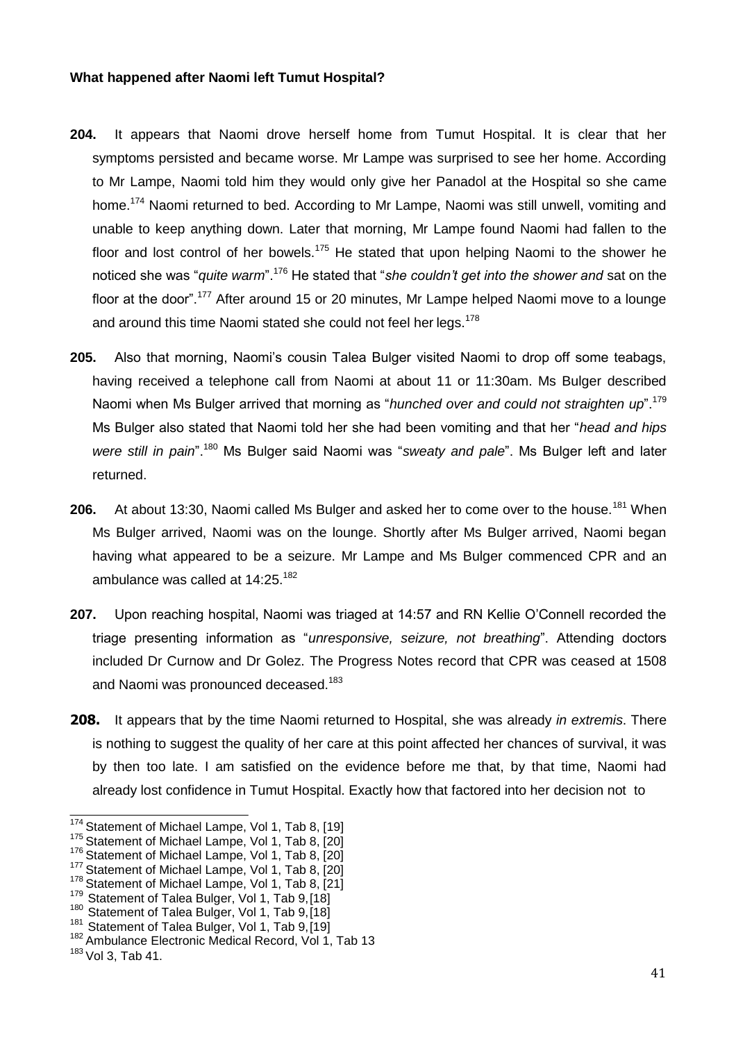**What happened after Naomi left Tumut Hospital?**

**204.** It appears that Naomi drove herself home from Tumut Hospital. It is clear that her symptoms persisted and became worse. Mr Lampe was surprised to see her home. According to Mr Lampe, Naomi told him they would only give her Panadol at the Hospital so she came home.[174] Naomi returned to bed. According to Mr Lampe, Naomi was still unwell, vomiting and unable to keep anything down. Later that morning, Mr Lampe found Naomi had fallen to the floor and lost control of her bowels.[175] He stated that upon helping Naomi to the shower he noticed she was "*quite warm*".[176] He stated that "*she couldn't get into the shower and* sat on the floor at the door".[177] After around 15 or 20 minutes, Mr Lampe helped Naomi move to a lounge and around this time Naomi stated she could not feel her legs.[178]

**205.** Also that morning, Naomi's cousin Talea Bulger visited Naomi to drop off some teabags, having received a telephone call from Naomi at about 11 or 11:30am. Ms Bulger described Naomi when Ms Bulger arrived that morning as "*hunched over and could not straighten up*".[179] Ms Bulger also stated that Naomi told her she had been vomiting and that her "*head and hips were still in pain*".[180] Ms Bulger said Naomi was "*sweaty and pale*". Ms Bulger left and later returned.

**206.** At about 13:30, Naomi called Ms Bulger and asked her to come over to the house.[181] When Ms Bulger arrived, Naomi was on the lounge. Shortly after Ms Bulger arrived, Naomi began having what appeared to be a seizure. Mr Lampe and Ms Bulger commenced CPR and an ambulance was called at 14:25.[182]

**207.** Upon reaching hospital, Naomi was triaged at 14:57 and RN Kellie O'Connell recorded the triage presenting information as "*unresponsive, seizure, not breathing*". Attending doctors included Dr Curnow and Dr Golez. The Progress Notes record that CPR was ceased at 1508 and Naomi was pronounced deceased.[183]

**208.** It appears that by the time Naomi returned to Hospital, she was already *in extremis*. There is nothing to suggest the quality of her care at this point affected her chances of survival, it was by then too late. I am satisfied on the evidence before me that, by that time, Naomi had already lost confidence in Tumut Hospital. Exactly how that factored into her decision not to

---

[174] Statement of Michael Lampe, Vol 1, Tab 8, [19]
[175] Statement of Michael Lampe, Vol 1, Tab 8, [20]
[176] Statement of Michael Lampe, Vol 1, Tab 8, [20]
[177] Statement of Michael Lampe, Vol 1, Tab 8, [20]
[178] Statement of Michael Lampe, Vol 1, Tab 8, [21]
[179] Statement of Talea Bulger, Vol 1, Tab 9, [18]
[180] Statement of Talea Bulger, Vol 1, Tab 9, [18]
[181] Statement of Talea Bulger, Vol 1, Tab 9, [19]
[182] Ambulance Electronic Medical Record, Vol 1, Tab 13
[183] Vol 3, Tab 41.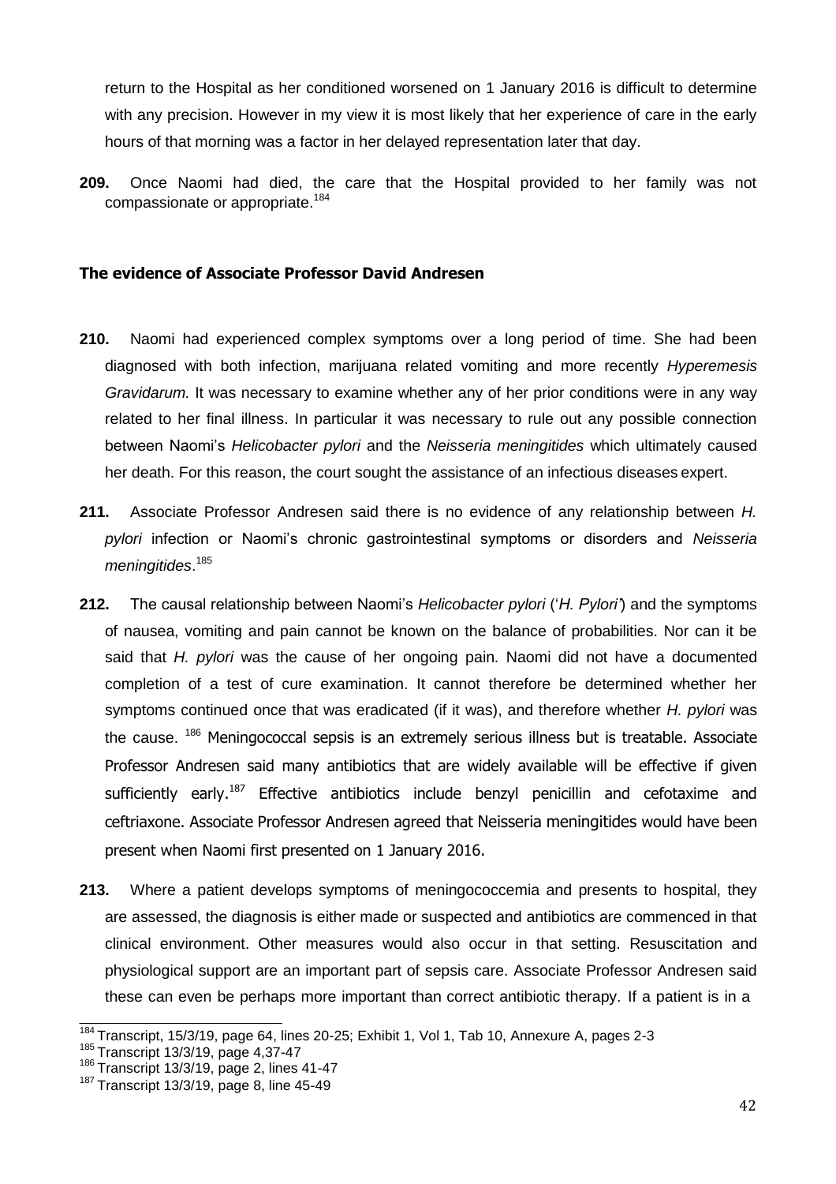return to the Hospital as her conditioned worsened on 1 January 2016 is difficult to determine with any precision. However in my view it is most likely that her experience of care in the early hours of that morning was a factor in her delayed representation later that day.

**209.** Once Naomi had died, the care that the Hospital provided to her family was not compassionate or appropriate.[184]

### The evidence of Associate Professor David Andresen

**210.** Naomi had experienced complex symptoms over a long period of time. She had been diagnosed with both infection, marijuana related vomiting and more recently *Hyperemesis Gravidarum.* It was necessary to examine whether any of her prior conditions were in any way related to her final illness. In particular it was necessary to rule out any possible connection between Naomi's *Helicobacter pylori* and the *Neisseria meningitides* which ultimately caused her death. For this reason, the court sought the assistance of an infectious diseases expert.

**211.** Associate Professor Andresen said there is no evidence of any relationship between *H. pylori* infection or Naomi's chronic gastrointestinal symptoms or disorders and *Neisseria meningitides*.[185]

**212.** The causal relationship between Naomi's *Helicobacter pylori* ('*H. Pylori*') and the symptoms of nausea, vomiting and pain cannot be known on the balance of probabilities. Nor can it be said that *H. pylori* was the cause of her ongoing pain. Naomi did not have a documented completion of a test of cure examination. It cannot therefore be determined whether her symptoms continued once that was eradicated (if it was), and therefore whether *H. pylori* was the cause. [186] Meningococcal sepsis is an extremely serious illness but is treatable. Associate Professor Andresen said many antibiotics that are widely available will be effective if given sufficiently early.[187] Effective antibiotics include benzyl penicillin and cefotaxime and ceftriaxone. Associate Professor Andresen agreed that Neisseria meningitides would have been present when Naomi first presented on 1 January 2016.

**213.** Where a patient develops symptoms of meningococcemia and presents to hospital, they are assessed, the diagnosis is either made or suspected and antibiotics are commenced in that clinical environment. Other measures would also occur in that setting. Resuscitation and physiological support are an important part of sepsis care. Associate Professor Andresen said these can even be perhaps more important than correct antibiotic therapy. If a patient is in a

---

[184] Transcript, 15/3/19, page 64, lines 20-25; Exhibit 1, Vol 1, Tab 10, Annexure A, pages 2-3

[185] Transcript 13/3/19, page 4,37-47

[186] Transcript 13/3/19, page 2, lines 41-47

[187] Transcript 13/3/19, page 8, line 45-49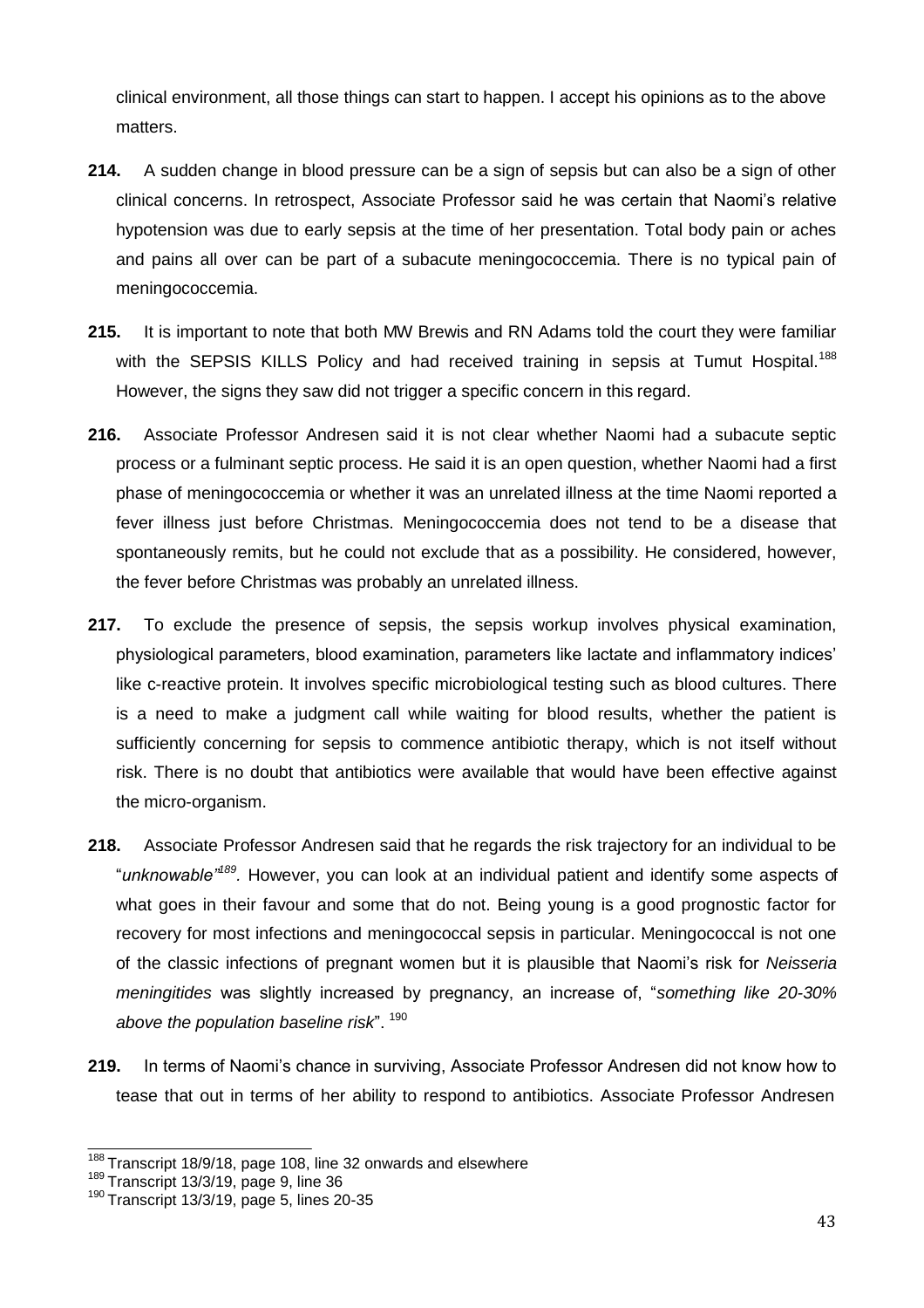clinical environment, all those things can start to happen. I accept his opinions as to the above matters.

**214.** A sudden change in blood pressure can be a sign of sepsis but can also be a sign of other clinical concerns. In retrospect, Associate Professor said he was certain that Naomi's relative hypotension was due to early sepsis at the time of her presentation. Total body pain or aches and pains all over can be part of a subacute meningococcemia. There is no typical pain of meningococcemia.

**215.** It is important to note that both MW Brewis and RN Adams told the court they were familiar with the SEPSIS KILLS Policy and had received training in sepsis at Tumut Hospital.[188] However, the signs they saw did not trigger a specific concern in this regard.

**216.** Associate Professor Andresen said it is not clear whether Naomi had a subacute septic process or a fulminant septic process. He said it is an open question, whether Naomi had a first phase of meningococcemia or whether it was an unrelated illness at the time Naomi reported a fever illness just before Christmas. Meningococcemia does not tend to be a disease that spontaneously remits, but he could not exclude that as a possibility. He considered, however, the fever before Christmas was probably an unrelated illness.

**217.** To exclude the presence of sepsis, the sepsis workup involves physical examination, physiological parameters, blood examination, parameters like lactate and inflammatory indices' like c-reactive protein. It involves specific microbiological testing such as blood cultures. There is a need to make a judgment call while waiting for blood results, whether the patient is sufficiently concerning for sepsis to commence antibiotic therapy, which is not itself without risk. There is no doubt that antibiotics were available that would have been effective against the micro-organism.

**218.** Associate Professor Andresen said that he regards the risk trajectory for an individual to be "*unknowable*"[189]. However, you can look at an individual patient and identify some aspects of what goes in their favour and some that do not. Being young is a good prognostic factor for recovery for most infections and meningococcal sepsis in particular. Meningococcal is not one of the classic infections of pregnant women but it is plausible that Naomi's risk for *Neisseria meningitides* was slightly increased by pregnancy, an increase of, "*something like 20-30% above the population baseline risk*".[190]

**219.** In terms of Naomi's chance in surviving, Associate Professor Andresen did not know how to tease that out in terms of her ability to respond to antibiotics. Associate Professor Andresen

---

[188] Transcript 18/9/18, page 108, line 32 onwards and elsewhere

[189] Transcript 13/3/19, page 9, line 36

[190] Transcript 13/3/19, page 5, lines 20-35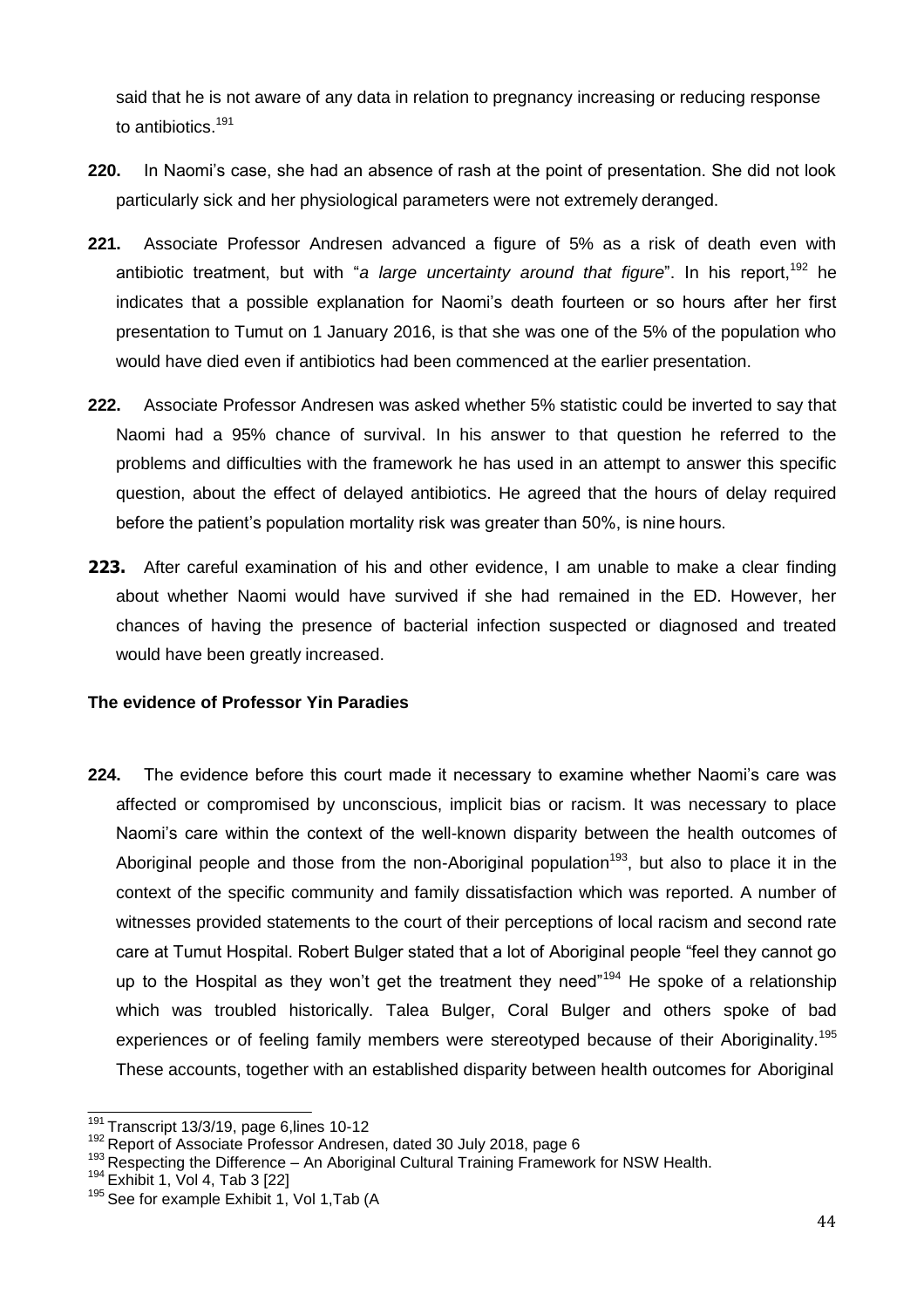said that he is not aware of any data in relation to pregnancy increasing or reducing response to antibiotics.[191]

**220.** In Naomi's case, she had an absence of rash at the point of presentation. She did not look particularly sick and her physiological parameters were not extremely deranged.

**221.** Associate Professor Andresen advanced a figure of 5% as a risk of death even with antibiotic treatment, but with "*a large uncertainty around that figure*". In his report,[192] he indicates that a possible explanation for Naomi's death fourteen or so hours after her first presentation to Tumut on 1 January 2016, is that she was one of the 5% of the population who would have died even if antibiotics had been commenced at the earlier presentation.

**222.** Associate Professor Andresen was asked whether 5% statistic could be inverted to say that Naomi had a 95% chance of survival. In his answer to that question he referred to the problems and difficulties with the framework he has used in an attempt to answer this specific question, about the effect of delayed antibiotics. He agreed that the hours of delay required before the patient's population mortality risk was greater than 50%, is nine hours.

**223.** After careful examination of his and other evidence, I am unable to make a clear finding about whether Naomi would have survived if she had remained in the ED. However, her chances of having the presence of bacterial infection suspected or diagnosed and treated would have been greatly increased.

**The evidence of Professor Yin Paradies**

**224.** The evidence before this court made it necessary to examine whether Naomi's care was affected or compromised by unconscious, implicit bias or racism. It was necessary to place Naomi's care within the context of the well-known disparity between the health outcomes of Aboriginal people and those from the non-Aboriginal population[193], but also to place it in the context of the specific community and family dissatisfaction which was reported. A number of witnesses provided statements to the court of their perceptions of local racism and second rate care at Tumut Hospital. Robert Bulger stated that a lot of Aboriginal people "feel they cannot go up to the Hospital as they won't get the treatment they need"[194] He spoke of a relationship which was troubled historically. Talea Bulger, Coral Bulger and others spoke of bad experiences or of feeling family members were stereotyped because of their Aboriginality.[195] These accounts, together with an established disparity between health outcomes for Aboriginal

---

[191] Transcript 13/3/19, page 6,lines 10-12

[192] Report of Associate Professor Andresen, dated 30 July 2018, page 6

[193] Respecting the Difference – An Aboriginal Cultural Training Framework for NSW Health.

[194] Exhibit 1, Vol 4, Tab 3 [22]

[195] See for example Exhibit 1, Vol 1,Tab (A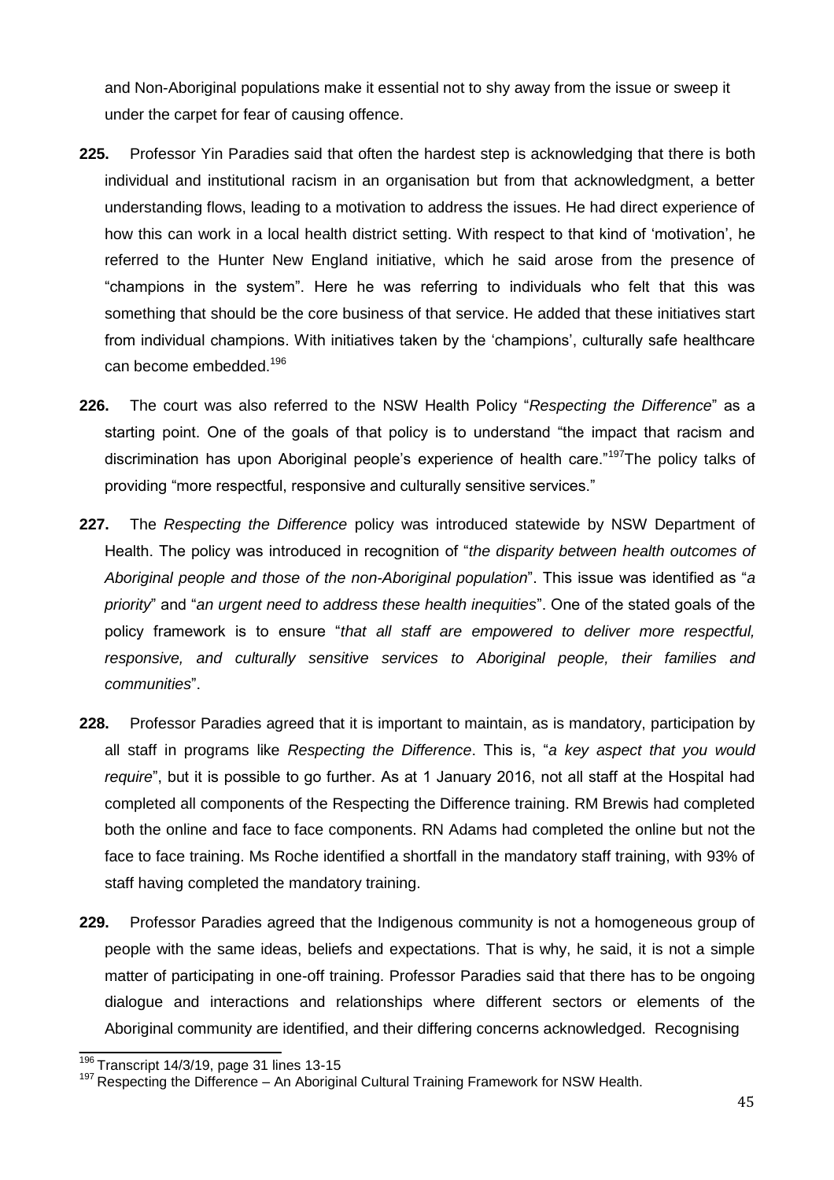and Non-Aboriginal populations make it essential not to shy away from the issue or sweep it under the carpet for fear of causing offence.

**225.** Professor Yin Paradies said that often the hardest step is acknowledging that there is both individual and institutional racism in an organisation but from that acknowledgment, a better understanding flows, leading to a motivation to address the issues. He had direct experience of how this can work in a local health district setting. With respect to that kind of 'motivation', he referred to the Hunter New England initiative, which he said arose from the presence of "champions in the system". Here he was referring to individuals who felt that this was something that should be the core business of that service. He added that these initiatives start from individual champions. With initiatives taken by the 'champions', culturally safe healthcare can become embedded.[196]

**226.** The court was also referred to the NSW Health Policy "*Respecting the Difference*" as a starting point. One of the goals of that policy is to understand "the impact that racism and discrimination has upon Aboriginal people's experience of health care."[197] The policy talks of providing "more respectful, responsive and culturally sensitive services."

**227.** The *Respecting the Difference* policy was introduced statewide by NSW Department of Health. The policy was introduced in recognition of "*the disparity between health outcomes of Aboriginal people and those of the non-Aboriginal population*". This issue was identified as "*a priority*" and "*an urgent need to address these health inequities*". One of the stated goals of the policy framework is to ensure "*that all staff are empowered to deliver more respectful, responsive, and culturally sensitive services to Aboriginal people, their families and communities*".

**228.** Professor Paradies agreed that it is important to maintain, as is mandatory, participation by all staff in programs like *Respecting the Difference*. This is, "*a key aspect that you would require*", but it is possible to go further. As at 1 January 2016, not all staff at the Hospital had completed all components of the Respecting the Difference training. RM Brewis had completed both the online and face to face components. RN Adams had completed the online but not the face to face training. Ms Roche identified a shortfall in the mandatory staff training, with 93% of staff having completed the mandatory training.

**229.** Professor Paradies agreed that the Indigenous community is not a homogeneous group of people with the same ideas, beliefs and expectations. That is why, he said, it is not a simple matter of participating in one-off training. Professor Paradies said that there has to be ongoing dialogue and interactions and relationships where different sectors or elements of the Aboriginal community are identified, and their differing concerns acknowledged. Recognising

---

[196] Transcript 14/3/19, page 31 lines 13-15

[197] Respecting the Difference – An Aboriginal Cultural Training Framework for NSW Health.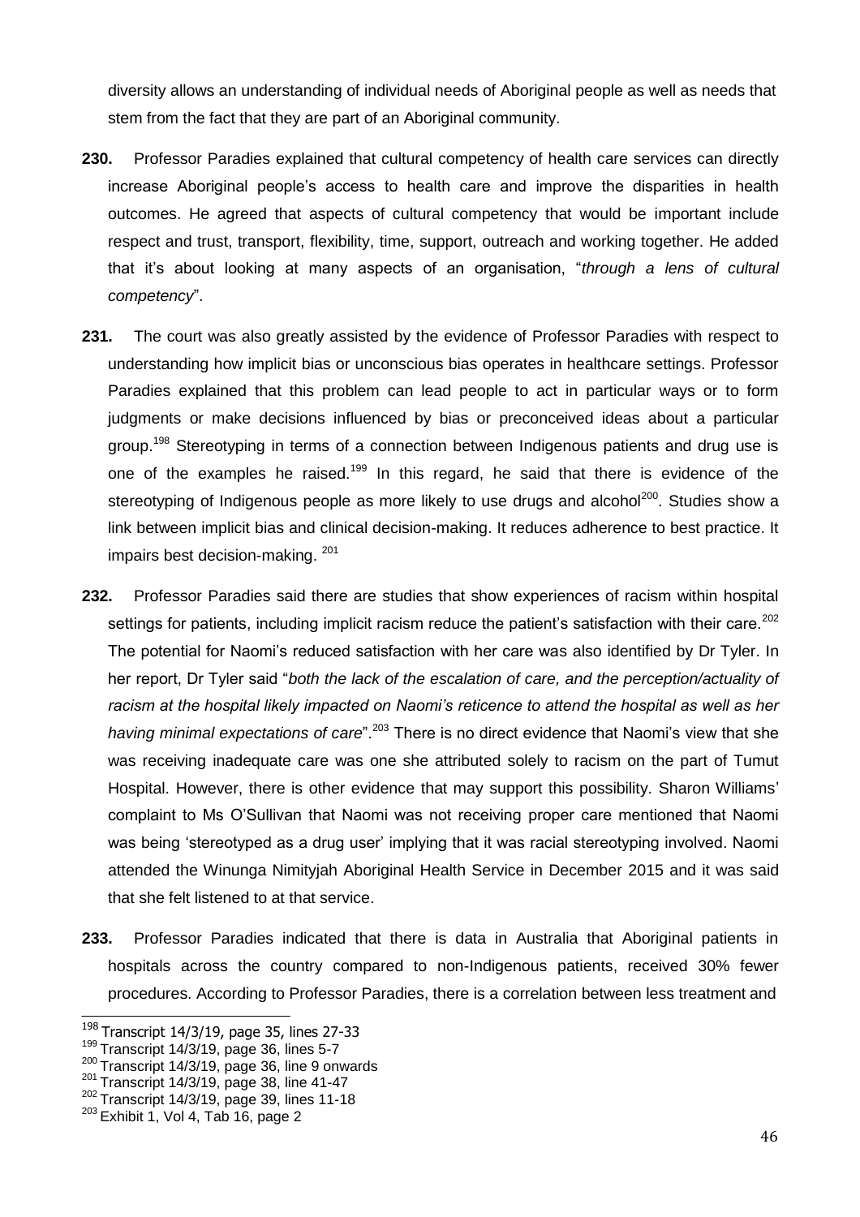diversity allows an understanding of individual needs of Aboriginal people as well as needs that stem from the fact that they are part of an Aboriginal community.

**230.** Professor Paradies explained that cultural competency of health care services can directly increase Aboriginal people's access to health care and improve the disparities in health outcomes. He agreed that aspects of cultural competency that would be important include respect and trust, transport, flexibility, time, support, outreach and working together. He added that it's about looking at many aspects of an organisation, "*through a lens of cultural competency*".

**231.** The court was also greatly assisted by the evidence of Professor Paradies with respect to understanding how implicit bias or unconscious bias operates in healthcare settings. Professor Paradies explained that this problem can lead people to act in particular ways or to form judgments or make decisions influenced by bias or preconceived ideas about a particular group.[198] Stereotyping in terms of a connection between Indigenous patients and drug use is one of the examples he raised.[199] In this regard, he said that there is evidence of the stereotyping of Indigenous people as more likely to use drugs and alcohol[200]. Studies show a link between implicit bias and clinical decision-making. It reduces adherence to best practice. It impairs best decision-making. [201]

**232.** Professor Paradies said there are studies that show experiences of racism within hospital settings for patients, including implicit racism reduce the patient's satisfaction with their care.[202] The potential for Naomi's reduced satisfaction with her care was also identified by Dr Tyler. In her report, Dr Tyler said "*both the lack of the escalation of care, and the perception/actuality of racism at the hospital likely impacted on Naomi's reticence to attend the hospital as well as her having minimal expectations of care*".[203] There is no direct evidence that Naomi's view that she was receiving inadequate care was one she attributed solely to racism on the part of Tumut Hospital. However, there is other evidence that may support this possibility. Sharon Williams' complaint to Ms O'Sullivan that Naomi was not receiving proper care mentioned that Naomi was being 'stereotyped as a drug user' implying that it was racial stereotyping involved. Naomi attended the Winunga Nimityjah Aboriginal Health Service in December 2015 and it was said that she felt listened to at that service.

**233.** Professor Paradies indicated that there is data in Australia that Aboriginal patients in hospitals across the country compared to non-Indigenous patients, received 30% fewer procedures. According to Professor Paradies, there is a correlation between less treatment and

---

[198] Transcript 14/3/19, page 35, lines 27-33
[199] Transcript 14/3/19, page 36, lines 5-7
[200] Transcript 14/3/19, page 36, line 9 onwards
[201] Transcript 14/3/19, page 38, line 41-47
[202] Transcript 14/3/19, page 39, lines 11-18
[203] Exhibit 1, Vol 4, Tab 16, page 2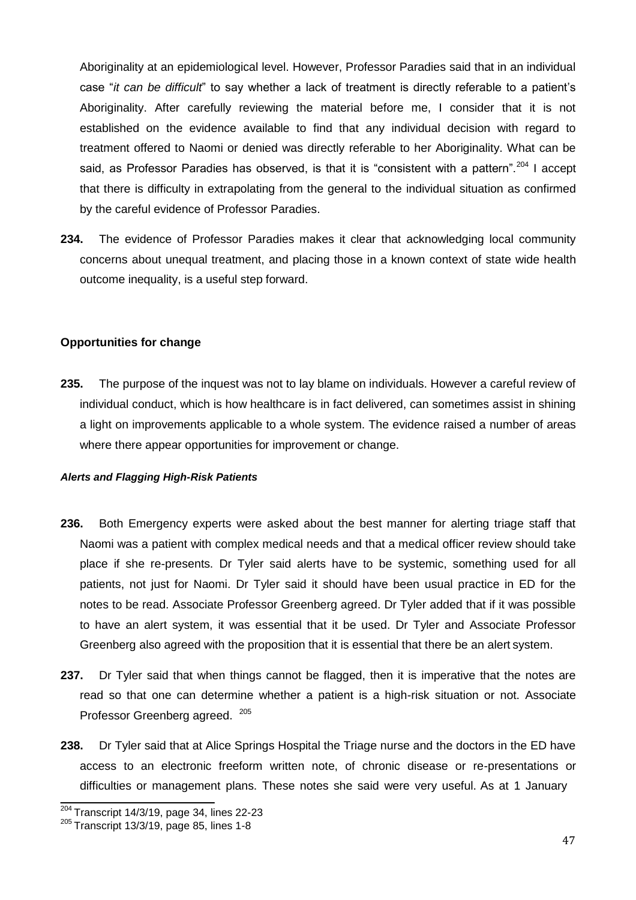Aboriginality at an epidemiological level. However, Professor Paradies said that in an individual case "*it can be difficult*" to say whether a lack of treatment is directly referable to a patient's Aboriginality. After carefully reviewing the material before me, I consider that it is not established on the evidence available to find that any individual decision with regard to treatment offered to Naomi or denied was directly referable to her Aboriginality. What can be said, as Professor Paradies has observed, is that it is "consistent with a pattern".[204] I accept that there is difficulty in extrapolating from the general to the individual situation as confirmed by the careful evidence of Professor Paradies.

**234.** The evidence of Professor Paradies makes it clear that acknowledging local community concerns about unequal treatment, and placing those in a known context of state wide health outcome inequality, is a useful step forward.

**Opportunities for change**

**235.** The purpose of the inquest was not to lay blame on individuals. However a careful review of individual conduct, which is how healthcare is in fact delivered, can sometimes assist in shining a light on improvements applicable to a whole system. The evidence raised a number of areas where there appear opportunities for improvement or change.

***Alerts and Flagging High-Risk Patients***

**236.** Both Emergency experts were asked about the best manner for alerting triage staff that Naomi was a patient with complex medical needs and that a medical officer review should take place if she re-presents. Dr Tyler said alerts have to be systemic, something used for all patients, not just for Naomi. Dr Tyler said it should have been usual practice in ED for the notes to be read. Associate Professor Greenberg agreed. Dr Tyler added that if it was possible to have an alert system, it was essential that it be used. Dr Tyler and Associate Professor Greenberg also agreed with the proposition that it is essential that there be an alert system.

**237.** Dr Tyler said that when things cannot be flagged, then it is imperative that the notes are read so that one can determine whether a patient is a high-risk situation or not. Associate Professor Greenberg agreed. [205]

**238.** Dr Tyler said that at Alice Springs Hospital the Triage nurse and the doctors in the ED have access to an electronic freeform written note, of chronic disease or re-presentations or difficulties or management plans. These notes she said were very useful. As at 1 January

---

[204] Transcript 14/3/19, page 34, lines 22-23

[205] Transcript 13/3/19, page 85, lines 1-8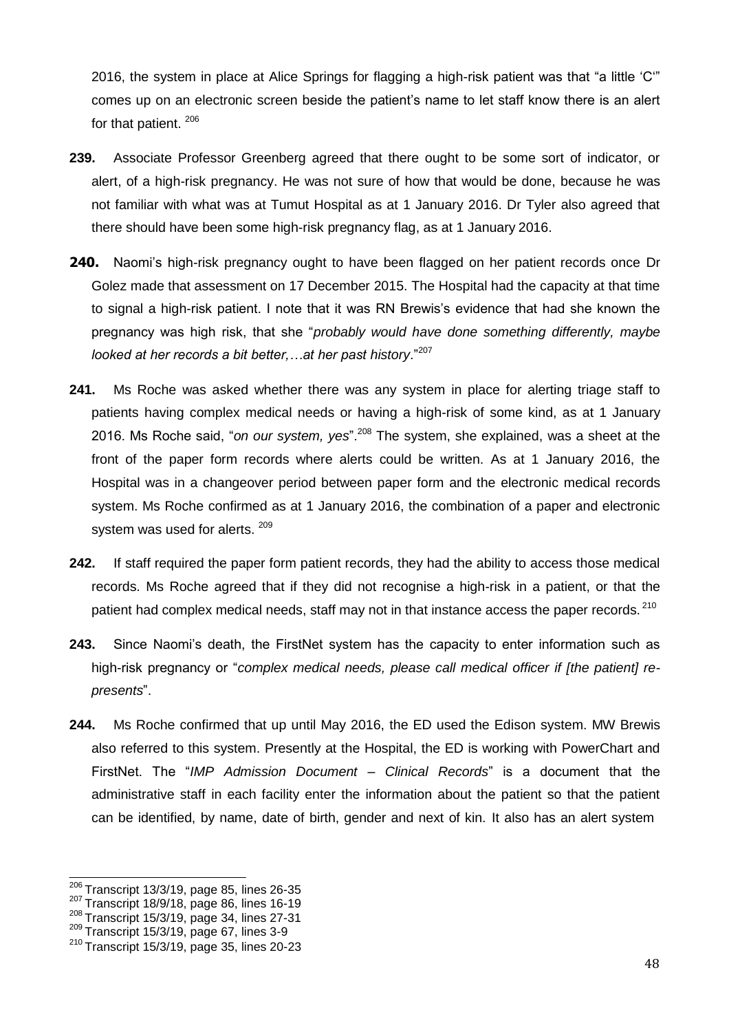2016, the system in place at Alice Springs for flagging a high-risk patient was that "a little 'C'" comes up on an electronic screen beside the patient's name to let staff know there is an alert for that patient. [206]

**239.** Associate Professor Greenberg agreed that there ought to be some sort of indicator, or alert, of a high-risk pregnancy. He was not sure of how that would be done, because he was not familiar with what was at Tumut Hospital as at 1 January 2016. Dr Tyler also agreed that there should have been some high-risk pregnancy flag, as at 1 January 2016.

**240.** Naomi's high-risk pregnancy ought to have been flagged on her patient records once Dr Golez made that assessment on 17 December 2015. The Hospital had the capacity at that time to signal a high-risk patient. I note that it was RN Brewis's evidence that had she known the pregnancy was high risk, that she "*probably would have done something differently, maybe looked at her records a bit better,…at her past history*."[207]

**241.** Ms Roche was asked whether there was any system in place for alerting triage staff to patients having complex medical needs or having a high-risk of some kind, as at 1 January 2016. Ms Roche said, "*on our system, yes*".[208] The system, she explained, was a sheet at the front of the paper form records where alerts could be written. As at 1 January 2016, the Hospital was in a changeover period between paper form and the electronic medical records system. Ms Roche confirmed as at 1 January 2016, the combination of a paper and electronic system was used for alerts. [209]

**242.** If staff required the paper form patient records, they had the ability to access those medical records. Ms Roche agreed that if they did not recognise a high-risk in a patient, or that the patient had complex medical needs, staff may not in that instance access the paper records. [210]

**243.** Since Naomi's death, the FirstNet system has the capacity to enter information such as high-risk pregnancy or "*complex medical needs, please call medical officer if [the patient] re-presents*".

**244.** Ms Roche confirmed that up until May 2016, the ED used the Edison system. MW Brewis also referred to this system. Presently at the Hospital, the ED is working with PowerChart and FirstNet. The "*IMP Admission Document – Clinical Records*" is a document that the administrative staff in each facility enter the information about the patient so that the patient can be identified, by name, date of birth, gender and next of kin. It also has an alert system

---

[206] Transcript 13/3/19, page 85, lines 26-35
[207] Transcript 18/9/18, page 86, lines 16-19
[208] Transcript 15/3/19, page 34, lines 27-31
[209] Transcript 15/3/19, page 67, lines 3-9
[210] Transcript 15/3/19, page 35, lines 20-23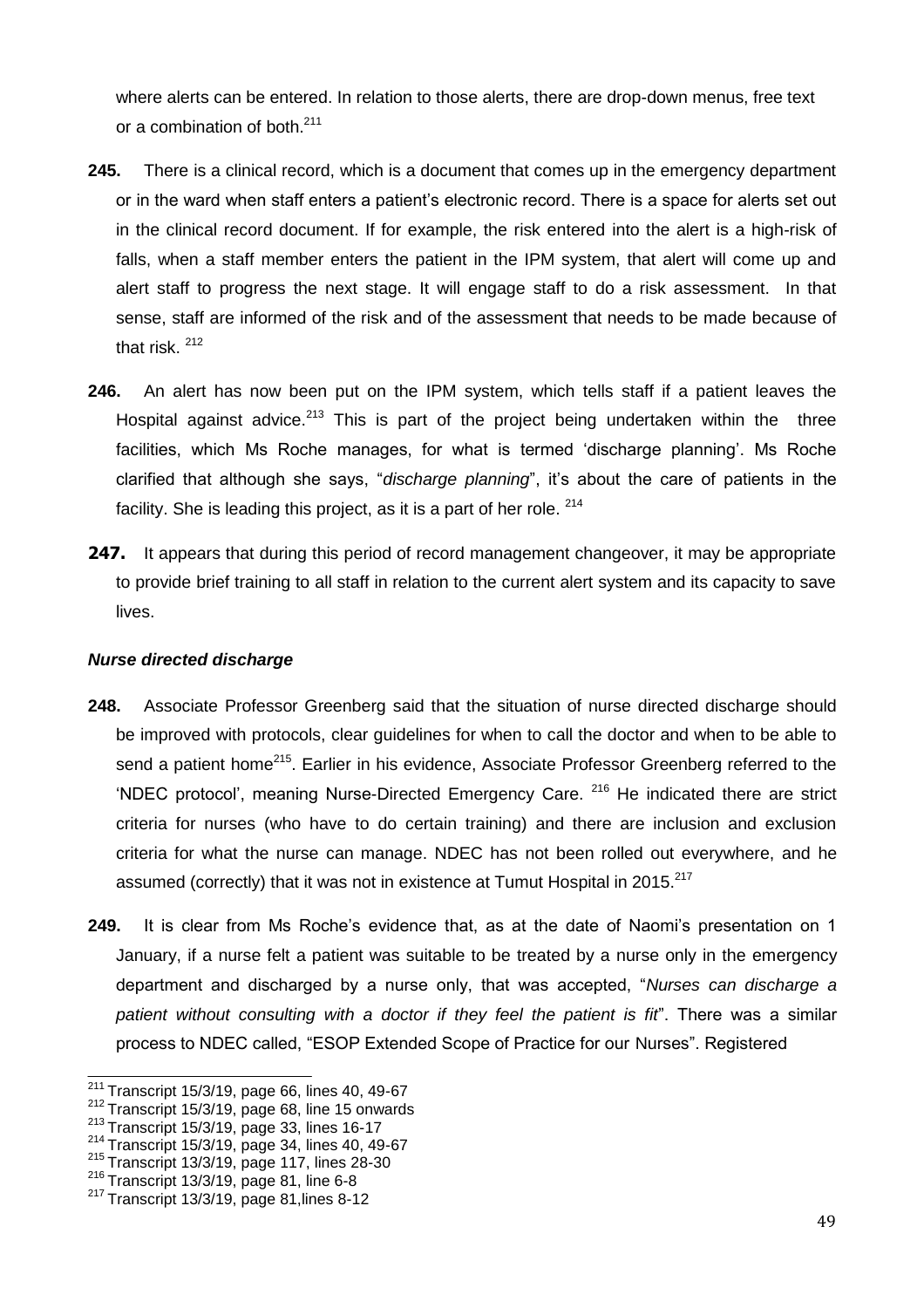where alerts can be entered. In relation to those alerts, there are drop-down menus, free text or a combination of both.[211]

**245.** There is a clinical record, which is a document that comes up in the emergency department or in the ward when staff enters a patient's electronic record. There is a space for alerts set out in the clinical record document. If for example, the risk entered into the alert is a high-risk of falls, when a staff member enters the patient in the IPM system, that alert will come up and alert staff to progress the next stage. It will engage staff to do a risk assessment. In that sense, staff are informed of the risk and of the assessment that needs to be made because of that risk. [212]

**246.** An alert has now been put on the IPM system, which tells staff if a patient leaves the Hospital against advice.[213] This is part of the project being undertaken within the three facilities, which Ms Roche manages, for what is termed 'discharge planning'. Ms Roche clarified that although she says, "*discharge planning*", it's about the care of patients in the facility. She is leading this project, as it is a part of her role. [214]

**247.** It appears that during this period of record management changeover, it may be appropriate to provide brief training to all staff in relation to the current alert system and its capacity to save lives.

***Nurse directed discharge***

**248.** Associate Professor Greenberg said that the situation of nurse directed discharge should be improved with protocols, clear guidelines for when to call the doctor and when to be able to send a patient home[215]. Earlier in his evidence, Associate Professor Greenberg referred to the 'NDEC protocol', meaning Nurse-Directed Emergency Care. [216] He indicated there are strict criteria for nurses (who have to do certain training) and there are inclusion and exclusion criteria for what the nurse can manage. NDEC has not been rolled out everywhere, and he assumed (correctly) that it was not in existence at Tumut Hospital in 2015.[217]

**249.** It is clear from Ms Roche's evidence that, as at the date of Naomi's presentation on 1 January, if a nurse felt a patient was suitable to be treated by a nurse only in the emergency department and discharged by a nurse only, that was accepted, "*Nurses can discharge a patient without consulting with a doctor if they feel the patient is fit*". There was a similar process to NDEC called, "ESOP Extended Scope of Practice for our Nurses". Registered

---

[211] Transcript 15/3/19, page 66, lines 40, 49-67
[212] Transcript 15/3/19, page 68, line 15 onwards
[213] Transcript 15/3/19, page 33, lines 16-17
[214] Transcript 15/3/19, page 34, lines 40, 49-67
[215] Transcript 13/3/19, page 117, lines 28-30
[216] Transcript 13/3/19, page 81, line 6-8
[217] Transcript 13/3/19, page 81,lines 8-12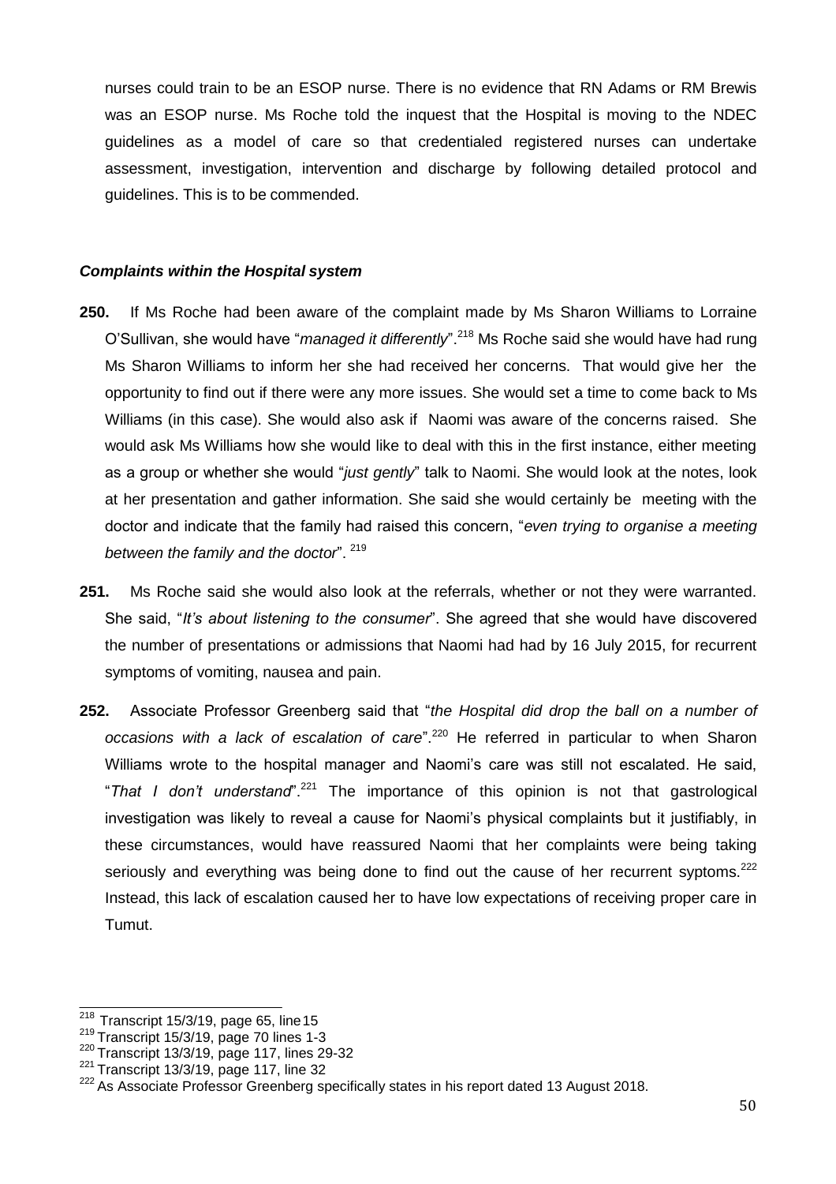nurses could train to be an ESOP nurse. There is no evidence that RN Adams or RM Brewis was an ESOP nurse. Ms Roche told the inquest that the Hospital is moving to the NDEC guidelines as a model of care so that credentialed registered nurses can undertake assessment, investigation, intervention and discharge by following detailed protocol and guidelines. This is to be commended.

### *Complaints within the Hospital system*

**250.** If Ms Roche had been aware of the complaint made by Ms Sharon Williams to Lorraine O'Sullivan, she would have "*managed it differently*".[218] Ms Roche said she would have had rung Ms Sharon Williams to inform her she had received her concerns. That would give her the opportunity to find out if there were any more issues. She would set a time to come back to Ms Williams (in this case). She would also ask if Naomi was aware of the concerns raised. She would ask Ms Williams how she would like to deal with this in the first instance, either meeting as a group or whether she would "*just gently*" talk to Naomi. She would look at the notes, look at her presentation and gather information. She said she would certainly be meeting with the doctor and indicate that the family had raised this concern, "*even trying to organise a meeting between the family and the doctor*". [219]

**251.** Ms Roche said she would also look at the referrals, whether or not they were warranted. She said, "*It's about listening to the consumer*". She agreed that she would have discovered the number of presentations or admissions that Naomi had had by 16 July 2015, for recurrent symptoms of vomiting, nausea and pain.

**252.** Associate Professor Greenberg said that "*the Hospital did drop the ball on a number of occasions with a lack of escalation of care*".[220] He referred in particular to when Sharon Williams wrote to the hospital manager and Naomi's care was still not escalated. He said, "*That I don't understand*".[221] The importance of this opinion is not that gastrological investigation was likely to reveal a cause for Naomi's physical complaints but it justifiably, in these circumstances, would have reassured Naomi that her complaints were being taking seriously and everything was being done to find out the cause of her recurrent syptoms.[222] Instead, this lack of escalation caused her to have low expectations of receiving proper care in Tumut.

---

[218] Transcript 15/3/19, page 65, line15

[219] Transcript 15/3/19, page 70 lines 1-3

[220] Transcript 13/3/19, page 117, lines 29-32

[221] Transcript 13/3/19, page 117, line 32

[222] As Associate Professor Greenberg specifically states in his report dated 13 August 2018.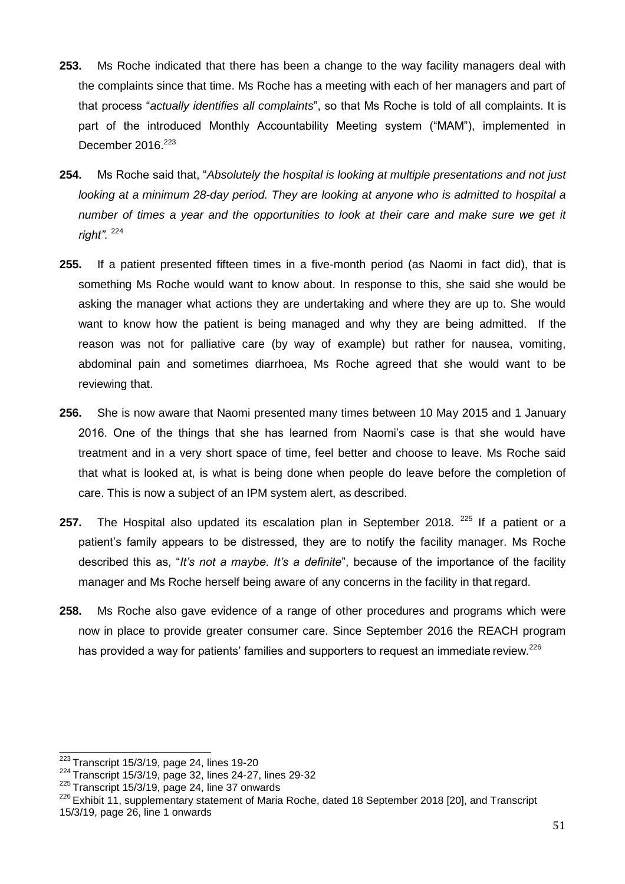**253.** Ms Roche indicated that there has been a change to the way facility managers deal with the complaints since that time. Ms Roche has a meeting with each of her managers and part of that process "*actually identifies all complaints*", so that Ms Roche is told of all complaints. It is part of the introduced Monthly Accountability Meeting system ("MAM"), implemented in December 2016.[223]

**254.** Ms Roche said that, "*Absolutely the hospital is looking at multiple presentations and not just looking at a minimum 28-day period. They are looking at anyone who is admitted to hospital a number of times a year and the opportunities to look at their care and make sure we get it right"*. [224]

**255.** If a patient presented fifteen times in a five-month period (as Naomi in fact did), that is something Ms Roche would want to know about. In response to this, she said she would be asking the manager what actions they are undertaking and where they are up to. She would want to know how the patient is being managed and why they are being admitted. If the reason was not for palliative care (by way of example) but rather for nausea, vomiting, abdominal pain and sometimes diarrhoea, Ms Roche agreed that she would want to be reviewing that.

**256.** She is now aware that Naomi presented many times between 10 May 2015 and 1 January 2016. One of the things that she has learned from Naomi's case is that she would have treatment and in a very short space of time, feel better and choose to leave. Ms Roche said that what is looked at, is what is being done when people do leave before the completion of care. This is now a subject of an IPM system alert, as described.

**257.** The Hospital also updated its escalation plan in September 2018. [225] If a patient or a patient's family appears to be distressed, they are to notify the facility manager. Ms Roche described this as, "*It's not a maybe. It's a definite*", because of the importance of the facility manager and Ms Roche herself being aware of any concerns in the facility in that regard.

**258.** Ms Roche also gave evidence of a range of other procedures and programs which were now in place to provide greater consumer care. Since September 2016 the REACH program has provided a way for patients' families and supporters to request an immediate review.[226]

---

[223] Transcript 15/3/19, page 24, lines 19-20

[224] Transcript 15/3/19, page 32, lines 24-27, lines 29-32

[225] Transcript 15/3/19, page 24, line 37 onwards

[226] Exhibit 11, supplementary statement of Maria Roche, dated 18 September 2018 [20], and Transcript 15/3/19, page 26, line 1 onwards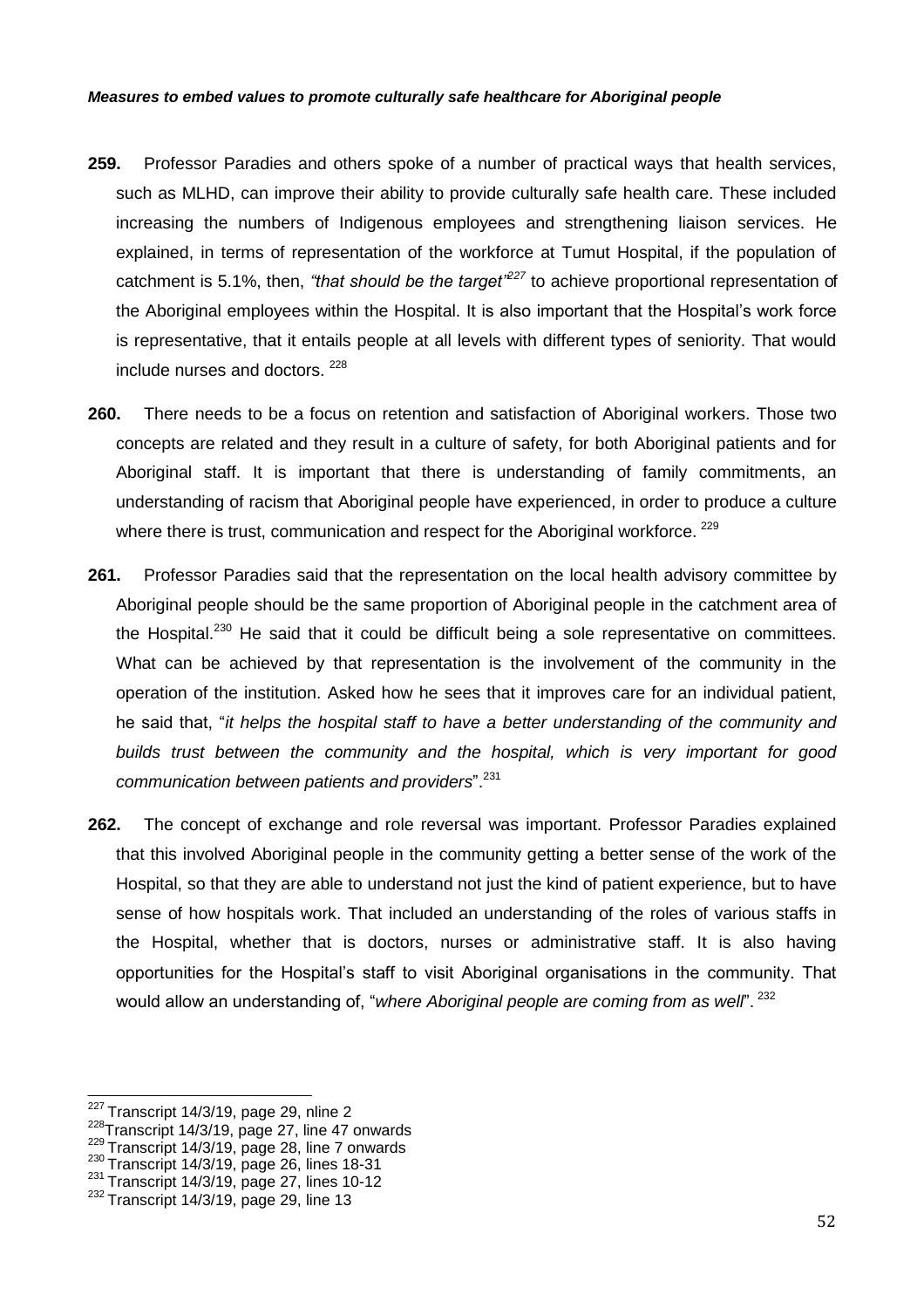***Measures to embed values to promote culturally safe healthcare for Aboriginal people***

**259.** Professor Paradies and others spoke of a number of practical ways that health services, such as MLHD, can improve their ability to provide culturally safe health care. These included increasing the numbers of Indigenous employees and strengthening liaison services. He explained, in terms of representation of the workforce at Tumut Hospital, if the population of catchment is 5.1%, then, *"that should be the target"*[227] to achieve proportional representation of the Aboriginal employees within the Hospital. It is also important that the Hospital's work force is representative, that it entails people at all levels with different types of seniority. That would include nurses and doctors.[228]

**260.** There needs to be a focus on retention and satisfaction of Aboriginal workers. Those two concepts are related and they result in a culture of safety, for both Aboriginal patients and for Aboriginal staff. It is important that there is understanding of family commitments, an understanding of racism that Aboriginal people have experienced, in order to produce a culture where there is trust, communication and respect for the Aboriginal workforce.[229]

**261.** Professor Paradies said that the representation on the local health advisory committee by Aboriginal people should be the same proportion of Aboriginal people in the catchment area of the Hospital.[230] He said that it could be difficult being a sole representative on committees. What can be achieved by that representation is the involvement of the community in the operation of the institution. Asked how he sees that it improves care for an individual patient, he said that, "*it helps the hospital staff to have a better understanding of the community and builds trust between the community and the hospital, which is very important for good communication between patients and providers*".[231]

**262.** The concept of exchange and role reversal was important. Professor Paradies explained that this involved Aboriginal people in the community getting a better sense of the work of the Hospital, so that they are able to understand not just the kind of patient experience, but to have sense of how hospitals work. That included an understanding of the roles of various staffs in the Hospital, whether that is doctors, nurses or administrative staff. It is also having opportunities for the Hospital's staff to visit Aboriginal organisations in the community. That would allow an understanding of, "*where Aboriginal people are coming from as well*".[232]

---

[227] Transcript 14/3/19, page 29, nline 2

[228] Transcript 14/3/19, page 27, line 47 onwards

[229] Transcript 14/3/19, page 28, line 7 onwards

[230] Transcript 14/3/19, page 26, lines 18-31

[231] Transcript 14/3/19, page 27, lines 10-12

[232] Transcript 14/3/19, page 29, line 13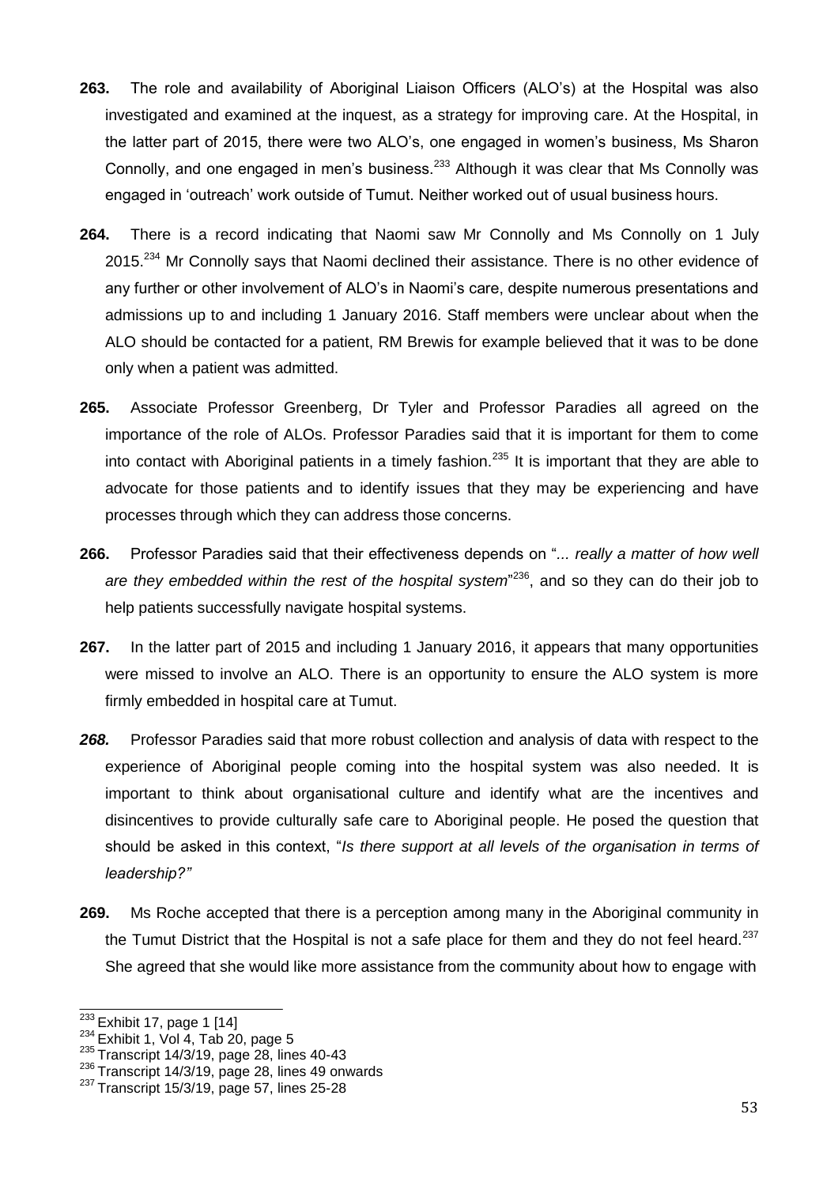**263.** The role and availability of Aboriginal Liaison Officers (ALO's) at the Hospital was also investigated and examined at the inquest, as a strategy for improving care. At the Hospital, in the latter part of 2015, there were two ALO's, one engaged in women's business, Ms Sharon Connolly, and one engaged in men's business.[233] Although it was clear that Ms Connolly was engaged in 'outreach' work outside of Tumut. Neither worked out of usual business hours.

**264.** There is a record indicating that Naomi saw Mr Connolly and Ms Connolly on 1 July 2015.[234] Mr Connolly says that Naomi declined their assistance. There is no other evidence of any further or other involvement of ALO's in Naomi's care, despite numerous presentations and admissions up to and including 1 January 2016. Staff members were unclear about when the ALO should be contacted for a patient, RM Brewis for example believed that it was to be done only when a patient was admitted.

**265.** Associate Professor Greenberg, Dr Tyler and Professor Paradies all agreed on the importance of the role of ALOs. Professor Paradies said that it is important for them to come into contact with Aboriginal patients in a timely fashion.[235] It is important that they are able to advocate for those patients and to identify issues that they may be experiencing and have processes through which they can address those concerns.

**266.** Professor Paradies said that their effectiveness depends on "*... really a matter of how well are they embedded within the rest of the hospital system*"[236], and so they can do their job to help patients successfully navigate hospital systems.

**267.** In the latter part of 2015 and including 1 January 2016, it appears that many opportunities were missed to involve an ALO. There is an opportunity to ensure the ALO system is more firmly embedded in hospital care at Tumut.

***268.*** Professor Paradies said that more robust collection and analysis of data with respect to the experience of Aboriginal people coming into the hospital system was also needed. It is important to think about organisational culture and identify what are the incentives and disincentives to provide culturally safe care to Aboriginal people. He posed the question that should be asked in this context, "*Is there support at all levels of the organisation in terms of leadership?"*

**269.** Ms Roche accepted that there is a perception among many in the Aboriginal community in the Tumut District that the Hospital is not a safe place for them and they do not feel heard.[237] She agreed that she would like more assistance from the community about how to engage with

---

[233] Exhibit 17, page 1 [14]
[234] Exhibit 1, Vol 4, Tab 20, page 5
[235] Transcript 14/3/19, page 28, lines 40-43
[236] Transcript 14/3/19, page 28, lines 49 onwards
[237] Transcript 15/3/19, page 57, lines 25-28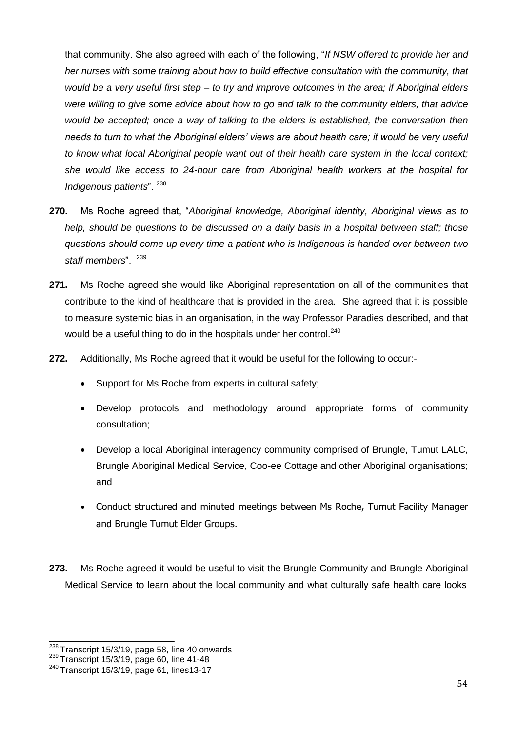that community. She also agreed with each of the following, "*If NSW offered to provide her and her nurses with some training about how to build effective consultation with the community, that would be a very useful first step – to try and improve outcomes in the area; if Aboriginal elders were willing to give some advice about how to go and talk to the community elders, that advice would be accepted; once a way of talking to the elders is established, the conversation then needs to turn to what the Aboriginal elders' views are about health care; it would be very useful to know what local Aboriginal people want out of their health care system in the local context; she would like access to 24-hour care from Aboriginal health workers at the hospital for Indigenous patients*". [238]

**270.** Ms Roche agreed that, "*Aboriginal knowledge, Aboriginal identity, Aboriginal views as to help, should be questions to be discussed on a daily basis in a hospital between staff; those questions should come up every time a patient who is Indigenous is handed over between two staff members*". [239]

**271.** Ms Roche agreed she would like Aboriginal representation on all of the communities that contribute to the kind of healthcare that is provided in the area. She agreed that it is possible to measure systemic bias in an organisation, in the way Professor Paradies described, and that would be a useful thing to do in the hospitals under her control.[240]

**272.** Additionally, Ms Roche agreed that it would be useful for the following to occur:-

- Support for Ms Roche from experts in cultural safety;
- Develop protocols and methodology around appropriate forms of community consultation;
- Develop a local Aboriginal interagency community comprised of Brungle, Tumut LALC, Brungle Aboriginal Medical Service, Coo-ee Cottage and other Aboriginal organisations; and
- Conduct structured and minuted meetings between Ms Roche, Tumut Facility Manager and Brungle Tumut Elder Groups.

**273.** Ms Roche agreed it would be useful to visit the Brungle Community and Brungle Aboriginal Medical Service to learn about the local community and what culturally safe health care looks

---

[238] Transcript 15/3/19, page 58, line 40 onwards

[239] Transcript 15/3/19, page 60, line 41-48

[240] Transcript 15/3/19, page 61, lines13-17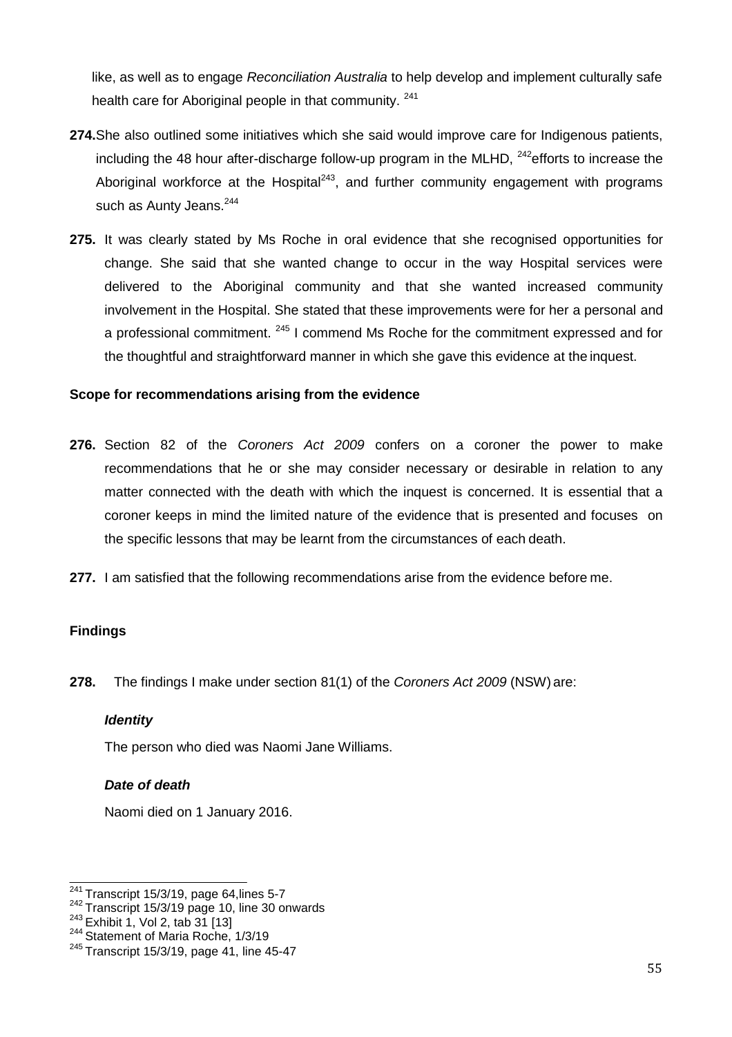like, as well as to engage *Reconciliation Australia* to help develop and implement culturally safe health care for Aboriginal people in that community. [241]

**274.** She also outlined some initiatives which she said would improve care for Indigenous patients, including the 48 hour after-discharge follow-up program in the MLHD, [242] efforts to increase the Aboriginal workforce at the Hospital[243], and further community engagement with programs such as Aunty Jeans.[244]

**275.** It was clearly stated by Ms Roche in oral evidence that she recognised opportunities for change. She said that she wanted change to occur in the way Hospital services were delivered to the Aboriginal community and that she wanted increased community involvement in the Hospital. She stated that these improvements were for her a personal and a professional commitment. [245] I commend Ms Roche for the commitment expressed and for the thoughtful and straightforward manner in which she gave this evidence at the inquest.

### Scope for recommendations arising from the evidence

**276.** Section 82 of the *Coroners Act 2009* confers on a coroner the power to make recommendations that he or she may consider necessary or desirable in relation to any matter connected with the death with which the inquest is concerned. It is essential that a coroner keeps in mind the limited nature of the evidence that is presented and focuses on the specific lessons that may be learnt from the circumstances of each death.

**277.** I am satisfied that the following recommendations arise from the evidence before me.

### Findings

**278.** The findings I make under section 81(1) of the *Coroners Act 2009* (NSW) are:

***Identity***

The person who died was Naomi Jane Williams.

***Date of death***

Naomi died on 1 January 2016.

---

[241] Transcript 15/3/19, page 64,lines 5-7
[242] Transcript 15/3/19 page 10, line 30 onwards
[243] Exhibit 1, Vol 2, tab 31 [13]
[244] Statement of Maria Roche, 1/3/19
[245] Transcript 15/3/19, page 41, line 45-47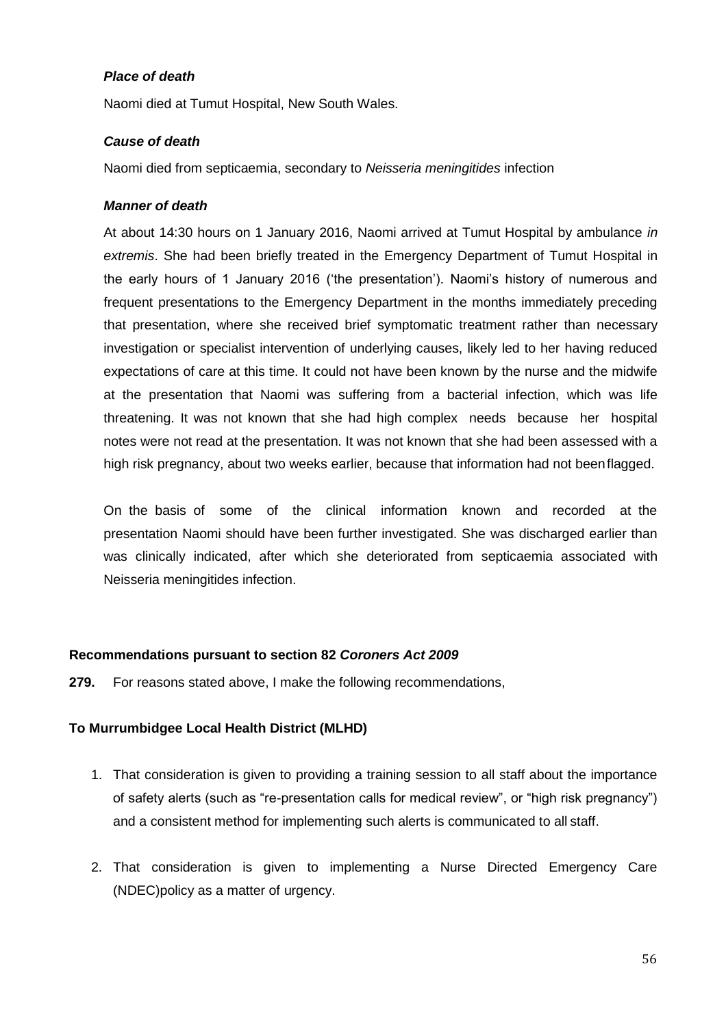***Place of death***

Naomi died at Tumut Hospital, New South Wales.

***Cause of death***

Naomi died from septicaemia, secondary to *Neisseria meningitides* infection

***Manner of death***

At about 14:30 hours on 1 January 2016, Naomi arrived at Tumut Hospital by ambulance *in extremis*. She had been briefly treated in the Emergency Department of Tumut Hospital in the early hours of 1 January 2016 ('the presentation'). Naomi's history of numerous and frequent presentations to the Emergency Department in the months immediately preceding that presentation, where she received brief symptomatic treatment rather than necessary investigation or specialist intervention of underlying causes, likely led to her having reduced expectations of care at this time. It could not have been known by the nurse and the midwife at the presentation that Naomi was suffering from a bacterial infection, which was life threatening. It was not known that she had high complex needs because her hospital notes were not read at the presentation. It was not known that she had been assessed with a high risk pregnancy, about two weeks earlier, because that information had not been flagged.

On the basis of some of the clinical information known and recorded at the presentation Naomi should have been further investigated. She was discharged earlier than was clinically indicated, after which she deteriorated from septicaemia associated with Neisseria meningitides infection.

**Recommendations pursuant to section 82 *Coroners Act 2009***

**279.** For reasons stated above, I make the following recommendations,

**To Murrumbidgee Local Health District (MLHD)**

1. That consideration is given to providing a training session to all staff about the importance of safety alerts (such as "re-presentation calls for medical review", or "high risk pregnancy") and a consistent method for implementing such alerts is communicated to all staff.

2. That consideration is given to implementing a Nurse Directed Emergency Care (NDEC)policy as a matter of urgency.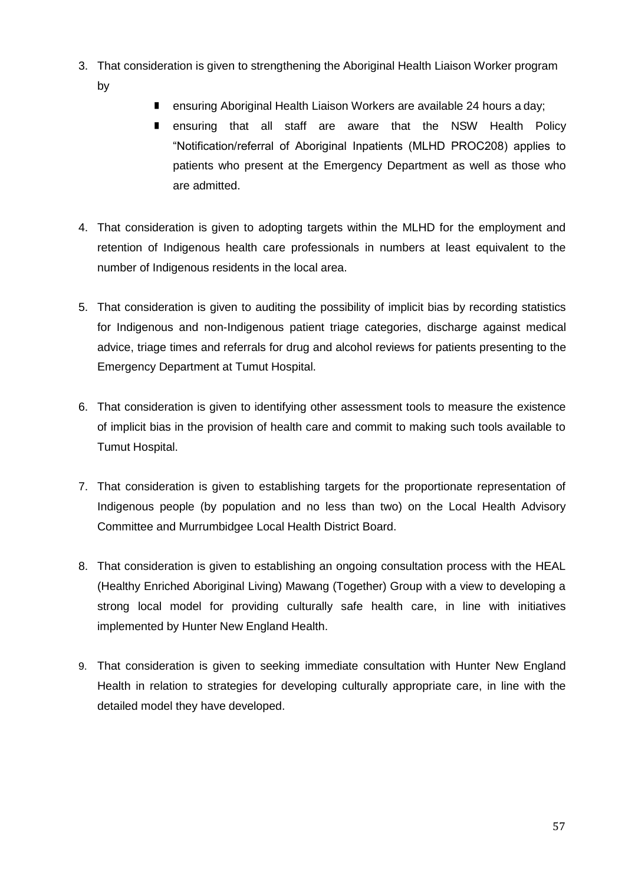3. That consideration is given to strengthening the Aboriginal Health Liaison Worker program by
   - ensuring Aboriginal Health Liaison Workers are available 24 hours a day;
   - ensuring that all staff are aware that the NSW Health Policy "Notification/referral of Aboriginal Inpatients (MLHD PROC208) applies to patients who present at the Emergency Department as well as those who are admitted.

4. That consideration is given to adopting targets within the MLHD for the employment and retention of Indigenous health care professionals in numbers at least equivalent to the number of Indigenous residents in the local area.

5. That consideration is given to auditing the possibility of implicit bias by recording statistics for Indigenous and non-Indigenous patient triage categories, discharge against medical advice, triage times and referrals for drug and alcohol reviews for patients presenting to the Emergency Department at Tumut Hospital.

6. That consideration is given to identifying other assessment tools to measure the existence of implicit bias in the provision of health care and commit to making such tools available to Tumut Hospital.

7. That consideration is given to establishing targets for the proportionate representation of Indigenous people (by population and no less than two) on the Local Health Advisory Committee and Murrumbidgee Local Health District Board.

8. That consideration is given to establishing an ongoing consultation process with the HEAL (Healthy Enriched Aboriginal Living) Mawang (Together) Group with a view to developing a strong local model for providing culturally safe health care, in line with initiatives implemented by Hunter New England Health.

9. That consideration is given to seeking immediate consultation with Hunter New England Health in relation to strategies for developing culturally appropriate care, in line with the detailed model they have developed.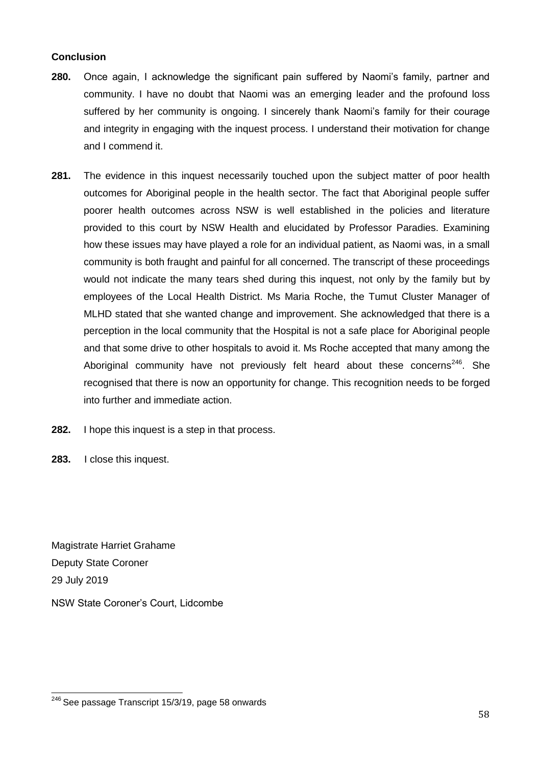### Conclusion

**280.** Once again, I acknowledge the significant pain suffered by Naomi's family, partner and community. I have no doubt that Naomi was an emerging leader and the profound loss suffered by her community is ongoing. I sincerely thank Naomi's family for their courage and integrity in engaging with the inquest process. I understand their motivation for change and I commend it.

**281.** The evidence in this inquest necessarily touched upon the subject matter of poor health outcomes for Aboriginal people in the health sector. The fact that Aboriginal people suffer poorer health outcomes across NSW is well established in the policies and literature provided to this court by NSW Health and elucidated by Professor Paradies. Examining how these issues may have played a role for an individual patient, as Naomi was, in a small community is both fraught and painful for all concerned. The transcript of these proceedings would not indicate the many tears shed during this inquest, not only by the family but by employees of the Local Health District. Ms Maria Roche, the Tumut Cluster Manager of MLHD stated that she wanted change and improvement. She acknowledged that there is a perception in the local community that the Hospital is not a safe place for Aboriginal people and that some drive to other hospitals to avoid it. Ms Roche accepted that many among the Aboriginal community have not previously felt heard about these concerns[246]. She recognised that there is now an opportunity for change. This recognition needs to be forged into further and immediate action.

**282.** I hope this inquest is a step in that process.

**283.** I close this inquest.

Magistrate Harriet Grahame
Deputy State Coroner
29 July 2019

NSW State Coroner's Court, Lidcombe

---

[246] See passage Transcript 15/3/19, page 58 onwards